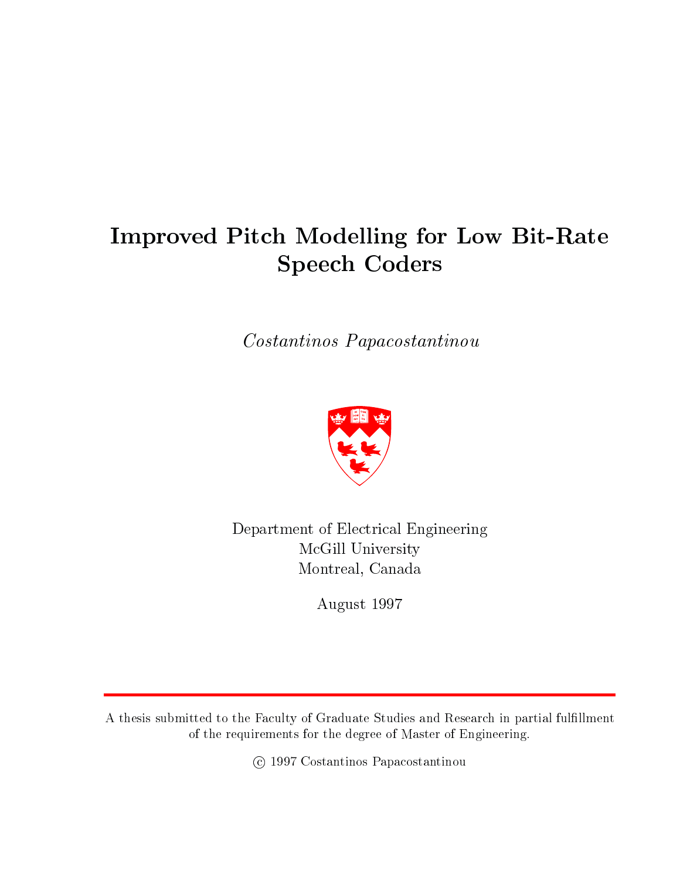# Improved Pitch Modelling for Low Bit-Rate Speech Coders

*Costantinos Papacostantinou*

Department of Electrical Engineering
McGill University
Montreal, Canada

August 1997

A thesis submitted to the Faculty of Graduate Studies and Research in partial fulfillment of the requirements for the degree of Master of Engineering.

© 1997 Costantinos Papacostantinou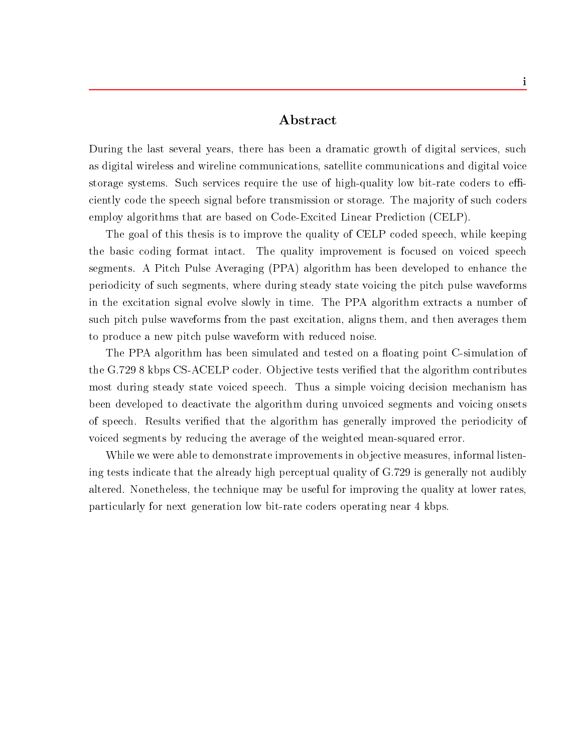# Abstract

During the last several years, there has been a dramatic growth of digital services, such as digital wireless and wireline communications, satellite communications and digital voice storage systems. Such services require the use of high-quality low bit-rate coders to efficiently code the speech signal before transmission or storage. The majority of such coders employ algorithms that are based on Code-Excited Linear Prediction (CELP).

The goal of this thesis is to improve the quality of CELP coded speech, while keeping the basic coding format intact. The quality improvement is focused on voiced speech segments. A Pitch Pulse Averaging (PPA) algorithm has been developed to enhance the periodicity of such segments, where during steady state voicing the pitch pulse waveforms in the excitation signal evolve slowly in time. The PPA algorithm extracts a number of such pitch pulse waveforms from the past excitation, aligns them, and then averages them to produce a new pitch pulse waveform with reduced noise.

The PPA algorithm has been simulated and tested on a floating point C-simulation of the G.729 8 kbps CS-ACELP coder. Objective tests verified that the algorithm contributes most during steady state voiced speech. Thus a simple voicing decision mechanism has been developed to deactivate the algorithm during unvoiced segments and voicing onsets of speech. Results verified that the algorithm has generally improved the periodicity of voiced segments by reducing the average of the weighted mean-squared error.

While we were able to demonstrate improvements in objective measures, informal listening tests indicate that the already high perceptual quality of G.729 is generally not audibly altered. Nonetheless, the technique may be useful for improving the quality at lower rates, particularly for next generation low bit-rate coders operating near 4 kbps.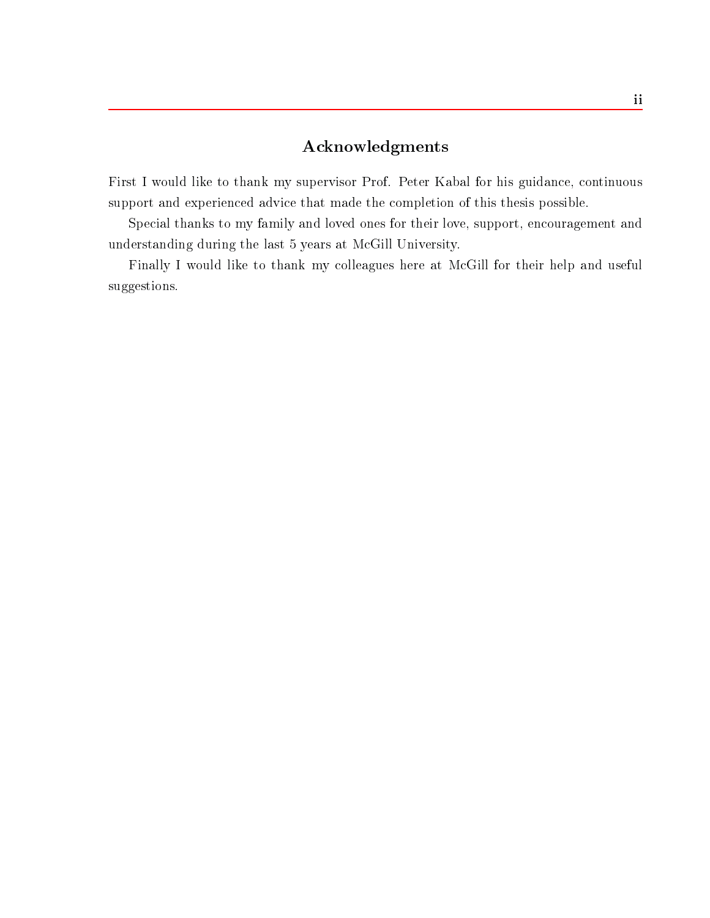# Acknowledgments

First I would like to thank my supervisor Prof. Peter Kabal for his guidance, continuous support and experienced advice that made the completion of this thesis possible.

Special thanks to my family and loved ones for their love, support, encouragement and understanding during the last 5 years at McGill University.

Finally I would like to thank my colleagues here at McGill for their help and useful suggestions.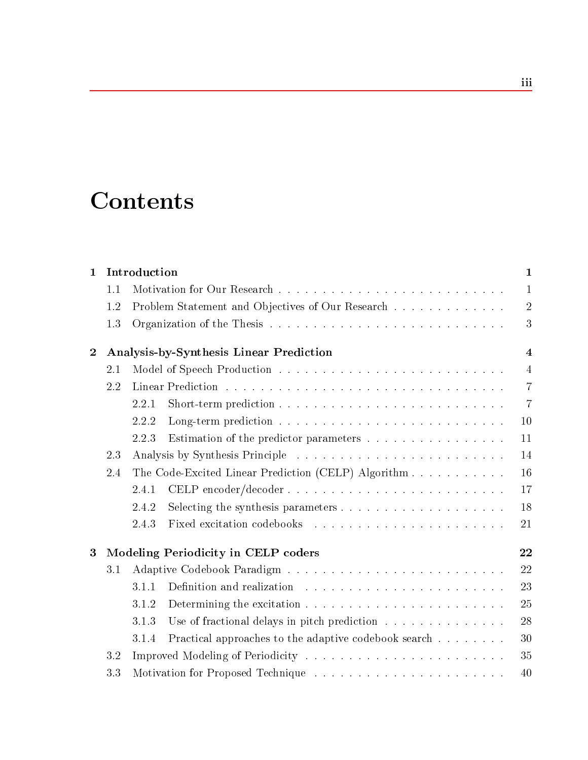# Contents

- **1 Introduction** — **1**
  - 1.1 Motivation for Our Research — 1
  - 1.2 Problem Statement and Objectives of Our Research — 2
  - 1.3 Organization of the Thesis — 3
- **2 Analysis-by-Synthesis Linear Prediction** — **4**
  - 2.1 Model of Speech Production — 4
  - 2.2 Linear Prediction — 7
    - 2.2.1 Short-term prediction — 7
    - 2.2.2 Long-term prediction — 10
    - 2.2.3 Estimation of the predictor parameters — 11
  - 2.3 Analysis by Synthesis Principle — 14
  - 2.4 The Code-Excited Linear Prediction (CELP) Algorithm — 16
    - 2.4.1 CELP encoder/decoder — 17
    - 2.4.2 Selecting the synthesis parameters — 18
    - 2.4.3 Fixed excitation codebooks — 21
- **3 Modeling Periodicity in CELP coders** — **22**
  - 3.1 Adaptive Codebook Paradigm — 22
    - 3.1.1 Definition and realization — 23
    - 3.1.2 Determining the excitation — 25
    - 3.1.3 Use of fractional delays in pitch prediction — 28
    - 3.1.4 Practical approaches to the adaptive codebook search — 30
  - 3.2 Improved Modeling of Periodicity — 35
  - 3.3 Motivation for Proposed Technique — 40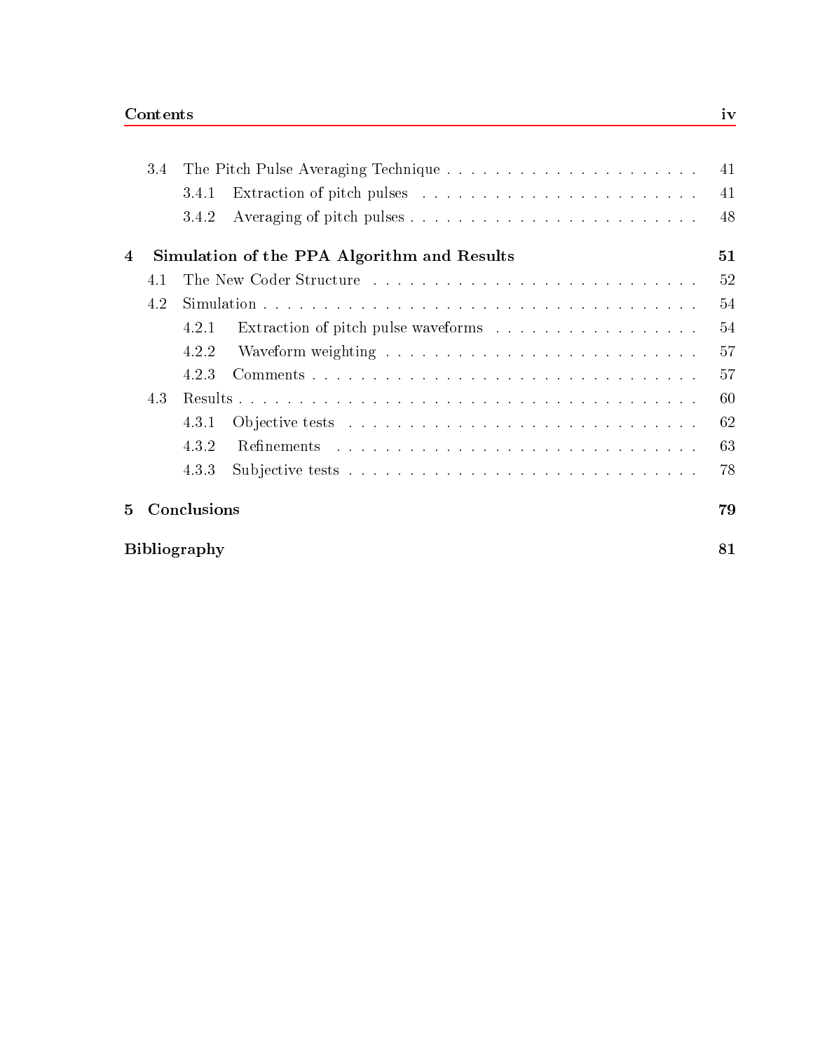- 3.4 The Pitch Pulse Averaging Technique . . . . . . . . . . . . . . . . . . . . . . 41
  - 3.4.1 Extraction of pitch pulses . . . . . . . . . . . . . . . . . . . . . . 41
  - 3.4.2 Averaging of pitch pulses . . . . . . . . . . . . . . . . . . . . . . 48

**4 Simulation of the PPA Algorithm and Results** **51**

- 4.1 The New Coder Structure . . . . . . . . . . . . . . . . . . . . . . . . . . 52
- 4.2 Simulation . . . . . . . . . . . . . . . . . . . . . . . . . . . . . . . . . . 54
  - 4.2.1 Extraction of pitch pulse waveforms . . . . . . . . . . . . . . . . . 54
  - 4.2.2 Waveform weighting . . . . . . . . . . . . . . . . . . . . . . . . . 57
  - 4.2.3 Comments . . . . . . . . . . . . . . . . . . . . . . . . . . . . . . 57
- 4.3 Results . . . . . . . . . . . . . . . . . . . . . . . . . . . . . . . . . . . 60
  - 4.3.1 Objective tests . . . . . . . . . . . . . . . . . . . . . . . . . . . . 62
  - 4.3.2 Refinements . . . . . . . . . . . . . . . . . . . . . . . . . . . . . 63
  - 4.3.3 Subjective tests . . . . . . . . . . . . . . . . . . . . . . . . . . . 78

**5 Conclusions** **79**

**Bibliography** **81**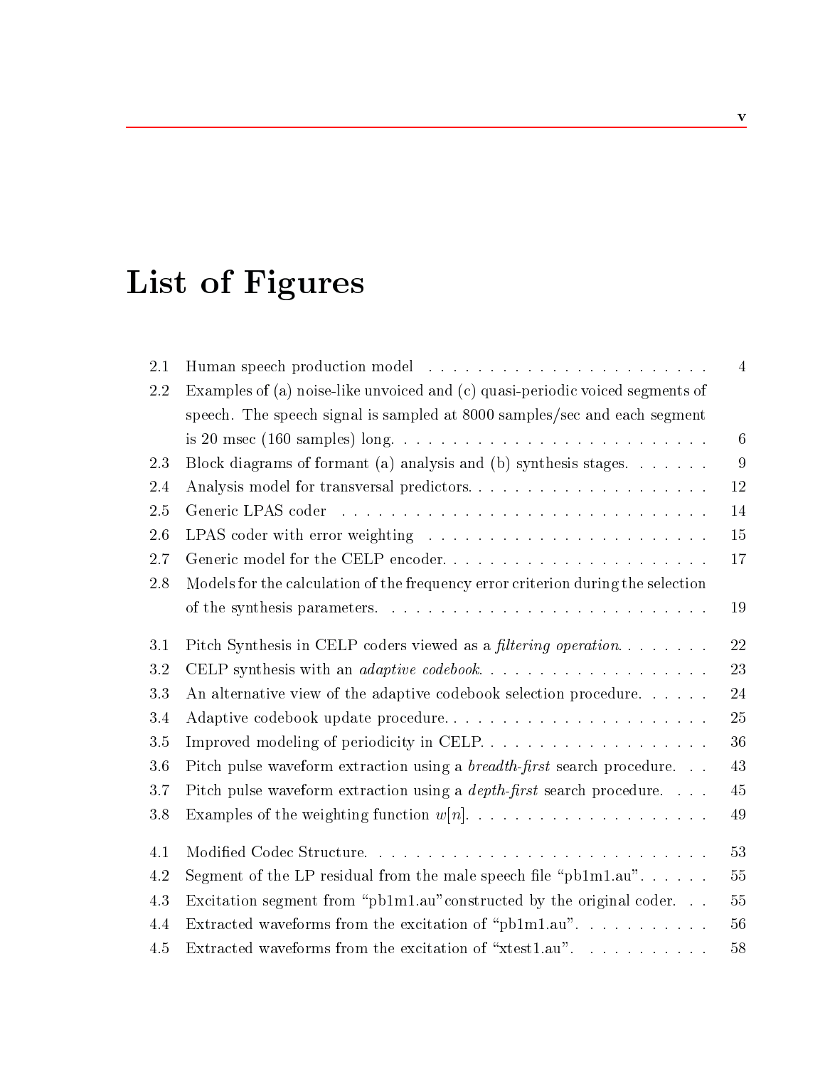# List of Figures

| | | |
|---|---|---|
| 2.1 | Human speech production model | 4 |
| 2.2 | Examples of (a) noise-like unvoiced and (c) quasi-periodic voiced segments of speech. The speech signal is sampled at 8000 samples/sec and each segment is 20 msec (160 samples) long. | 6 |
| 2.3 | Block diagrams of formant (a) analysis and (b) synthesis stages. | 9 |
| 2.4 | Analysis model for transversal predictors. | 12 |
| 2.5 | Generic LPAS coder | 14 |
| 2.6 | LPAS coder with error weighting | 15 |
| 2.7 | Generic model for the CELP encoder. | 17 |
| 2.8 | Models for the calculation of the frequency error criterion during the selection of the synthesis parameters. | 19 |
| 3.1 | Pitch Synthesis in CELP coders viewed as a *filtering operation*. | 22 |
| 3.2 | CELP synthesis with an *adaptive codebook*. | 23 |
| 3.3 | An alternative view of the adaptive codebook selection procedure. | 24 |
| 3.4 | Adaptive codebook update procedure. | 25 |
| 3.5 | Improved modeling of periodicity in CELP. | 36 |
| 3.6 | Pitch pulse waveform extraction using a *breadth-first* search procedure. | 43 |
| 3.7 | Pitch pulse waveform extraction using a *depth-first* search procedure. | 45 |
| 3.8 | Examples of the weighting function $w[n]$. | 49 |
| 4.1 | Modified Codec Structure. | 53 |
| 4.2 | Segment of the LP residual from the male speech file "pb1m1.au". | 55 |
| 4.3 | Excitation segment from "pb1m1.au" constructed by the original coder. | 55 |
| 4.4 | Extracted waveforms from the excitation of "pb1m1.au". | 56 |
| 4.5 | Extracted waveforms from the excitation of "xtest1.au". | 58 |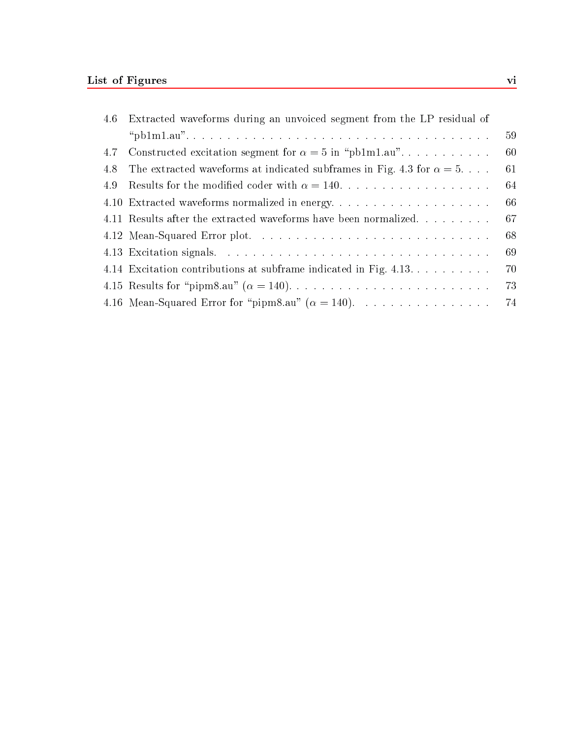| | | |
|---|---|---|
| 4.6 | Extracted waveforms during an unvoiced segment from the LP residual of "pb1m1.au". | 59 |
| 4.7 | Constructed excitation segment for $\alpha = 5$ in "pb1m1.au". | 60 |
| 4.8 | The extracted waveforms at indicated subframes in Fig. 4.3 for $\alpha = 5$. | 61 |
| 4.9 | Results for the modified coder with $\alpha = 140$. | 64 |
| 4.10 | Extracted waveforms normalized in energy. | 66 |
| 4.11 | Results after the extracted waveforms have been normalized. | 67 |
| 4.12 | Mean-Squared Error plot. | 68 |
| 4.13 | Excitation signals. | 69 |
| 4.14 | Excitation contributions at subframe indicated in Fig. 4.13. | 70 |
| 4.15 | Results for "pipm8.au" ($\alpha = 140$). | 73 |
| 4.16 | Mean-Squared Error for "pipm8.au" ($\alpha = 140$). | 74 |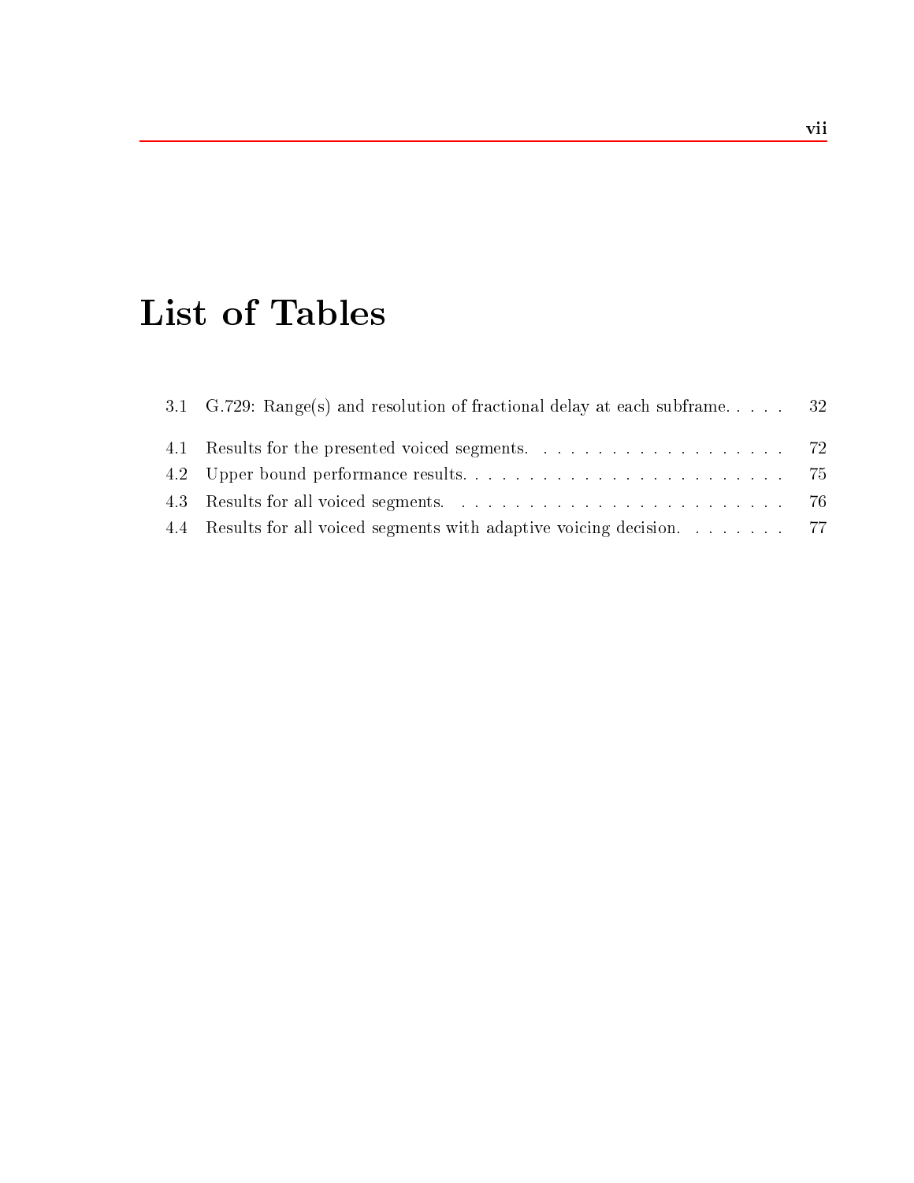# List of Tables

3.1 G.729: Range(s) and resolution of fractional delay at each subframe. . . . . 32

4.1 Results for the presented voiced segments. . . . . . . . . . . . . . . . . . . . 72
4.2 Upper bound performance results. . . . . . . . . . . . . . . . . . . . . . . . . 75
4.3 Results for all voiced segments. . . . . . . . . . . . . . . . . . . . . . . . . . 76
4.4 Results for all voiced segments with adaptive voicing decision. . . . . . . . . 77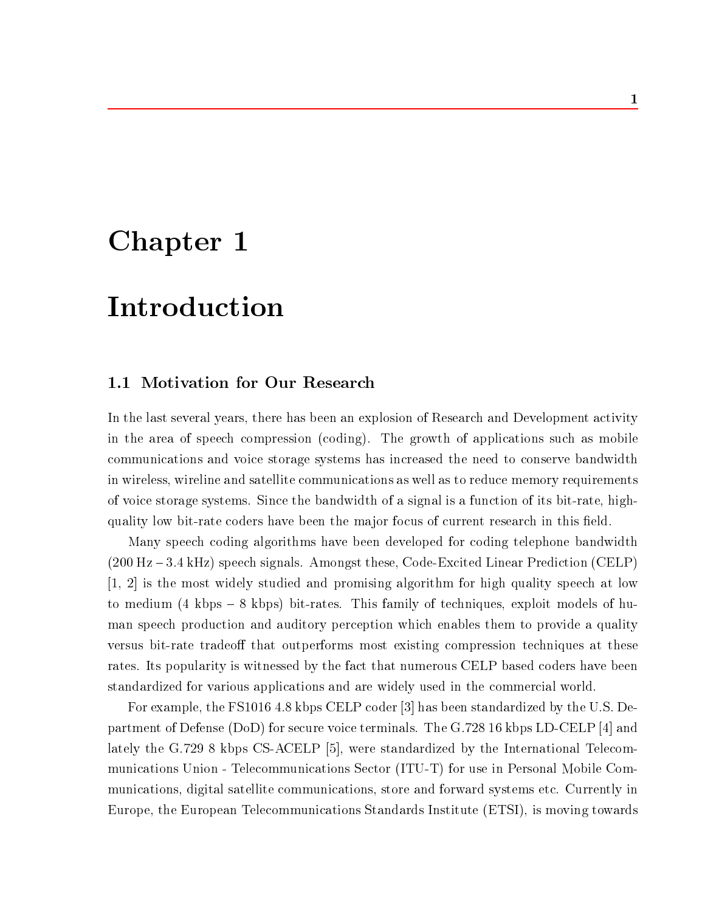# Chapter 1

# Introduction

## 1.1 Motivation for Our Research

In the last several years, there has been an explosion of Research and Development activity in the area of speech compression (coding). The growth of applications such as mobile communications and voice storage systems has increased the need to conserve bandwidth in wireless, wireline and satellite communications as well as to reduce memory requirements of voice storage systems. Since the bandwidth of a signal is a function of its bit-rate, high-quality low bit-rate coders have been the major focus of current research in this field.

Many speech coding algorithms have been developed for coding telephone bandwidth (200 Hz – 3.4 kHz) speech signals. Amongst these, Code-Excited Linear Prediction (CELP) [1, 2] is the most widely studied and promising algorithm for high quality speech at low to medium (4 kbps – 8 kbps) bit-rates. This family of techniques, exploit models of human speech production and auditory perception which enables them to provide a quality versus bit-rate tradeoff that outperforms most existing compression techniques at these rates. Its popularity is witnessed by the fact that numerous CELP based coders have been standardized for various applications and are widely used in the commercial world.

For example, the FS1016 4.8 kbps CELP coder [3] has been standardized by the U.S. Department of Defense (DoD) for secure voice terminals. The G.728 16 kbps LD-CELP [4] and lately the G.729 8 kbps CS-ACELP [5], were standardized by the International Telecommunications Union - Telecommunications Sector (ITU-T) for use in Personal Mobile Communications, digital satellite communications, store and forward systems etc. Currently in Europe, the European Telecommunications Standards Institute (ETSI), is moving towards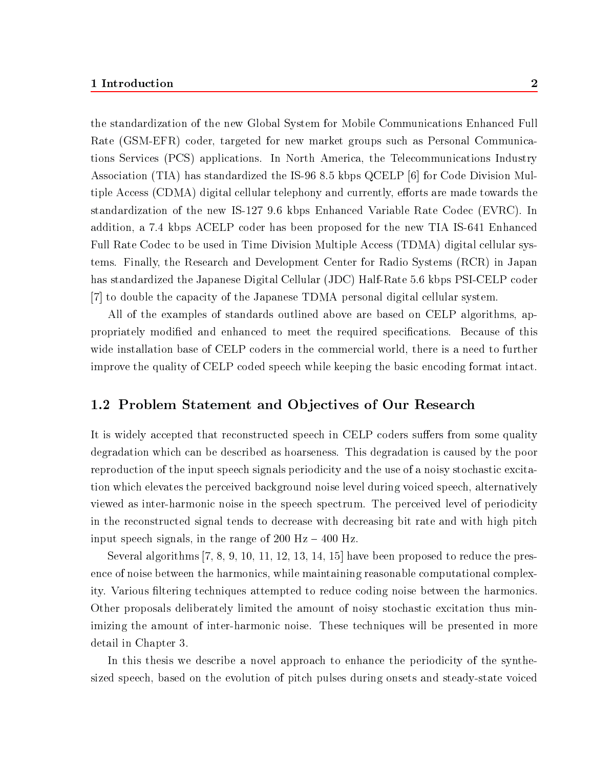the standardization of the new Global System for Mobile Communications Enhanced Full Rate (GSM-EFR) coder, targeted for new market groups such as Personal Communications Services (PCS) applications. In North America, the Telecommunications Industry Association (TIA) has standardized the IS-96 8.5 kbps QCELP [6] for Code Division Multiple Access (CDMA) digital cellular telephony and currently, efforts are made towards the standardization of the new IS-127 9.6 kbps Enhanced Variable Rate Codec (EVRC). In addition, a 7.4 kbps ACELP coder has been proposed for the new TIA IS-641 Enhanced Full Rate Codec to be used in Time Division Multiple Access (TDMA) digital cellular systems. Finally, the Research and Development Center for Radio Systems (RCR) in Japan has standardized the Japanese Digital Cellular (JDC) Half-Rate 5.6 kbps PSI-CELP coder [7] to double the capacity of the Japanese TDMA personal digital cellular system.

All of the examples of standards outlined above are based on CELP algorithms, appropriately modified and enhanced to meet the required specifications. Because of this wide installation base of CELP coders in the commercial world, there is a need to further improve the quality of CELP coded speech while keeping the basic encoding format intact.

## 1.2 Problem Statement and Objectives of Our Research

It is widely accepted that reconstructed speech in CELP coders suffers from some quality degradation which can be described as hoarseness. This degradation is caused by the poor reproduction of the input speech signals periodicity and the use of a noisy stochastic excitation which elevates the perceived background noise level during voiced speech, alternatively viewed as inter-harmonic noise in the speech spectrum. The perceived level of periodicity in the reconstructed signal tends to decrease with decreasing bit rate and with high pitch input speech signals, in the range of 200 Hz – 400 Hz.

Several algorithms [7, 8, 9, 10, 11, 12, 13, 14, 15] have been proposed to reduce the presence of noise between the harmonics, while maintaining reasonable computational complexity. Various filtering techniques attempted to reduce coding noise between the harmonics. Other proposals deliberately limited the amount of noisy stochastic excitation thus minimizing the amount of inter-harmonic noise. These techniques will be presented in more detail in Chapter 3.

In this thesis we describe a novel approach to enhance the periodicity of the synthesized speech, based on the evolution of pitch pulses during onsets and steady-state voiced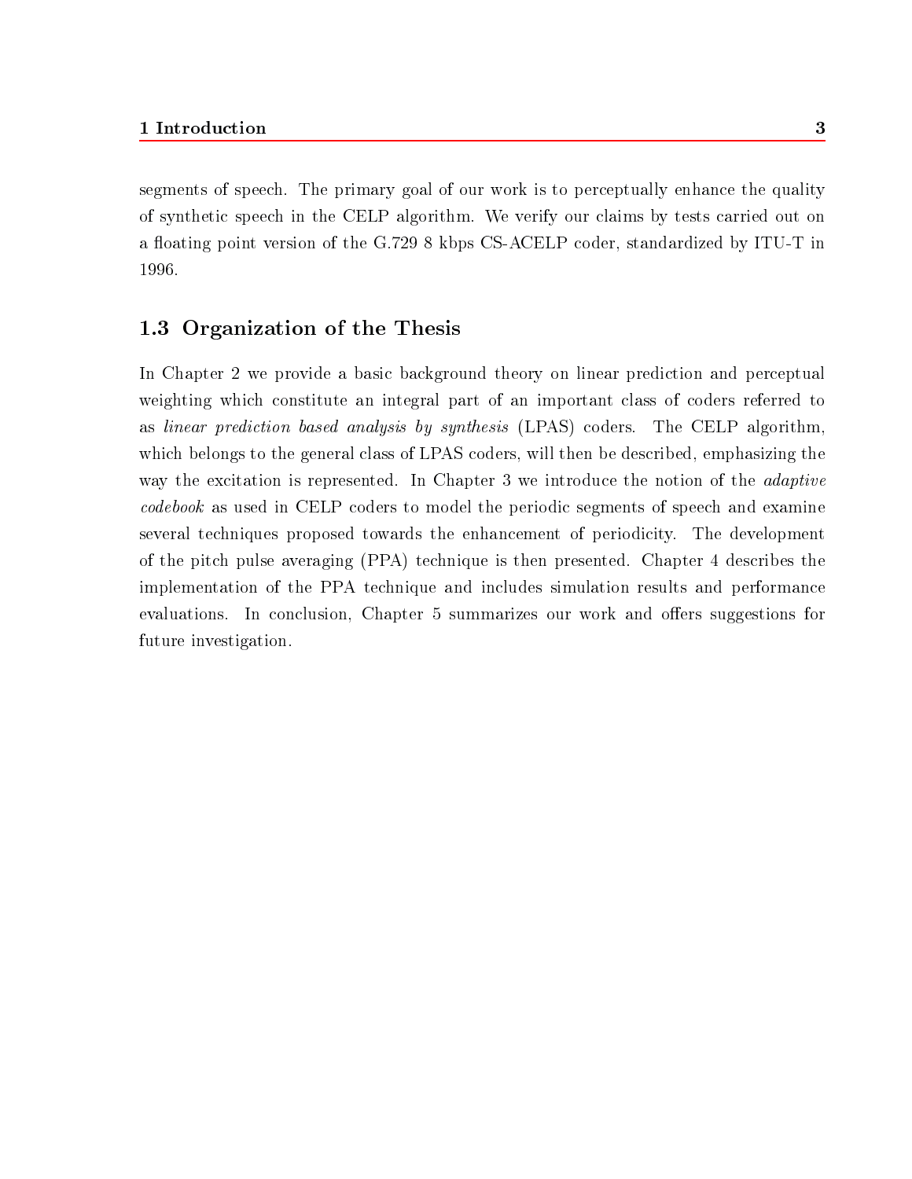segments of speech. The primary goal of our work is to perceptually enhance the quality of synthetic speech in the CELP algorithm. We verify our claims by tests carried out on a floating point version of the G.729 8 kbps CS-ACELP coder, standardized by ITU-T in 1996.

## 1.3 Organization of the Thesis

In Chapter 2 we provide a basic background theory on linear prediction and perceptual weighting which constitute an integral part of an important class of coders referred to as *linear prediction based analysis by synthesis* (LPAS) coders. The CELP algorithm, which belongs to the general class of LPAS coders, will then be described, emphasizing the way the excitation is represented. In Chapter 3 we introduce the notion of the *adaptive codebook* as used in CELP coders to model the periodic segments of speech and examine several techniques proposed towards the enhancement of periodicity. The development of the pitch pulse averaging (PPA) technique is then presented. Chapter 4 describes the implementation of the PPA technique and includes simulation results and performance evaluations. In conclusion, Chapter 5 summarizes our work and offers suggestions for future investigation.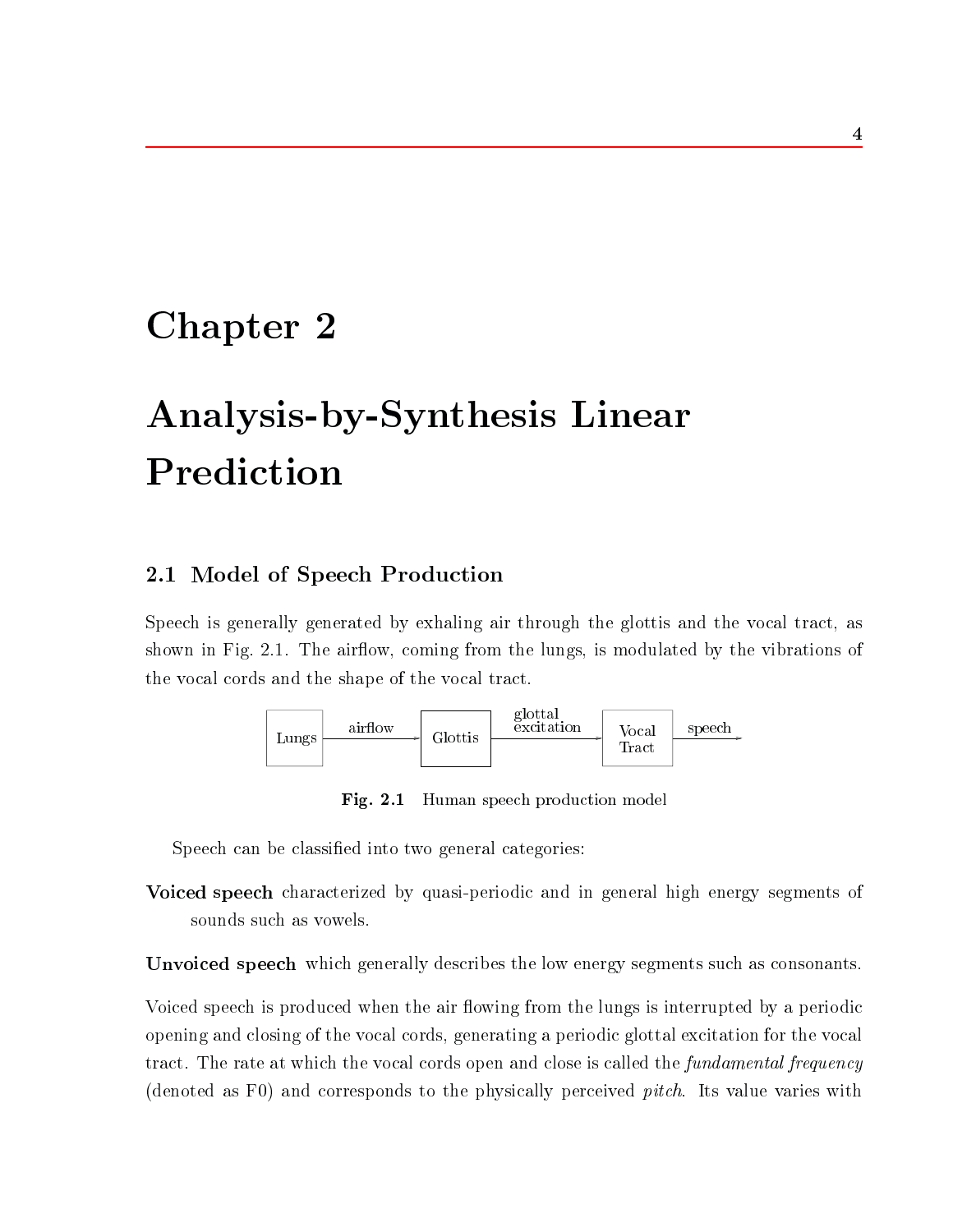# Chapter 2

# Analysis-by-Synthesis Linear Prediction

## 2.1 Model of Speech Production

Speech is generally generated by exhaling air through the glottis and the vocal tract, as shown in Fig. 2.1. The airflow, coming from the lungs, is modulated by the vibrations of the vocal cords and the shape of the vocal tract.

Lungs → airflow → Glottis → glottal excitation → Vocal Tract → speech

**Fig. 2.1** Human speech production model

Speech can be classified into two general categories:

**Voiced speech** characterized by quasi-periodic and in general high energy segments of sounds such as vowels.

**Unvoiced speech** which generally describes the low energy segments such as consonants.

Voiced speech is produced when the air flowing from the lungs is interrupted by a periodic opening and closing of the vocal cords, generating a periodic glottal excitation for the vocal tract. The rate at which the vocal cords open and close is called the *fundamental frequency* (denoted as F0) and corresponds to the physically perceived *pitch*. Its value varies with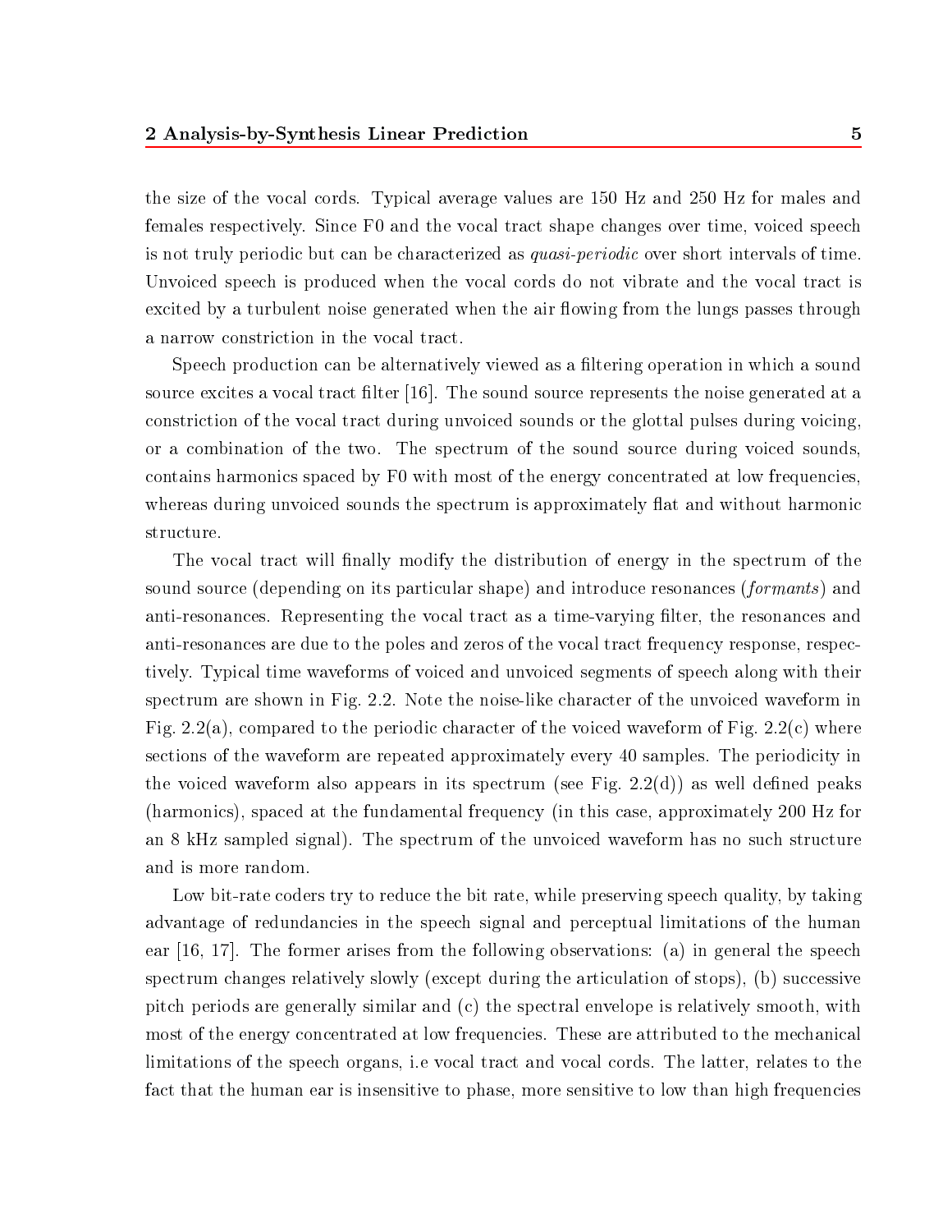the size of the vocal cords. Typical average values are 150 Hz and 250 Hz for males and females respectively. Since F0 and the vocal tract shape changes over time, voiced speech is not truly periodic but can be characterized as *quasi-periodic* over short intervals of time. Unvoiced speech is produced when the vocal cords do not vibrate and the vocal tract is excited by a turbulent noise generated when the air flowing from the lungs passes through a narrow constriction in the vocal tract.

Speech production can be alternatively viewed as a filtering operation in which a sound source excites a vocal tract filter [16]. The sound source represents the noise generated at a constriction of the vocal tract during unvoiced sounds or the glottal pulses during voicing, or a combination of the two. The spectrum of the sound source during voiced sounds, contains harmonics spaced by F0 with most of the energy concentrated at low frequencies, whereas during unvoiced sounds the spectrum is approximately flat and without harmonic structure.

The vocal tract will finally modify the distribution of energy in the spectrum of the sound source (depending on its particular shape) and introduce resonances (*formants*) and anti-resonances. Representing the vocal tract as a time-varying filter, the resonances and anti-resonances are due to the poles and zeros of the vocal tract frequency response, respectively. Typical time waveforms of voiced and unvoiced segments of speech along with their spectrum are shown in Fig. 2.2. Note the noise-like character of the unvoiced waveform in Fig. 2.2(a), compared to the periodic character of the voiced waveform of Fig. 2.2(c) where sections of the waveform are repeated approximately every 40 samples. The periodicity in the voiced waveform also appears in its spectrum (see Fig. 2.2(d)) as well defined peaks (harmonics), spaced at the fundamental frequency (in this case, approximately 200 Hz for an 8 kHz sampled signal). The spectrum of the unvoiced waveform has no such structure and is more random.

Low bit-rate coders try to reduce the bit rate, while preserving speech quality, by taking advantage of redundancies in the speech signal and perceptual limitations of the human ear [16, 17]. The former arises from the following observations: (a) in general the speech spectrum changes relatively slowly (except during the articulation of stops), (b) successive pitch periods are generally similar and (c) the spectral envelope is relatively smooth, with most of the energy concentrated at low frequencies. These are attributed to the mechanical limitations of the speech organs, i.e vocal tract and vocal cords. The latter, relates to the fact that the human ear is insensitive to phase, more sensitive to low than high frequencies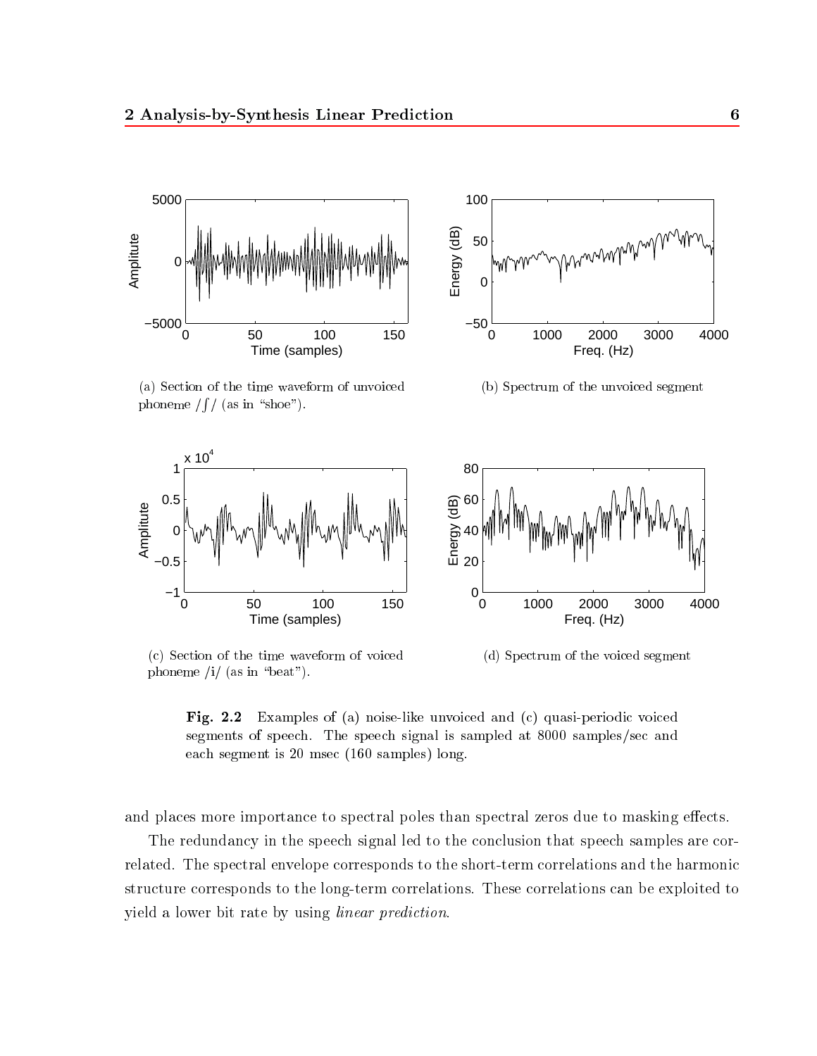(a) Section of the time waveform of unvoiced phoneme /ʃ/ (as in "shoe").

(b) Spectrum of the unvoiced segment

(c) Section of the time waveform of voiced phoneme /i/ (as in "beat").

(d) Spectrum of the voiced segment

**Fig. 2.2** Examples of (a) noise-like unvoiced and (c) quasi-periodic voiced segments of speech. The speech signal is sampled at 8000 samples/sec and each segment is 20 msec (160 samples) long.

and places more importance to spectral poles than spectral zeros due to masking effects.

The redundancy in the speech signal led to the conclusion that speech samples are correlated. The spectral envelope corresponds to the short-term correlations and the harmonic structure corresponds to the long-term correlations. These correlations can be exploited to yield a lower bit rate by using *linear prediction*.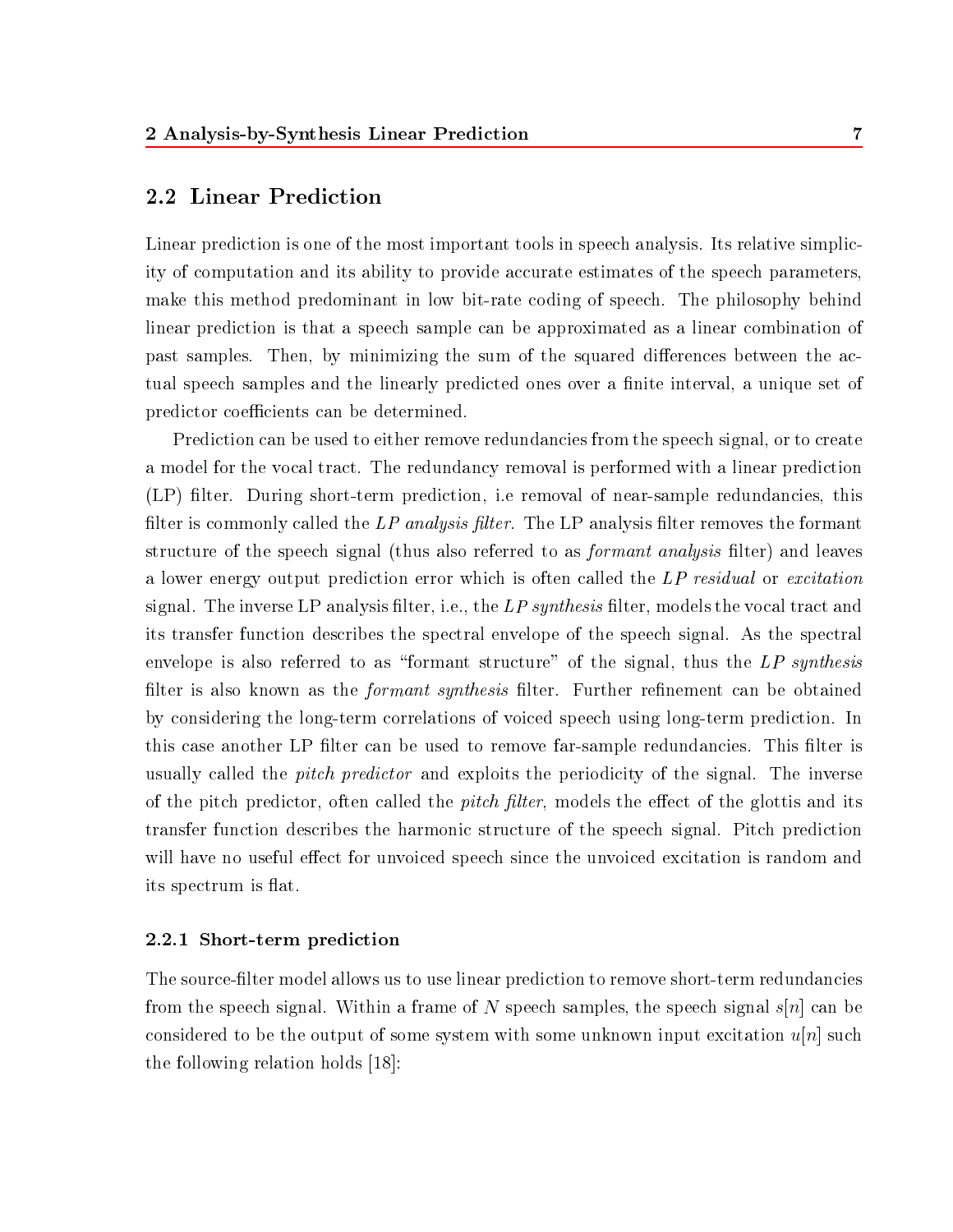## 2.2 Linear Prediction

Linear prediction is one of the most important tools in speech analysis. Its relative simplicity of computation and its ability to provide accurate estimates of the speech parameters, make this method predominant in low bit-rate coding of speech. The philosophy behind linear prediction is that a speech sample can be approximated as a linear combination of past samples. Then, by minimizing the sum of the squared differences between the actual speech samples and the linearly predicted ones over a finite interval, a unique set of predictor coefficients can be determined.

Prediction can be used to either remove redundancies from the speech signal, or to create a model for the vocal tract. The redundancy removal is performed with a linear prediction (LP) filter. During short-term prediction, i.e removal of near-sample redundancies, this filter is commonly called the *LP analysis filter.* The LP analysis filter removes the formant structure of the speech signal (thus also referred to as *formant analysis* filter) and leaves a lower energy output prediction error which is often called the *LP residual* or *excitation* signal. The inverse LP analysis filter, i.e., the *LP synthesis* filter, models the vocal tract and its transfer function describes the spectral envelope of the speech signal. As the spectral envelope is also referred to as "formant structure" of the signal, thus the *LP synthesis* filter is also known as the *formant synthesis* filter. Further refinement can be obtained by considering the long-term correlations of voiced speech using long-term prediction. In this case another LP filter can be used to remove far-sample redundancies. This filter is usually called the *pitch predictor* and exploits the periodicity of the signal. The inverse of the pitch predictor, often called the *pitch filter*, models the effect of the glottis and its transfer function describes the harmonic structure of the speech signal. Pitch prediction will have no useful effect for unvoiced speech since the unvoiced excitation is random and its spectrum is flat.

### 2.2.1 Short-term prediction

The source-filter model allows us to use linear prediction to remove short-term redundancies from the speech signal. Within a frame of $N$ speech samples, the speech signal $s[n]$ can be considered to be the output of some system with some unknown input excitation $u[n]$ such the following relation holds [18]: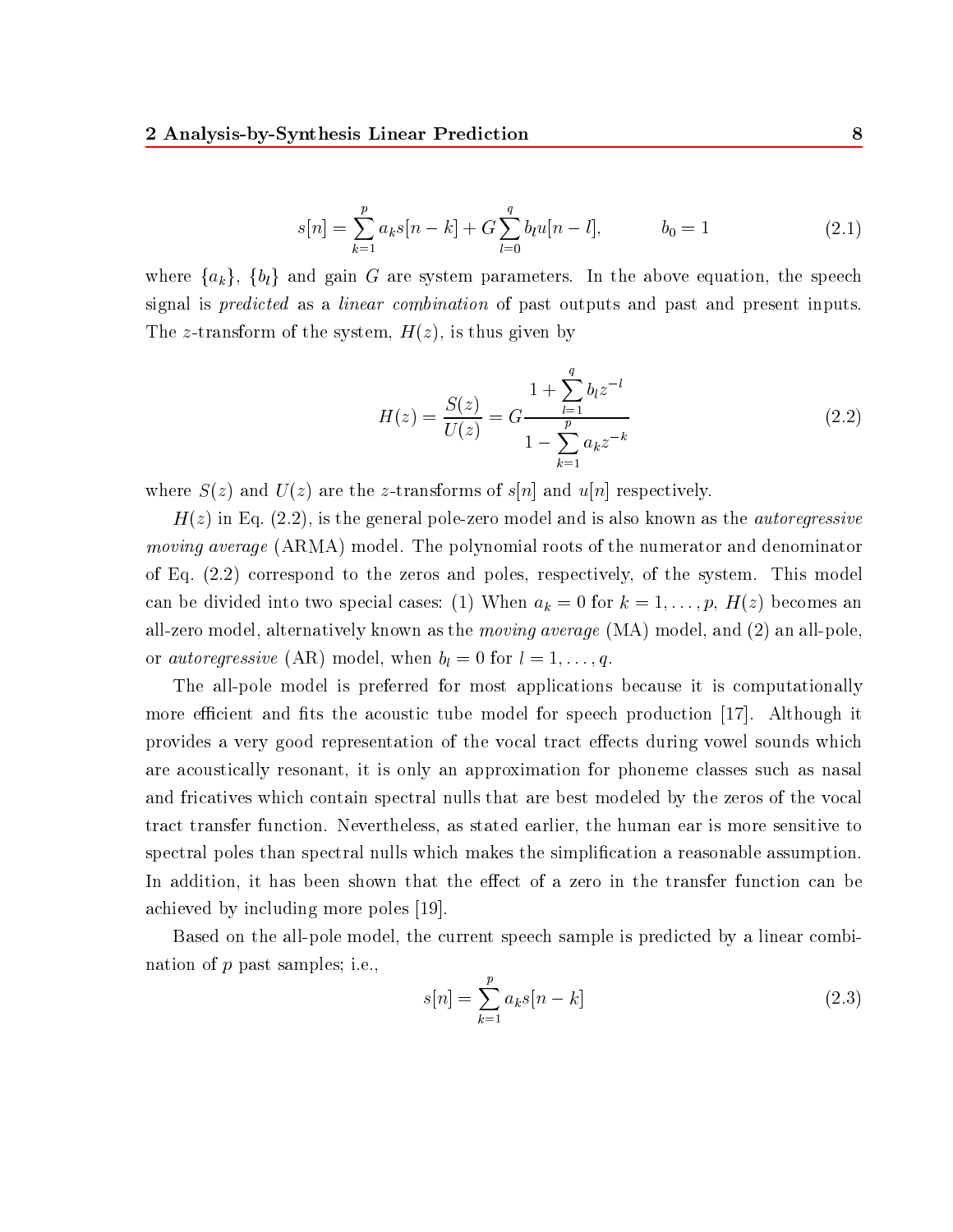$$s[n] = \sum_{k=1}^{p} a_k s[n-k] + G \sum_{l=0}^{q} b_l u[n-l], \qquad b_0 = 1 \tag{2.1}$$

where $\{a_k\}$, $\{b_l\}$ and gain $G$ are system parameters. In the above equation, the speech signal is *predicted* as a *linear combination* of past outputs and past and present inputs. The $z$-transform of the system, $H(z)$, is thus given by

$$H(z) = \frac{S(z)}{U(z)} = G \frac{1 + \sum_{l=1}^{q} b_l z^{-l}}{1 - \sum_{k=1}^{p} a_k z^{-k}} \tag{2.2}$$

where $S(z)$ and $U(z)$ are the $z$-transforms of $s[n]$ and $u[n]$ respectively.

$H(z)$ in Eq. (2.2), is the general pole-zero model and is also known as the *autoregressive moving average* (ARMA) model. The polynomial roots of the numerator and denominator of Eq. (2.2) correspond to the zeros and poles, respectively, of the system. This model can be divided into two special cases: (1) When $a_k = 0$ for $k = 1, \ldots, p$, $H(z)$ becomes an all-zero model, alternatively known as the *moving average* (MA) model, and (2) an all-pole, or *autoregressive* (AR) model, when $b_l = 0$ for $l = 1, \ldots, q$.

The all-pole model is preferred for most applications because it is computationally more efficient and fits the acoustic tube model for speech production [17]. Although it provides a very good representation of the vocal tract effects during vowel sounds which are acoustically resonant, it is only an approximation for phoneme classes such as nasal and fricatives which contain spectral nulls that are best modeled by the zeros of the vocal tract transfer function. Nevertheless, as stated earlier, the human ear is more sensitive to spectral poles than spectral nulls which makes the simplification a reasonable assumption. In addition, it has been shown that the effect of a zero in the transfer function can be achieved by including more poles [19].

Based on the all-pole model, the current speech sample is predicted by a linear combination of $p$ past samples; i.e.,

$$s[n] = \sum_{k=1}^{p} a_k s[n-k] \tag{2.3}$$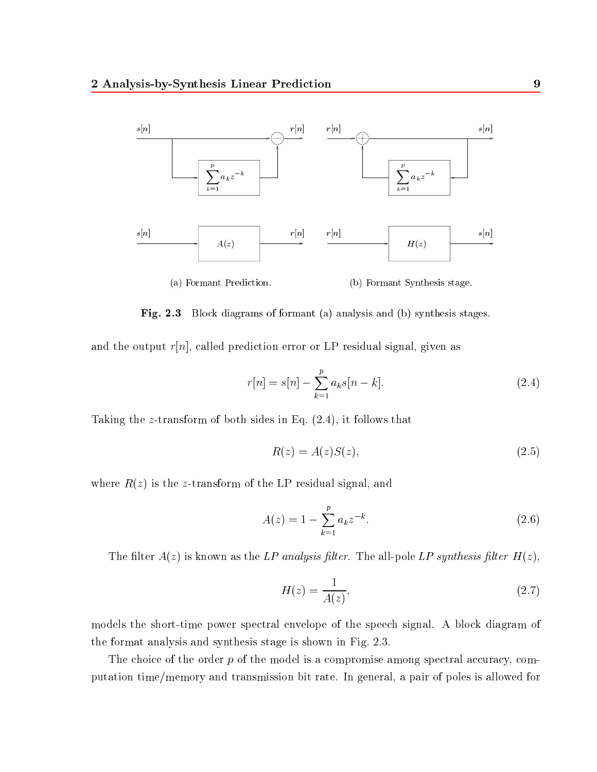(a) Formant Prediction.

(b) Formant Synthesis stage.

**Fig. 2.3** Block diagrams of formant (a) analysis and (b) synthesis stages.

and the output $r[n]$, called prediction error or LP residual signal, given as

$$r[n] = s[n] - \sum_{k=1}^{p} a_k s[n-k]. \tag{2.4}$$

Taking the $z$-transform of both sides in Eq. (2.4), it follows that

$$R(z) = A(z)S(z), \tag{2.5}$$

where $R(z)$ is the $z$-transform of the LP residual signal, and

$$A(z) = 1 - \sum_{k=1}^{p} a_k z^{-k}. \tag{2.6}$$

The filter $A(z)$ is known as the *LP analysis filter*. The all-pole *LP synthesis filter* $H(z)$,

$$H(z) = \frac{1}{A(z)}, \tag{2.7}$$

models the short-time power spectral envelope of the speech signal. A block diagram of the format analysis and synthesis stage is shown in Fig. 2.3.

The choice of the order $p$ of the model is a compromise among spectral accuracy, computation time/memory and transmission bit rate. In general, a pair of poles is allowed for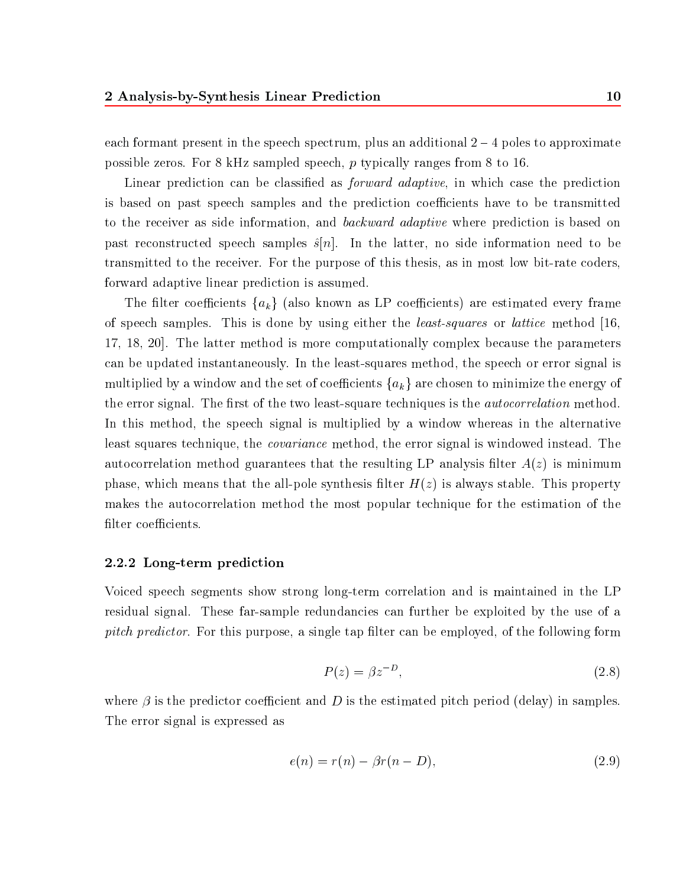each formant present in the speech spectrum, plus an additional 2 – 4 poles to approximate possible zeros. For 8 kHz sampled speech, $p$ typically ranges from 8 to 16.

Linear prediction can be classified as *forward adaptive*, in which case the prediction is based on past speech samples and the prediction coefficients have to be transmitted to the receiver as side information, and *backward adaptive* where prediction is based on past reconstructed speech samples $\hat{s}[n]$. In the latter, no side information need to be transmitted to the receiver. For the purpose of this thesis, as in most low bit-rate coders, forward adaptive linear prediction is assumed.

The filter coefficients $\{a_k\}$ (also known as LP coefficients) are estimated every frame of speech samples. This is done by using either the *least-squares* or *lattice* method [16, 17, 18, 20]. The latter method is more computationally complex because the parameters can be updated instantaneously. In the least-squares method, the speech or error signal is multiplied by a window and the set of coefficients $\{a_k\}$ are chosen to minimize the energy of the error signal. The first of the two least-square techniques is the *autocorrelation* method. In this method, the speech signal is multiplied by a window whereas in the alternative least squares technique, the *covariance* method, the error signal is windowed instead. The autocorrelation method guarantees that the resulting LP analysis filter $A(z)$ is minimum phase, which means that the all-pole synthesis filter $H(z)$ is always stable. This property makes the autocorrelation method the most popular technique for the estimation of the filter coefficients.

### 2.2.2 Long-term prediction

Voiced speech segments show strong long-term correlation and is maintained in the LP residual signal. These far-sample redundancies can further be exploited by the use of a *pitch predictor*. For this purpose, a single tap filter can be employed, of the following form

$$P(z) = \beta z^{-D}, \tag{2.8}$$

where $\beta$ is the predictor coefficient and $D$ is the estimated pitch period (delay) in samples. The error signal is expressed as

$$e(n) = r(n) - \beta r(n - D), \tag{2.9}$$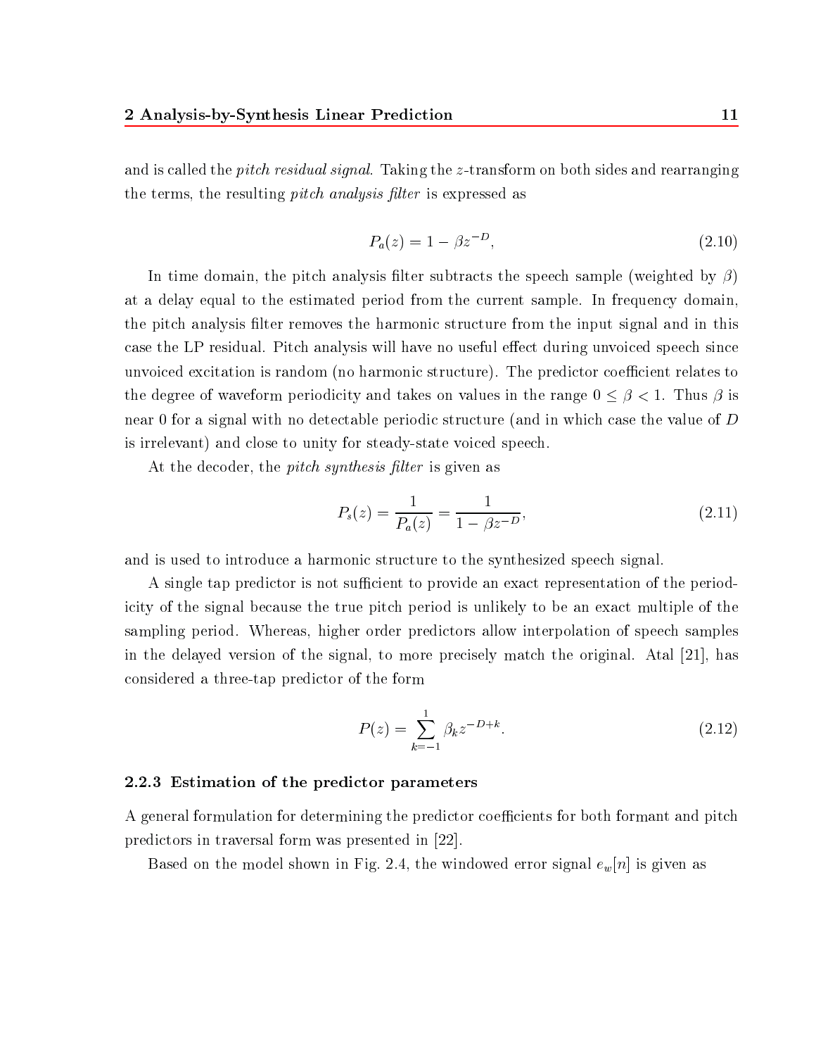and is called the *pitch residual signal*. Taking the $z$-transform on both sides and rearranging the terms, the resulting *pitch analysis filter* is expressed as

$$P_a(z) = 1 - \beta z^{-D}, \tag{2.10}$$

In time domain, the pitch analysis filter subtracts the speech sample (weighted by $\beta$) at a delay equal to the estimated period from the current sample. In frequency domain, the pitch analysis filter removes the harmonic structure from the input signal and in this case the LP residual. Pitch analysis will have no useful effect during unvoiced speech since unvoiced excitation is random (no harmonic structure). The predictor coefficient relates to the degree of waveform periodicity and takes on values in the range $0 \leq \beta < 1$. Thus $\beta$ is near 0 for a signal with no detectable periodic structure (and in which case the value of $D$ is irrelevant) and close to unity for steady-state voiced speech.

At the decoder, the *pitch synthesis filter* is given as

$$P_s(z) = \frac{1}{P_a(z)} = \frac{1}{1 - \beta z^{-D}}, \tag{2.11}$$

and is used to introduce a harmonic structure to the synthesized speech signal.

A single tap predictor is not sufficient to provide an exact representation of the periodicity of the signal because the true pitch period is unlikely to be an exact multiple of the sampling period. Whereas, higher order predictors allow interpolation of speech samples in the delayed version of the signal, to more precisely match the original. Atal [21], has considered a three-tap predictor of the form

$$P(z) = \sum_{k=-1}^{1} \beta_k z^{-D+k}. \tag{2.12}$$

### 2.2.3 Estimation of the predictor parameters

A general formulation for determining the predictor coefficients for both formant and pitch predictors in traversal form was presented in [22].

Based on the model shown in Fig. 2.4, the windowed error signal $e_w[n]$ is given as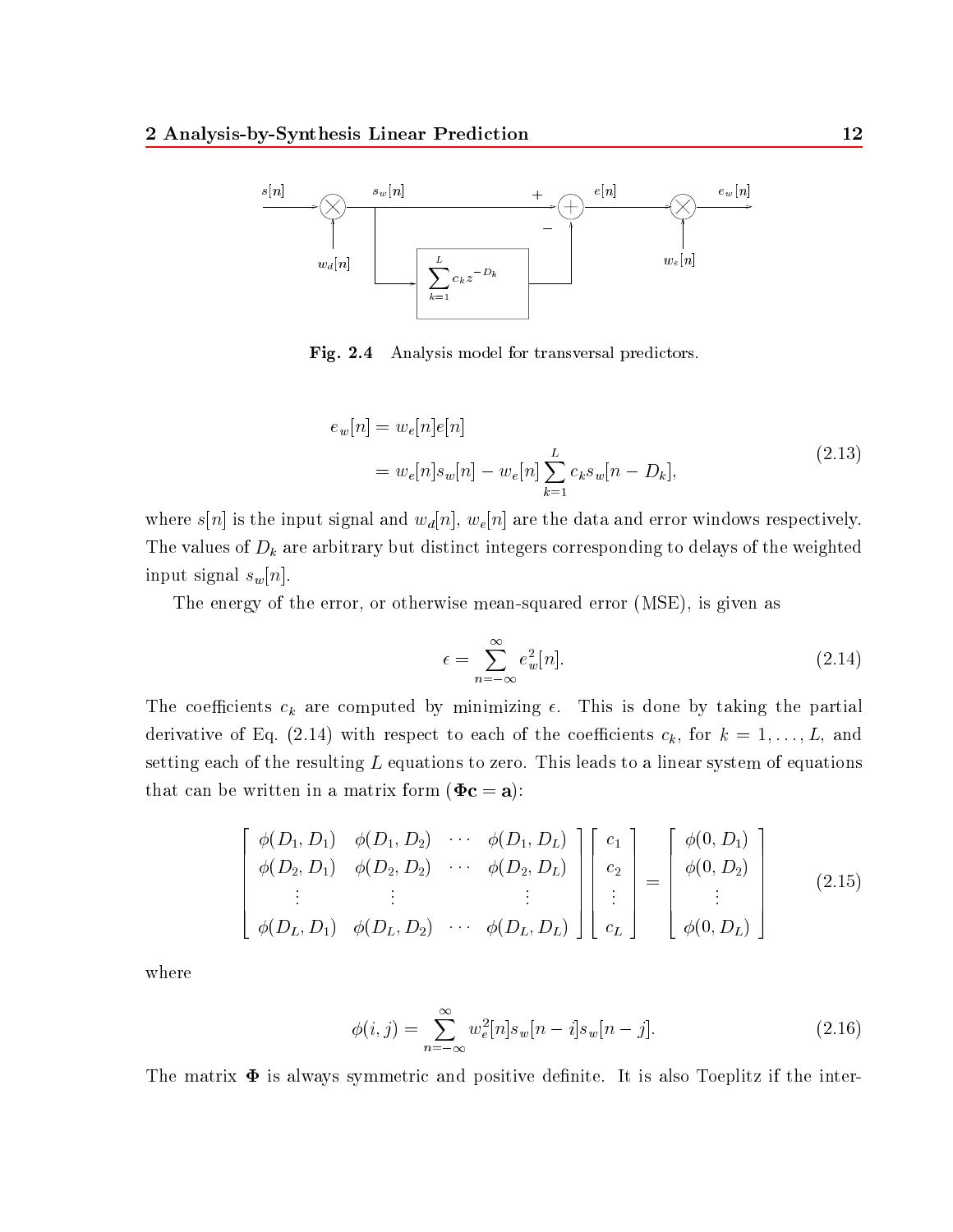Fig. 2.4 Analysis model for transversal predictors.

$$
\begin{aligned}
e_w[n] &= w_e[n]e[n] \\
&= w_e[n]s_w[n] - w_e[n]\sum_{k=1}^{L} c_k s_w[n - D_k],
\end{aligned}
\tag{2.13}
$$

where $s[n]$ is the input signal and $w_d[n]$, $w_e[n]$ are the data and error windows respectively. The values of $D_k$ are arbitrary but distinct integers corresponding to delays of the weighted input signal $s_w[n]$.

The energy of the error, or otherwise mean-squared error (MSE), is given as

$$
\epsilon = \sum_{n=-\infty}^{\infty} e_w^2[n]. \tag{2.14}
$$

The coefficients $c_k$ are computed by minimizing $\epsilon$. This is done by taking the partial derivative of Eq. (2.14) with respect to each of the coefficients $c_k$, for $k = 1, \ldots, L$, and setting each of the resulting $L$ equations to zero. This leads to a linear system of equations that can be written in a matrix form ($\mathbf{\Phi c} = \mathbf{a}$):

$$
\begin{bmatrix}
\phi(D_1, D_1) & \phi(D_1, D_2) & \cdots & \phi(D_1, D_L) \\
\phi(D_2, D_1) & \phi(D_2, D_2) & \cdots & \phi(D_2, D_L) \\
\vdots & \vdots & & \vdots \\
\phi(D_L, D_1) & \phi(D_L, D_2) & \cdots & \phi(D_L, D_L)
\end{bmatrix}
\begin{bmatrix}
c_1 \\ c_2 \\ \vdots \\ c_L
\end{bmatrix}
=
\begin{bmatrix}
\phi(0, D_1) \\ \phi(0, D_2) \\ \vdots \\ \phi(0, D_L)
\end{bmatrix}
\tag{2.15}
$$

where

$$
\phi(i, j) = \sum_{n=-\infty}^{\infty} w_e^2[n] s_w[n - i] s_w[n - j]. \tag{2.16}
$$

The matrix $\mathbf{\Phi}$ is always symmetric and positive definite. It is also Toeplitz if the inter-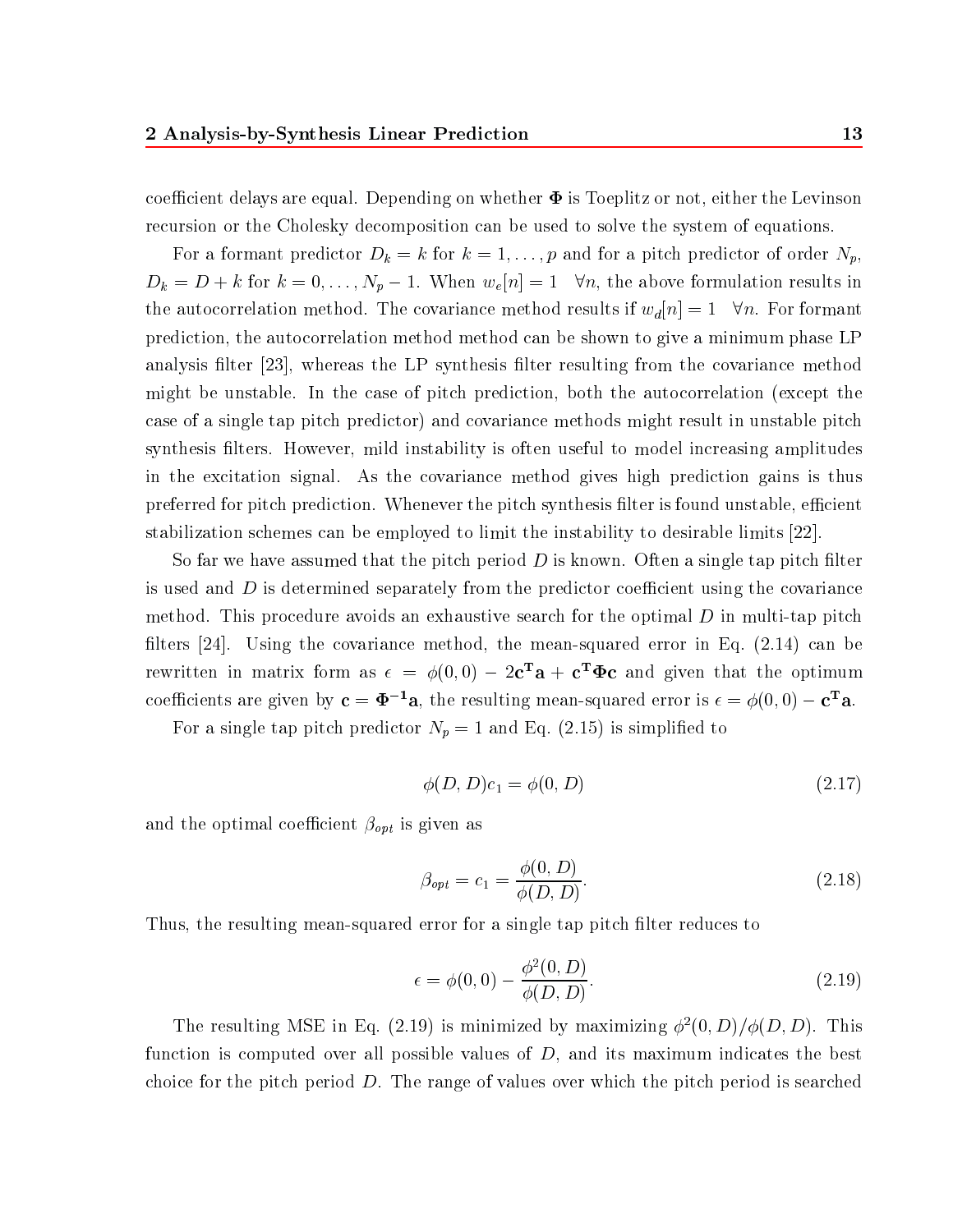coefficient delays are equal. Depending on whether $\mathbf{\Phi}$ is Toeplitz or not, either the Levinson recursion or the Cholesky decomposition can be used to solve the system of equations.

For a formant predictor $D_k = k$ for $k = 1, \ldots, p$ and for a pitch predictor of order $N_p$, $D_k = D + k$ for $k = 0, \ldots, N_p - 1$. When $w_e[n] = 1 \quad \forall n$, the above formulation results in the autocorrelation method. The covariance method results if $w_d[n] = 1 \quad \forall n$. For formant prediction, the autocorrelation method method can be shown to give a minimum phase LP analysis filter [23], whereas the LP synthesis filter resulting from the covariance method might be unstable. In the case of pitch prediction, both the autocorrelation (except the case of a single tap pitch predictor) and covariance methods might result in unstable pitch synthesis filters. However, mild instability is often useful to model increasing amplitudes in the excitation signal. As the covariance method gives high prediction gains is thus preferred for pitch prediction. Whenever the pitch synthesis filter is found unstable, efficient stabilization schemes can be employed to limit the instability to desirable limits [22].

So far we have assumed that the pitch period $D$ is known. Often a single tap pitch filter is used and $D$ is determined separately from the predictor coefficient using the covariance method. This procedure avoids an exhaustive search for the optimal $D$ in multi-tap pitch filters [24]. Using the covariance method, the mean-squared error in Eq. (2.14) can be rewritten in matrix form as $\epsilon = \phi(0,0) - 2\mathbf{c^T a} + \mathbf{c^T \Phi c}$ and given that the optimum coefficients are given by $\mathbf{c} = \mathbf{\Phi^{-1} a}$, the resulting mean-squared error is $\epsilon = \phi(0,0) - \mathbf{c^T a}$.

For a single tap pitch predictor $N_p = 1$ and Eq. (2.15) is simplified to

$$\phi(D, D)c_1 = \phi(0, D) \tag{2.17}$$

and the optimal coefficient $\beta_{opt}$ is given as

$$\beta_{opt} = c_1 = \frac{\phi(0, D)}{\phi(D, D)}. \tag{2.18}$$

Thus, the resulting mean-squared error for a single tap pitch filter reduces to

$$\epsilon = \phi(0,0) - \frac{\phi^2(0, D)}{\phi(D, D)}. \tag{2.19}$$

The resulting MSE in Eq. (2.19) is minimized by maximizing $\phi^2(0, D)/\phi(D, D)$. This function is computed over all possible values of $D$, and its maximum indicates the best choice for the pitch period $D$. The range of values over which the pitch period is searched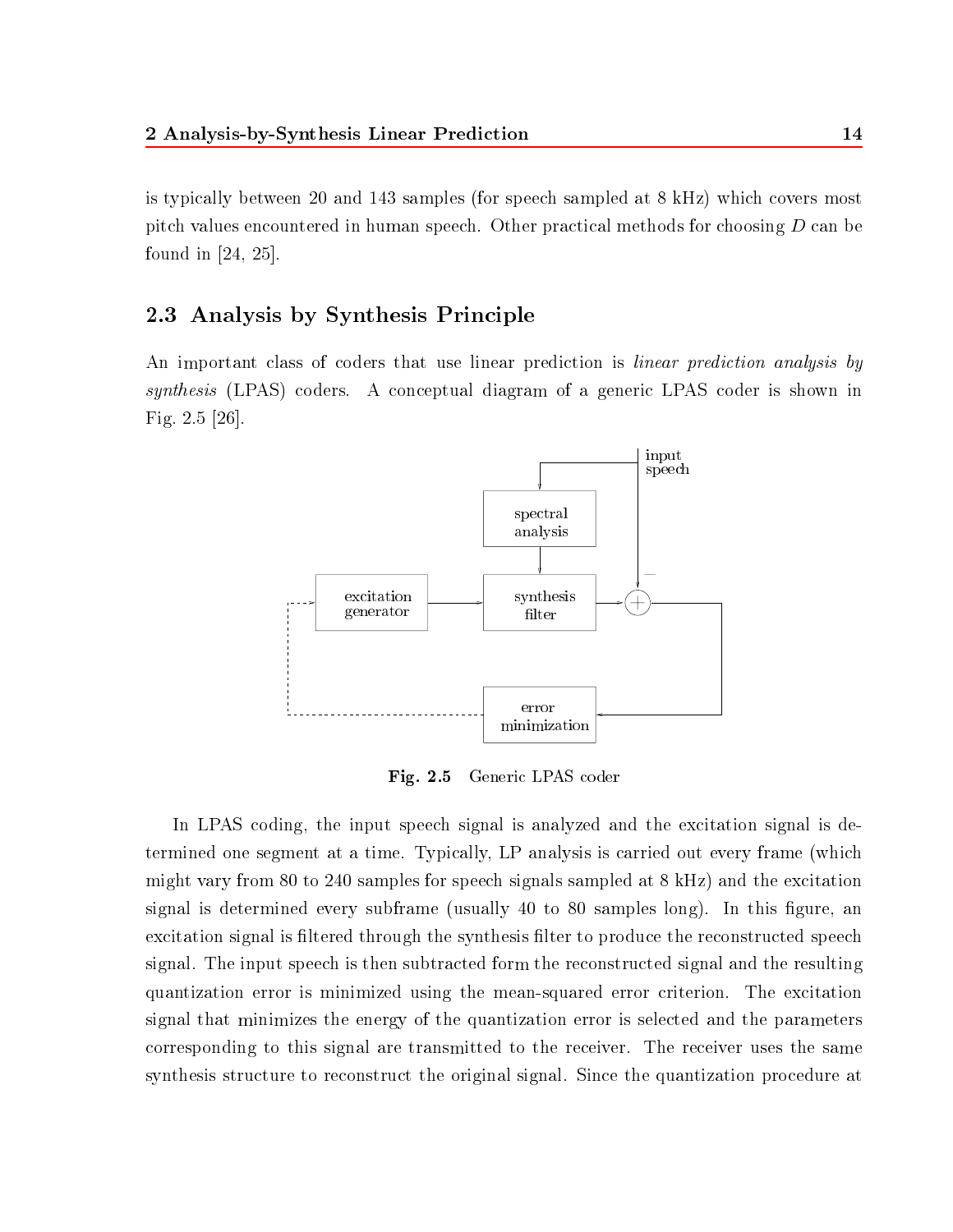is typically between 20 and 143 samples (for speech sampled at 8 kHz) which covers most pitch values encountered in human speech. Other practical methods for choosing $D$ can be found in [24, 25].

## 2.3 Analysis by Synthesis Principle

An important class of coders that use linear prediction is *linear prediction analysis by synthesis* (LPAS) coders. A conceptual diagram of a generic LPAS coder is shown in Fig. 2.5 [26].

**Fig. 2.5** Generic LPAS coder

In LPAS coding, the input speech signal is analyzed and the excitation signal is determined one segment at a time. Typically, LP analysis is carried out every frame (which might vary from 80 to 240 samples for speech signals sampled at 8 kHz) and the excitation signal is determined every subframe (usually 40 to 80 samples long). In this figure, an excitation signal is filtered through the synthesis filter to produce the reconstructed speech signal. The input speech is then subtracted form the reconstructed signal and the resulting quantization error is minimized using the mean-squared error criterion. The excitation signal that minimizes the energy of the quantization error is selected and the parameters corresponding to this signal are transmitted to the receiver. The receiver uses the same synthesis structure to reconstruct the original signal. Since the quantization procedure at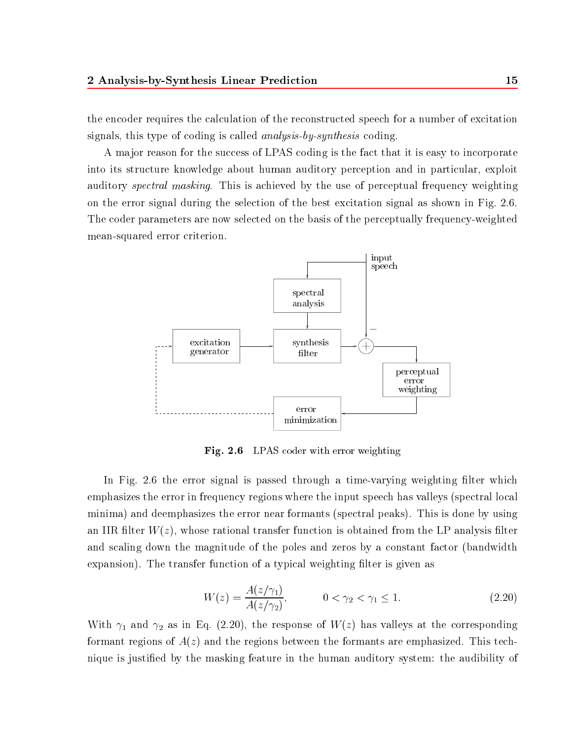the encoder requires the calculation of the reconstructed speech for a number of excitation signals, this type of coding is called *analysis-by-synthesis* coding.

A major reason for the success of LPAS coding is the fact that it is easy to incorporate into its structure knowledge about human auditory perception and in particular, exploit auditory *spectral masking*. This is achieved by the use of perceptual frequency weighting on the error signal during the selection of the best excitation signal as shown in Fig. 2.6. The coder parameters are now selected on the basis of the perceptually frequency-weighted mean-squared error criterion.

**Fig. 2.6** LPAS coder with error weighting

In Fig. 2.6 the error signal is passed through a time-varying weighting filter which emphasizes the error in frequency regions where the input speech has valleys (spectral local minima) and deemphasizes the error near formants (spectral peaks). This is done by using an IIR filter $W(z)$, whose rational transfer function is obtained from the LP analysis filter and scaling down the magnitude of the poles and zeros by a constant factor (bandwidth expansion). The transfer function of a typical weighting filter is given as

$$W(z) = \frac{A(z/\gamma_1)}{A(z/\gamma_2)}, \qquad 0 < \gamma_2 < \gamma_1 \leq 1. \tag{2.20}$$

With $\gamma_1$ and $\gamma_2$ as in Eq. (2.20), the response of $W(z)$ has valleys at the corresponding formant regions of $A(z)$ and the regions between the formants are emphasized. This technique is justified by the masking feature in the human auditory system: the audibility of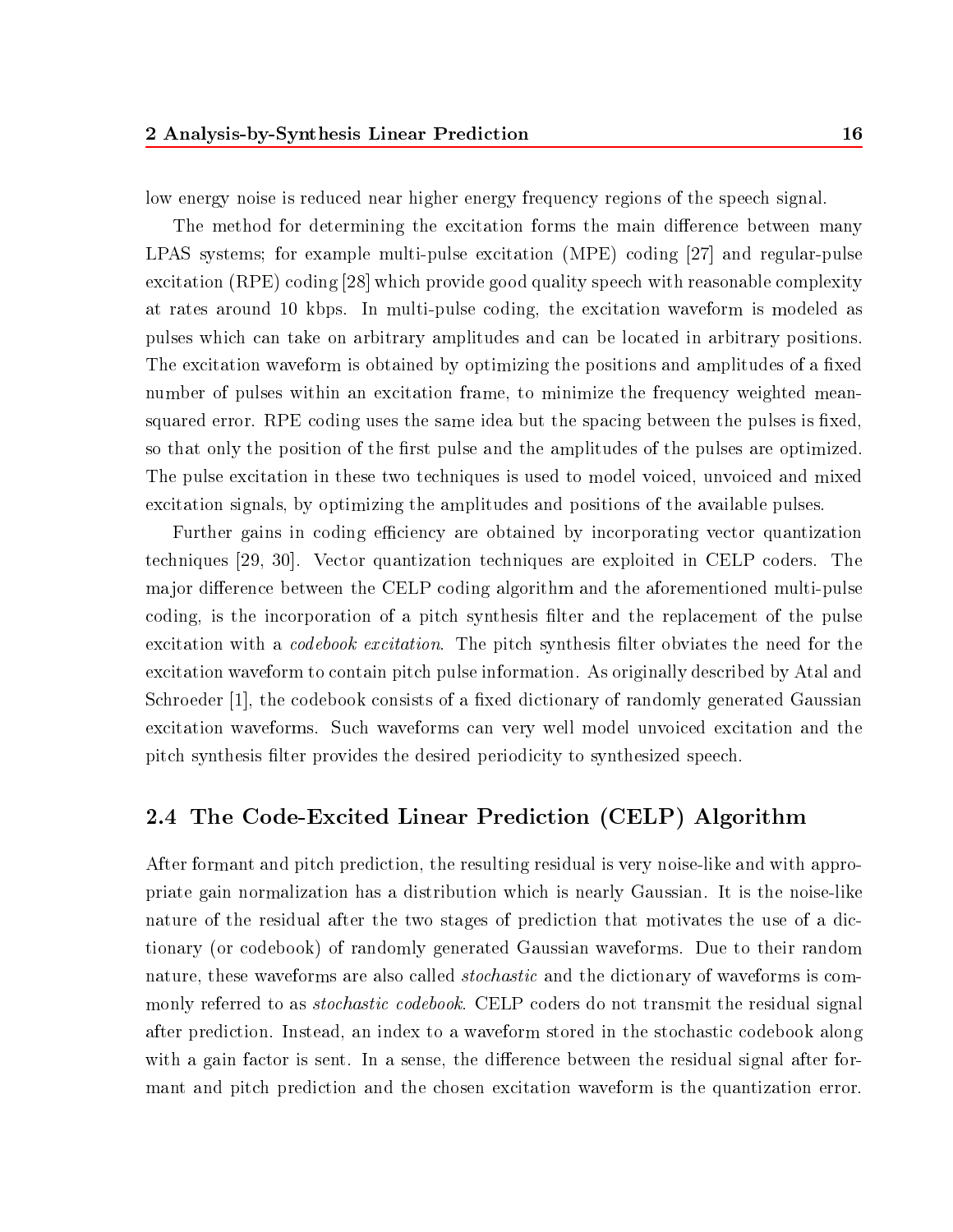low energy noise is reduced near higher energy frequency regions of the speech signal.

The method for determining the excitation forms the main difference between many LPAS systems; for example multi-pulse excitation (MPE) coding [27] and regular-pulse excitation (RPE) coding [28] which provide good quality speech with reasonable complexity at rates around 10 kbps. In multi-pulse coding, the excitation waveform is modeled as pulses which can take on arbitrary amplitudes and can be located in arbitrary positions. The excitation waveform is obtained by optimizing the positions and amplitudes of a fixed number of pulses within an excitation frame, to minimize the frequency weighted mean-squared error. RPE coding uses the same idea but the spacing between the pulses is fixed, so that only the position of the first pulse and the amplitudes of the pulses are optimized. The pulse excitation in these two techniques is used to model voiced, unvoiced and mixed excitation signals, by optimizing the amplitudes and positions of the available pulses.

Further gains in coding efficiency are obtained by incorporating vector quantization techniques [29, 30]. Vector quantization techniques are exploited in CELP coders. The major difference between the CELP coding algorithm and the aforementioned multi-pulse coding, is the incorporation of a pitch synthesis filter and the replacement of the pulse excitation with a *codebook excitation*. The pitch synthesis filter obviates the need for the excitation waveform to contain pitch pulse information. As originally described by Atal and Schroeder [1], the codebook consists of a fixed dictionary of randomly generated Gaussian excitation waveforms. Such waveforms can very well model unvoiced excitation and the pitch synthesis filter provides the desired periodicity to synthesized speech.

## 2.4 The Code-Excited Linear Prediction (CELP) Algorithm

After formant and pitch prediction, the resulting residual is very noise-like and with appropriate gain normalization has a distribution which is nearly Gaussian. It is the noise-like nature of the residual after the two stages of prediction that motivates the use of a dictionary (or codebook) of randomly generated Gaussian waveforms. Due to their random nature, these waveforms are also called *stochastic* and the dictionary of waveforms is commonly referred to as *stochastic codebook*. CELP coders do not transmit the residual signal after prediction. Instead, an index to a waveform stored in the stochastic codebook along with a gain factor is sent. In a sense, the difference between the residual signal after formant and pitch prediction and the chosen excitation waveform is the quantization error.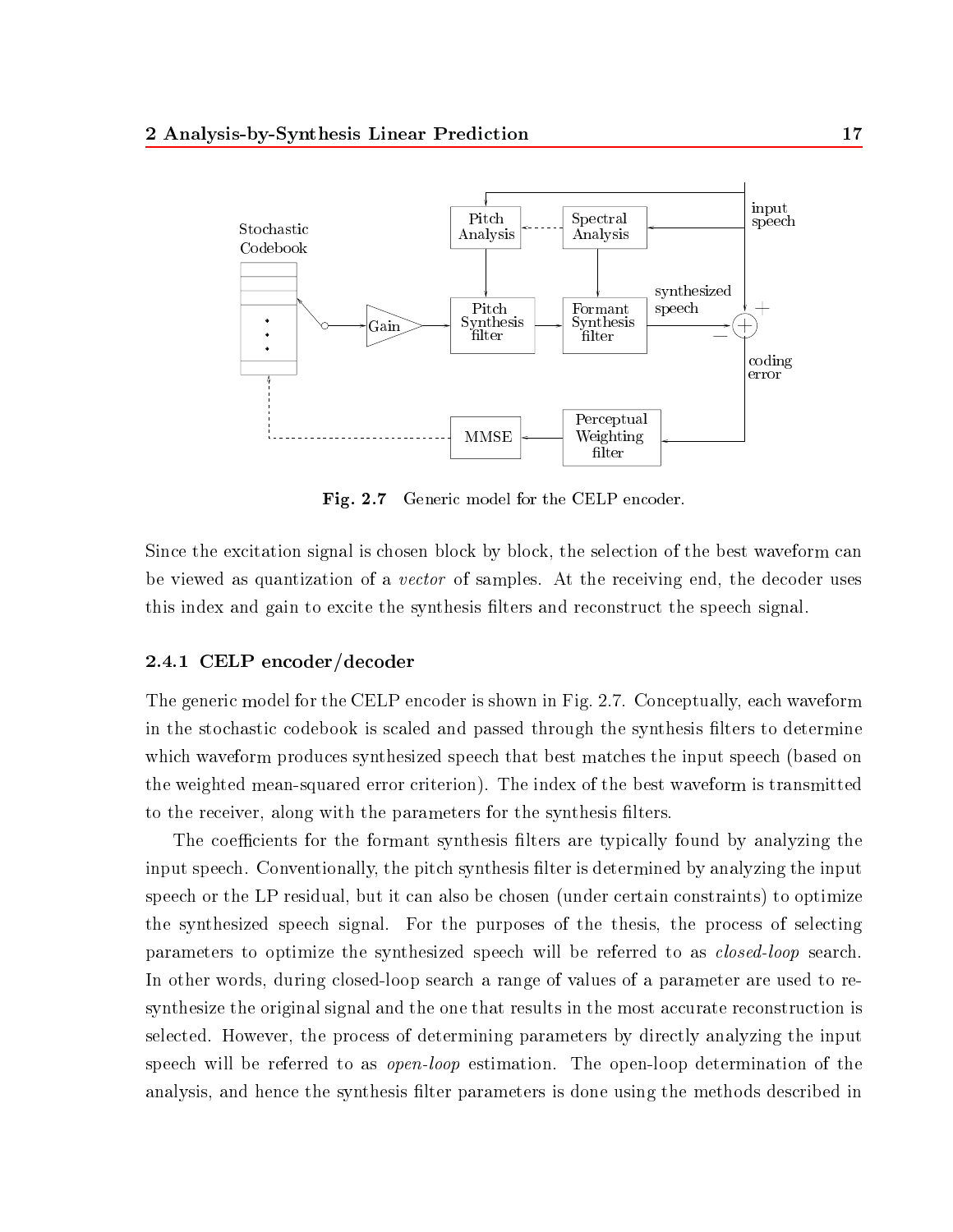Fig. 2.7 Generic model for the CELP encoder.

Since the excitation signal is chosen block by block, the selection of the best waveform can be viewed as quantization of a *vector* of samples. At the receiving end, the decoder uses this index and gain to excite the synthesis filters and reconstruct the speech signal.

### 2.4.1 CELP encoder/decoder

The generic model for the CELP encoder is shown in Fig. 2.7. Conceptually, each waveform in the stochastic codebook is scaled and passed through the synthesis filters to determine which waveform produces synthesized speech that best matches the input speech (based on the weighted mean-squared error criterion). The index of the best waveform is transmitted to the receiver, along with the parameters for the synthesis filters.

The coefficients for the formant synthesis filters are typically found by analyzing the input speech. Conventionally, the pitch synthesis filter is determined by analyzing the input speech or the LP residual, but it can also be chosen (under certain constraints) to optimize the synthesized speech signal. For the purposes of the thesis, the process of selecting parameters to optimize the synthesized speech will be referred to as *closed-loop* search. In other words, during closed-loop search a range of values of a parameter are used to re-synthesize the original signal and the one that results in the most accurate reconstruction is selected. However, the process of determining parameters by directly analyzing the input speech will be referred to as *open-loop* estimation. The open-loop determination of the analysis, and hence the synthesis filter parameters is done using the methods described in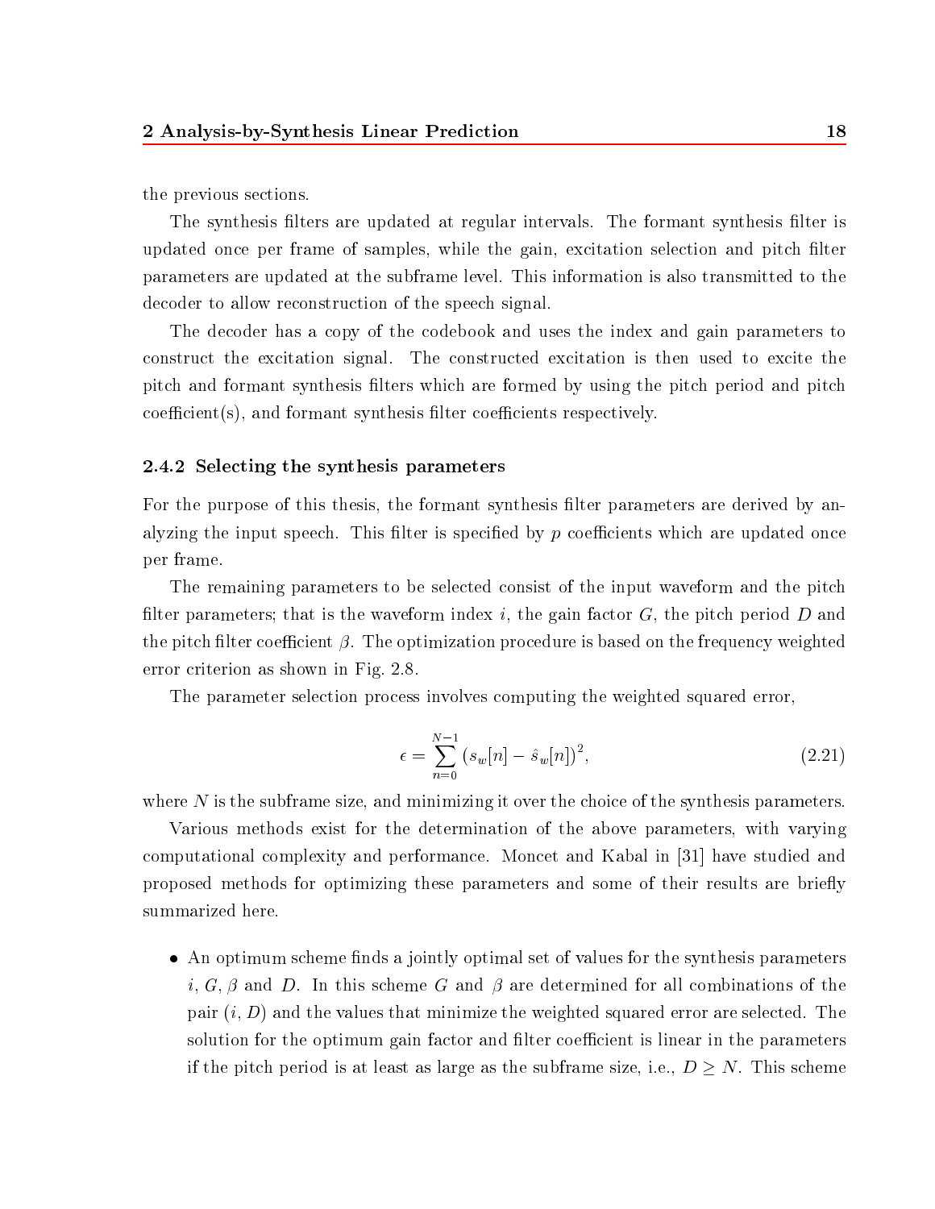the previous sections.

The synthesis filters are updated at regular intervals. The formant synthesis filter is updated once per frame of samples, while the gain, excitation selection and pitch filter parameters are updated at the subframe level. This information is also transmitted to the decoder to allow reconstruction of the speech signal.

The decoder has a copy of the codebook and uses the index and gain parameters to construct the excitation signal. The constructed excitation is then used to excite the pitch and formant synthesis filters which are formed by using the pitch period and pitch coefficient(s), and formant synthesis filter coefficients respectively.

### 2.4.2 Selecting the synthesis parameters

For the purpose of this thesis, the formant synthesis filter parameters are derived by analyzing the input speech. This filter is specified by $p$ coefficients which are updated once per frame.

The remaining parameters to be selected consist of the input waveform and the pitch filter parameters; that is the waveform index $i$, the gain factor $G$, the pitch period $D$ and the pitch filter coefficient $\beta$. The optimization procedure is based on the frequency weighted error criterion as shown in Fig. 2.8.

The parameter selection process involves computing the weighted squared error,

$$\epsilon = \sum_{n=0}^{N-1} \left(s_w[n] - \hat{s}_w[n]\right)^2, \tag{2.21}$$

where $N$ is the subframe size, and minimizing it over the choice of the synthesis parameters.

Various methods exist for the determination of the above parameters, with varying computational complexity and performance. Moncet and Kabal in [31] have studied and proposed methods for optimizing these parameters and some of their results are briefly summarized here.

- An optimum scheme finds a jointly optimal set of values for the synthesis parameters $i$, $G$, $\beta$ and $D$. In this scheme $G$ and $\beta$ are determined for all combinations of the pair $(i, D)$ and the values that minimize the weighted squared error are selected. The solution for the optimum gain factor and filter coefficient is linear in the parameters if the pitch period is at least as large as the subframe size, i.e., $D \geq N$. This scheme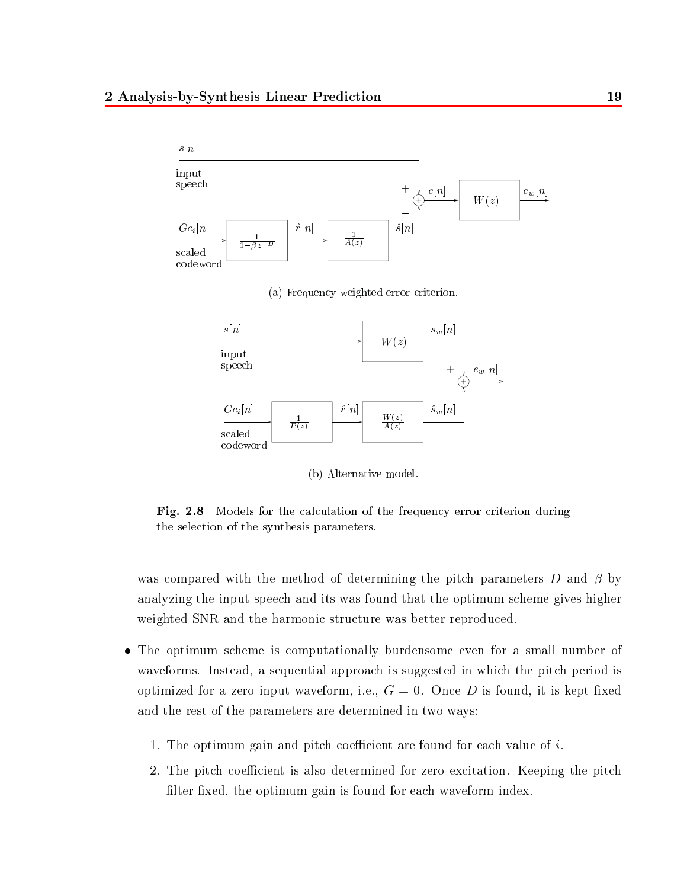(a) Frequency weighted error criterion.

(b) Alternative model.

**Fig. 2.8** Models for the calculation of the frequency error criterion during the selection of the synthesis parameters.

was compared with the method of determining the pitch parameters $D$ and $\beta$ by analyzing the input speech and its was found that the optimum scheme gives higher weighted SNR and the harmonic structure was better reproduced.

- The optimum scheme is computationally burdensome even for a small number of waveforms. Instead, a sequential approach is suggested in which the pitch period is optimized for a zero input waveform, i.e., $G = 0$. Once $D$ is found, it is kept fixed and the rest of the parameters are determined in two ways:

  1. The optimum gain and pitch coefficient are found for each value of $i$.
  2. The pitch coefficient is also determined for zero excitation. Keeping the pitch filter fixed, the optimum gain is found for each waveform index.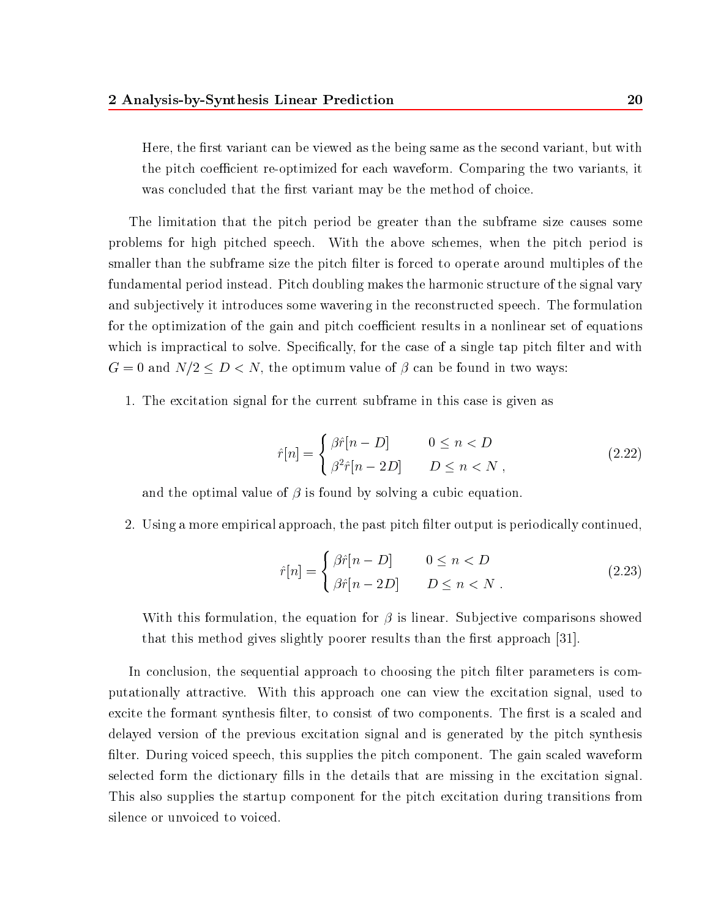Here, the first variant can be viewed as the being same as the second variant, but with the pitch coefficient re-optimized for each waveform. Comparing the two variants, it was concluded that the first variant may be the method of choice.

The limitation that the pitch period be greater than the subframe size causes some problems for high pitched speech. With the above schemes, when the pitch period is smaller than the subframe size the pitch filter is forced to operate around multiples of the fundamental period instead. Pitch doubling makes the harmonic structure of the signal vary and subjectively it introduces some wavering in the reconstructed speech. The formulation for the optimization of the gain and pitch coefficient results in a nonlinear set of equations which is impractical to solve. Specifically, for the case of a single tap pitch filter and with $G = 0$ and $N/2 \leq D < N$, the optimum value of $\beta$ can be found in two ways:

1. The excitation signal for the current subframe in this case is given as

$$\hat{r}[n] = \begin{cases} \beta \hat{r}[n-D] & 0 \leq n < D \\ \beta^2 \hat{r}[n-2D] & D \leq n < N \,, \end{cases} \tag{2.22}$$

   and the optimal value of $\beta$ is found by solving a cubic equation.

2. Using a more empirical approach, the past pitch filter output is periodically continued,

$$\hat{r}[n] = \begin{cases} \beta \hat{r}[n-D] & 0 \leq n < D \\ \beta \hat{r}[n-2D] & D \leq n < N \,. \end{cases} \tag{2.23}$$

   With this formulation, the equation for $\beta$ is linear. Subjective comparisons showed that this method gives slightly poorer results than the first approach [31].

In conclusion, the sequential approach to choosing the pitch filter parameters is computationally attractive. With this approach one can view the excitation signal, used to excite the formant synthesis filter, to consist of two components. The first is a scaled and delayed version of the previous excitation signal and is generated by the pitch synthesis filter. During voiced speech, this supplies the pitch component. The gain scaled waveform selected form the dictionary fills in the details that are missing in the excitation signal. This also supplies the startup component for the pitch excitation during transitions from silence or unvoiced to voiced.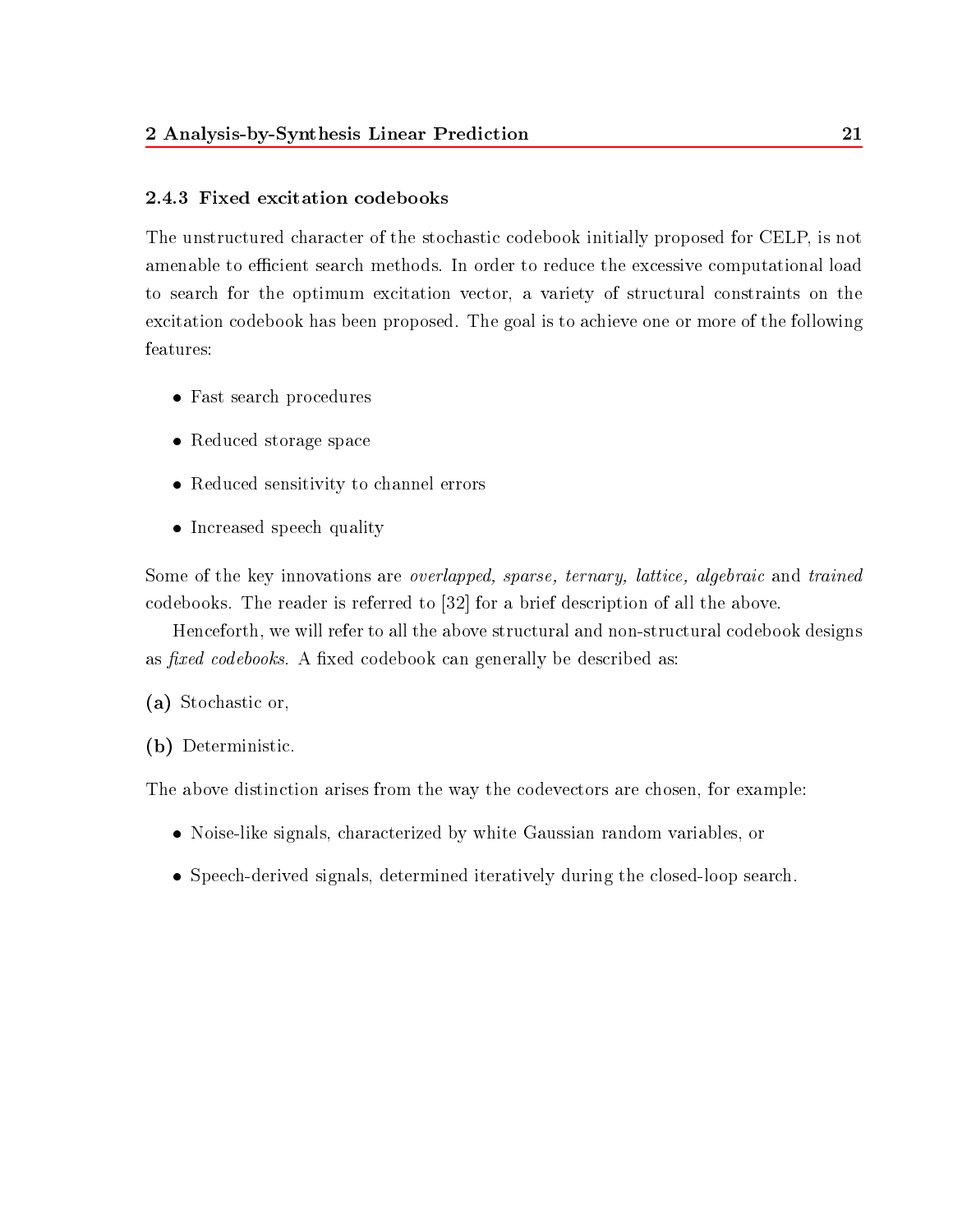### 2.4.3 Fixed excitation codebooks

The unstructured character of the stochastic codebook initially proposed for CELP, is not amenable to efficient search methods. In order to reduce the excessive computational load to search for the optimum excitation vector, a variety of structural constraints on the excitation codebook has been proposed. The goal is to achieve one or more of the following features:

- Fast search procedures
- Reduced storage space
- Reduced sensitivity to channel errors
- Increased speech quality

Some of the key innovations are *overlapped, sparse, ternary, lattice, algebraic* and *trained* codebooks. The reader is referred to [32] for a brief description of all the above.

Henceforth, we will refer to all the above structural and non-structural codebook designs as *fixed codebooks*. A fixed codebook can generally be described as:

**(a)** Stochastic or,

**(b)** Deterministic.

The above distinction arises from the way the codevectors are chosen, for example:

- Noise-like signals, characterized by white Gaussian random variables, or
- Speech-derived signals, determined iteratively during the closed-loop search.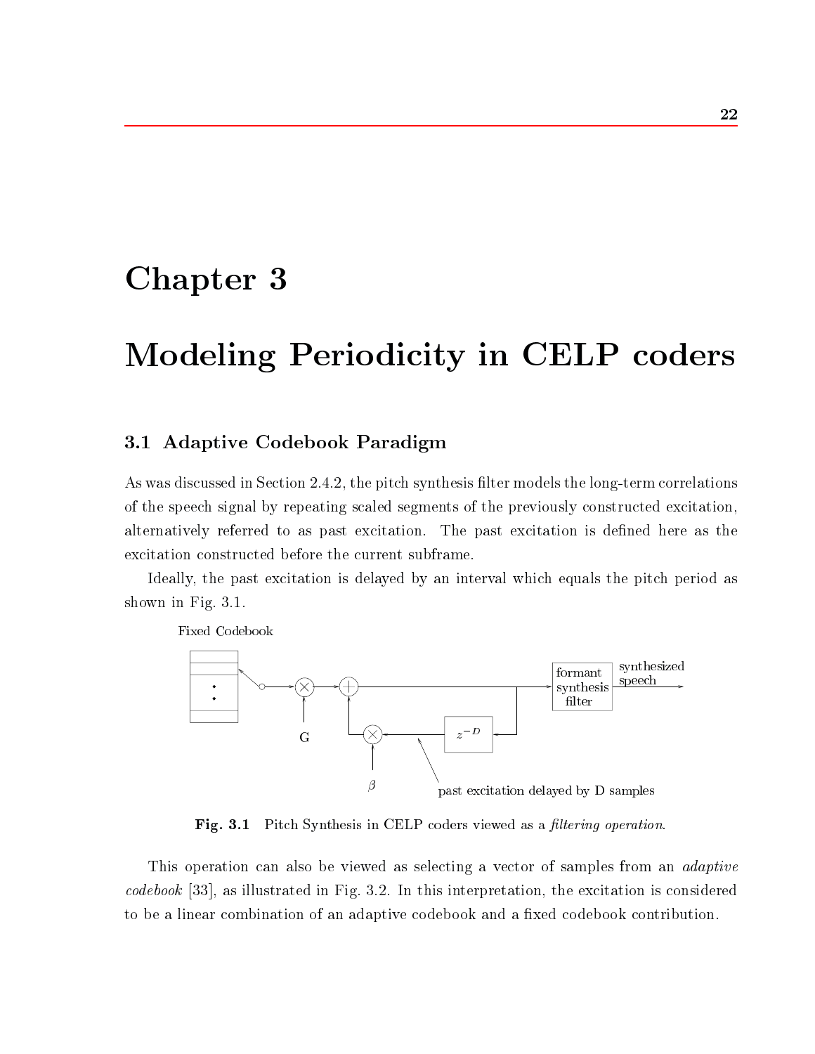# Chapter 3

# Modeling Periodicity in CELP coders

## 3.1 Adaptive Codebook Paradigm

As was discussed in Section 2.4.2, the pitch synthesis filter models the long-term correlations of the speech signal by repeating scaled segments of the previously constructed excitation, alternatively referred to as past excitation. The past excitation is defined here as the excitation constructed before the current subframe.

Ideally, the past excitation is delayed by an interval which equals the pitch period as shown in Fig. 3.1.

**Fig. 3.1** Pitch Synthesis in CELP coders viewed as a *filtering operation*.

This operation can also be viewed as selecting a vector of samples from an *adaptive codebook* [33], as illustrated in Fig. 3.2. In this interpretation, the excitation is considered to be a linear combination of an adaptive codebook and a fixed codebook contribution.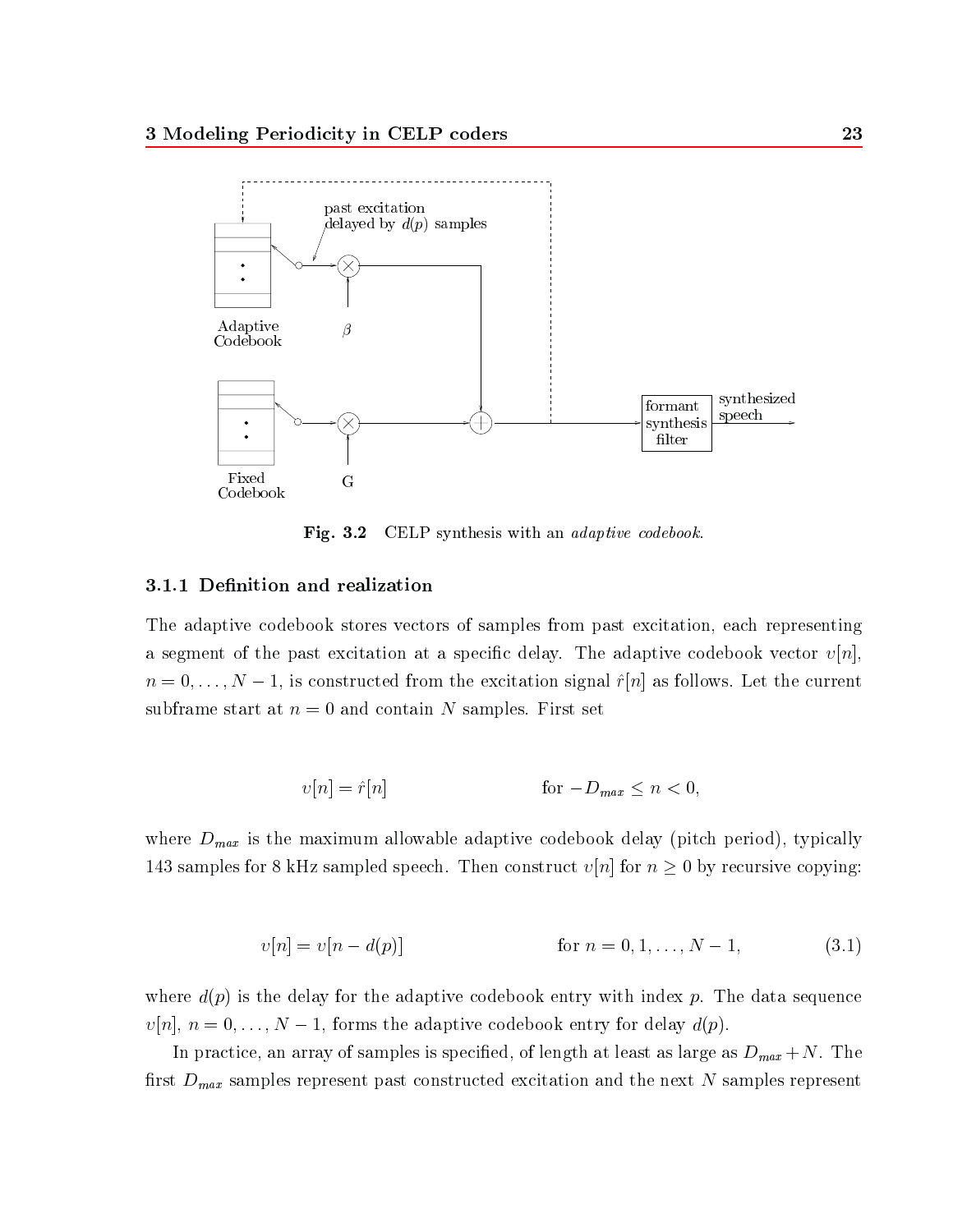Fig. 3.2 CELP synthesis with an *adaptive codebook*.

### 3.1.1 Definition and realization

The adaptive codebook stores vectors of samples from past excitation, each representing a segment of the past excitation at a specific delay. The adaptive codebook vector $v[n]$, $n = 0, \ldots, N-1$, is constructed from the excitation signal $\hat{r}[n]$ as follows. Let the current subframe start at $n = 0$ and contain $N$ samples. First set

$$v[n] = \hat{r}[n] \qquad \text{for } -D_{max} \leq n < 0,$$

where $D_{max}$ is the maximum allowable adaptive codebook delay (pitch period), typically 143 samples for 8 kHz sampled speech. Then construct $v[n]$ for $n \geq 0$ by recursive copying:

$$v[n] = v[n - d(p)] \qquad \text{for } n = 0, 1, \ldots, N-1, \tag{3.1}$$

where $d(p)$ is the delay for the adaptive codebook entry with index $p$. The data sequence $v[n]$, $n = 0, \ldots, N-1$, forms the adaptive codebook entry for delay $d(p)$.

In practice, an array of samples is specified, of length at least as large as $D_{max} + N$. The first $D_{max}$ samples represent past constructed excitation and the next $N$ samples represent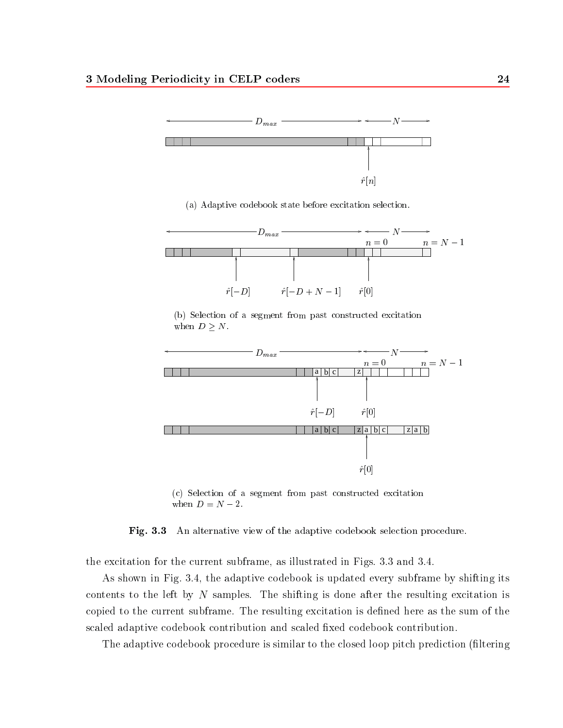(a) Adaptive codebook state before excitation selection.

(b) Selection of a segment from past constructed excitation when $D \geq N$.

(c) Selection of a segment from past constructed excitation when $D = N - 2$.

**Fig. 3.3** An alternative view of the adaptive codebook selection procedure.

the excitation for the current subframe, as illustrated in Figs. 3.3 and 3.4.

As shown in Fig. 3.4, the adaptive codebook is updated every subframe by shifting its contents to the left by $N$ samples. The shifting is done after the resulting excitation is copied to the current subframe. The resulting excitation is defined here as the sum of the scaled adaptive codebook contribution and scaled fixed codebook contribution.

The adaptive codebook procedure is similar to the closed loop pitch prediction (filtering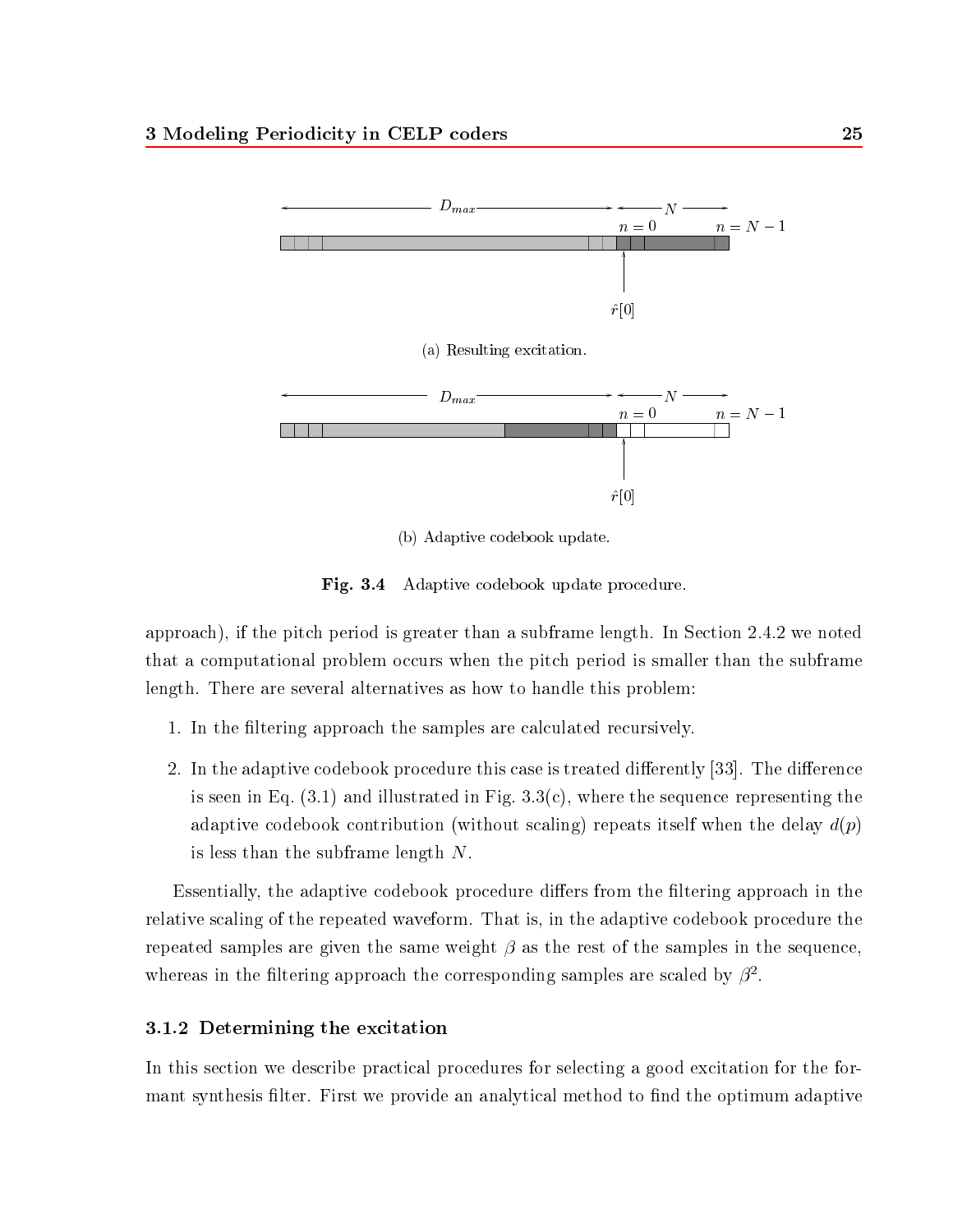(a) Resulting excitation.

(b) Adaptive codebook update.

**Fig. 3.4** Adaptive codebook update procedure.

approach), if the pitch period is greater than a subframe length. In Section 2.4.2 we noted that a computational problem occurs when the pitch period is smaller than the subframe length. There are several alternatives as how to handle this problem:

1. In the filtering approach the samples are calculated recursively.
2. In the adaptive codebook procedure this case is treated differently [33]. The difference is seen in Eq. (3.1) and illustrated in Fig. 3.3(c), where the sequence representing the adaptive codebook contribution (without scaling) repeats itself when the delay $d(p)$ is less than the subframe length $N$.

Essentially, the adaptive codebook procedure differs from the filtering approach in the relative scaling of the repeated waveform. That is, in the adaptive codebook procedure the repeated samples are given the same weight $\beta$ as the rest of the samples in the sequence, whereas in the filtering approach the corresponding samples are scaled by $\beta^2$.

### 3.1.2 Determining the excitation

In this section we describe practical procedures for selecting a good excitation for the formant synthesis filter. First we provide an analytical method to find the optimum adaptive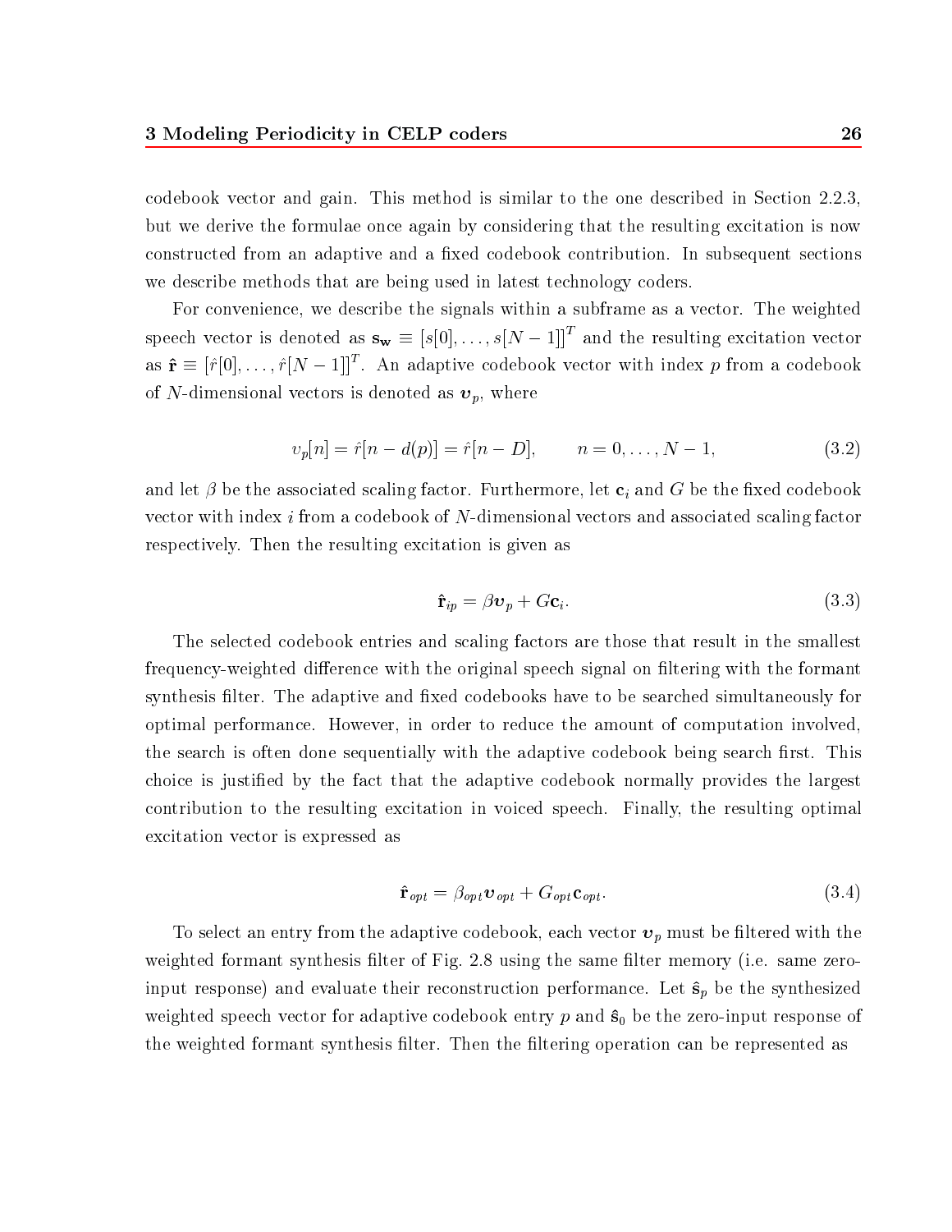codebook vector and gain. This method is similar to the one described in Section 2.2.3, but we derive the formulae once again by considering that the resulting excitation is now constructed from an adaptive and a fixed codebook contribution. In subsequent sections we describe methods that are being used in latest technology coders.

For convenience, we describe the signals within a subframe as a vector. The weighted speech vector is denoted as $\mathbf{s_w} \equiv [s[0], \ldots, s[N-1]]^T$ and the resulting excitation vector as $\hat{\mathbf{r}} \equiv [\hat{r}[0], \ldots, \hat{r}[N-1]]^T$. An adaptive codebook vector with index $p$ from a codebook of $N$-dimensional vectors is denoted as $\boldsymbol{\upsilon}_p$, where

$$\upsilon_p[n] = \hat{r}[n - d(p)] = \hat{r}[n - D], \qquad n = 0, \ldots, N-1, \tag{3.2}$$

and let $\beta$ be the associated scaling factor. Furthermore, let $\mathbf{c}_i$ and $G$ be the fixed codebook vector with index $i$ from a codebook of $N$-dimensional vectors and associated scaling factor respectively. Then the resulting excitation is given as

$$\hat{\mathbf{r}}_{ip} = \beta \boldsymbol{\upsilon}_p + G\mathbf{c}_i. \tag{3.3}$$

The selected codebook entries and scaling factors are those that result in the smallest frequency-weighted difference with the original speech signal on filtering with the formant synthesis filter. The adaptive and fixed codebooks have to be searched simultaneously for optimal performance. However, in order to reduce the amount of computation involved, the search is often done sequentially with the adaptive codebook being search first. This choice is justified by the fact that the adaptive codebook normally provides the largest contribution to the resulting excitation in voiced speech. Finally, the resulting optimal excitation vector is expressed as

$$\hat{\mathbf{r}}_{opt} = \beta_{opt} \boldsymbol{\upsilon}_{opt} + G_{opt}\mathbf{c}_{opt}. \tag{3.4}$$

To select an entry from the adaptive codebook, each vector $\boldsymbol{\upsilon}_p$ must be filtered with the weighted formant synthesis filter of Fig. 2.8 using the same filter memory (i.e. same zero-input response) and evaluate their reconstruction performance. Let $\hat{\mathbf{s}}_p$ be the synthesized weighted speech vector for adaptive codebook entry $p$ and $\hat{\mathbf{s}}_0$ be the zero-input response of the weighted formant synthesis filter. Then the filtering operation can be represented as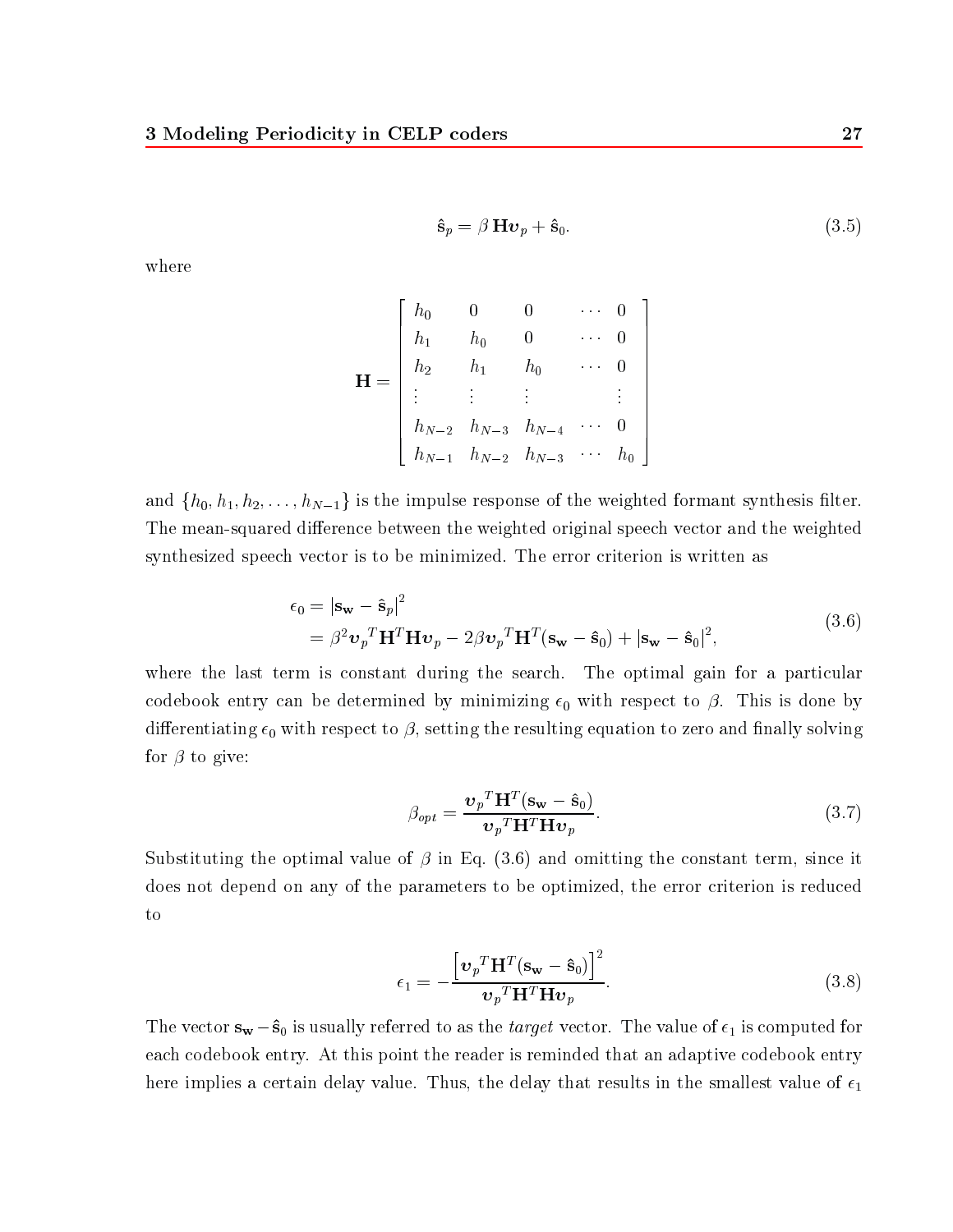$$\hat{\mathbf{s}}_p = \beta\, \mathbf{H}\boldsymbol{v}_p + \hat{\mathbf{s}}_0. \tag{3.5}$$

where

$$\mathbf{H} = \begin{bmatrix} h_0 & 0 & 0 & \cdots & 0 \\ h_1 & h_0 & 0 & \cdots & 0 \\ h_2 & h_1 & h_0 & \cdots & 0 \\ \vdots & \vdots & \vdots & & \vdots \\ h_{N-2} & h_{N-3} & h_{N-4} & \cdots & 0 \\ h_{N-1} & h_{N-2} & h_{N-3} & \cdots & h_0 \end{bmatrix}$$

and $\{h_0, h_1, h_2, \ldots, h_{N-1}\}$ is the impulse response of the weighted formant synthesis filter. The mean-squared difference between the weighted original speech vector and the weighted synthesized speech vector is to be minimized. The error criterion is written as

$$\begin{aligned} \epsilon_0 &= \left|\mathbf{s_w} - \hat{\mathbf{s}}_p\right|^2 \\ &= \beta^2 \boldsymbol{v}_p{}^T \mathbf{H}^T \mathbf{H} \boldsymbol{v}_p - 2\beta \boldsymbol{v}_p{}^T \mathbf{H}^T (\mathbf{s_w} - \hat{\mathbf{s}}_0) + \left|\mathbf{s_w} - \hat{\mathbf{s}}_0\right|^2, \end{aligned} \tag{3.6}$$

where the last term is constant during the search. The optimal gain for a particular codebook entry can be determined by minimizing $\epsilon_0$ with respect to $\beta$. This is done by differentiating $\epsilon_0$ with respect to $\beta$, setting the resulting equation to zero and finally solving for $\beta$ to give:

$$\beta_{opt} = \frac{\boldsymbol{v}_p{}^T \mathbf{H}^T (\mathbf{s_w} - \hat{\mathbf{s}}_0)}{\boldsymbol{v}_p{}^T \mathbf{H}^T \mathbf{H} \boldsymbol{v}_p}. \tag{3.7}$$

Substituting the optimal value of $\beta$ in Eq. (3.6) and omitting the constant term, since it does not depend on any of the parameters to be optimized, the error criterion is reduced to

$$\epsilon_1 = -\frac{\left[\boldsymbol{v}_p{}^T \mathbf{H}^T (\mathbf{s_w} - \hat{\mathbf{s}}_0)\right]^2}{\boldsymbol{v}_p{}^T \mathbf{H}^T \mathbf{H} \boldsymbol{v}_p}. \tag{3.8}$$

The vector $\mathbf{s_w} - \hat{\mathbf{s}}_0$ is usually referred to as the *target* vector. The value of $\epsilon_1$ is computed for each codebook entry. At this point the reader is reminded that an adaptive codebook entry here implies a certain delay value. Thus, the delay that results in the smallest value of $\epsilon_1$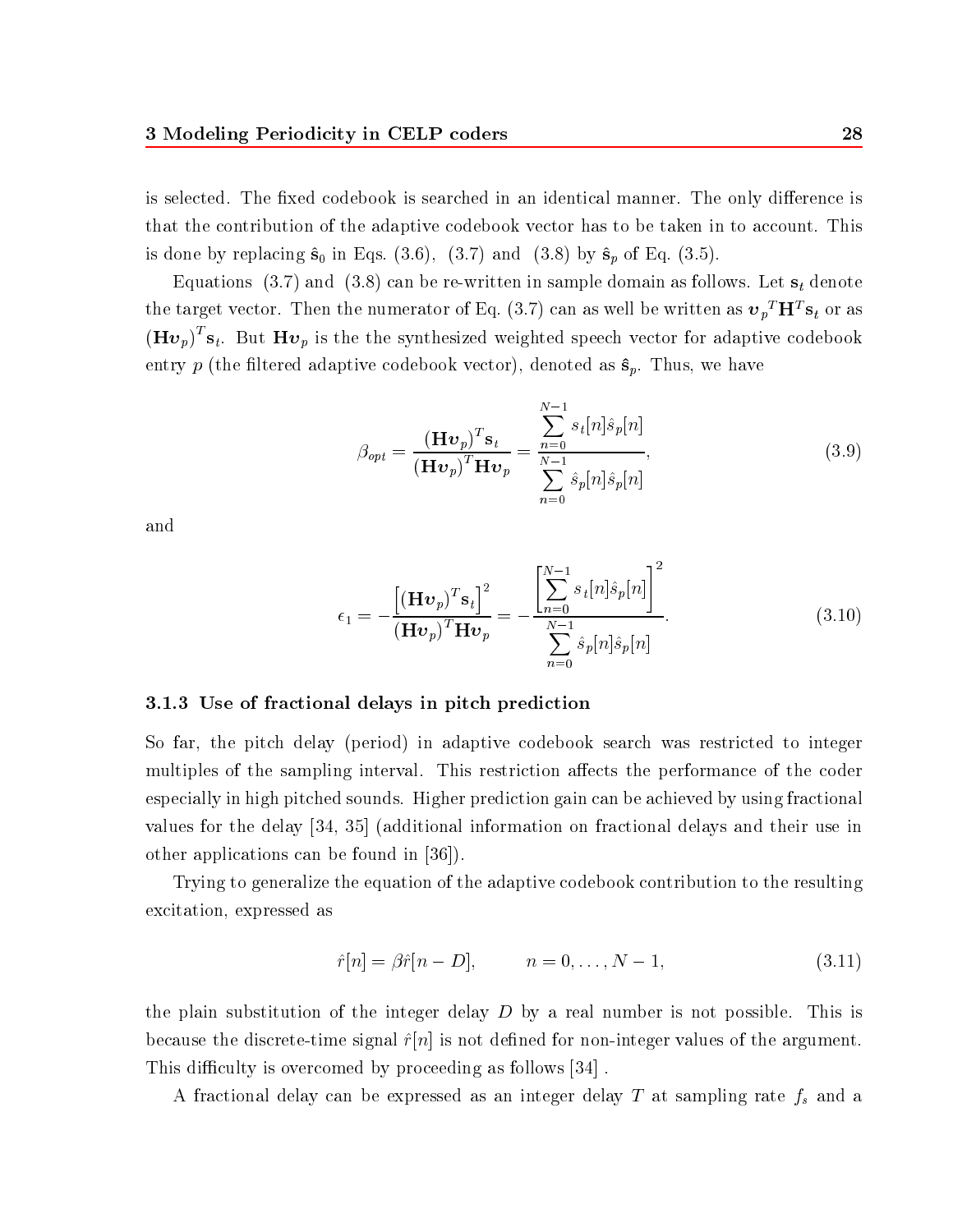is selected. The fixed codebook is searched in an identical manner. The only difference is that the contribution of the adaptive codebook vector has to be taken in to account. This is done by replacing $\hat{\mathbf{s}}_0$ in Eqs. (3.6), (3.7) and (3.8) by $\hat{\mathbf{s}}_p$ of Eq. (3.5).

Equations (3.7) and (3.8) can be re-written in sample domain as follows. Let $\mathbf{s}_t$ denote the target vector. Then the numerator of Eq. (3.7) can as well be written as ${\boldsymbol{v}_p}^T\mathbf{H}^T\mathbf{s}_t$ or as $(\mathbf{H}\boldsymbol{v}_p)^T\mathbf{s}_t$. But $\mathbf{H}\boldsymbol{v}_p$ is the the synthesized weighted speech vector for adaptive codebook entry $p$ (the filtered adaptive codebook vector), denoted as $\hat{\mathbf{s}}_p$. Thus, we have

$$\beta_{opt} = \frac{(\mathbf{H}\boldsymbol{v}_p)^T\mathbf{s}_t}{(\mathbf{H}\boldsymbol{v}_p)^T\mathbf{H}\boldsymbol{v}_p} = \frac{\sum_{n=0}^{N-1} s_t[n]\hat{s}_p[n]}{\sum_{n=0}^{N-1} \hat{s}_p[n]\hat{s}_p[n]}, \tag{3.9}$$

and

$$\epsilon_1 = -\frac{\left[(\mathbf{H}\boldsymbol{v}_p)^T\mathbf{s}_t\right]^2}{(\mathbf{H}\boldsymbol{v}_p)^T\mathbf{H}\boldsymbol{v}_p} = -\frac{\left[\sum_{n=0}^{N-1} s_t[n]\hat{s}_p[n]\right]^2}{\sum_{n=0}^{N-1} \hat{s}_p[n]\hat{s}_p[n]}. \tag{3.10}$$

### 3.1.3 Use of fractional delays in pitch prediction

So far, the pitch delay (period) in adaptive codebook search was restricted to integer multiples of the sampling interval. This restriction affects the performance of the coder especially in high pitched sounds. Higher prediction gain can be achieved by using fractional values for the delay [34, 35] (additional information on fractional delays and their use in other applications can be found in [36]).

Trying to generalize the equation of the adaptive codebook contribution to the resulting excitation, expressed as

$$\hat{r}[n] = \beta\hat{r}[n-D], \qquad n = 0, \ldots, N-1, \tag{3.11}$$

the plain substitution of the integer delay $D$ by a real number is not possible. This is because the discrete-time signal $\hat{r}[n]$ is not defined for non-integer values of the argument. This difficulty is overcomed by proceeding as follows [34] .

A fractional delay can be expressed as an integer delay $T$ at sampling rate $f_s$ and a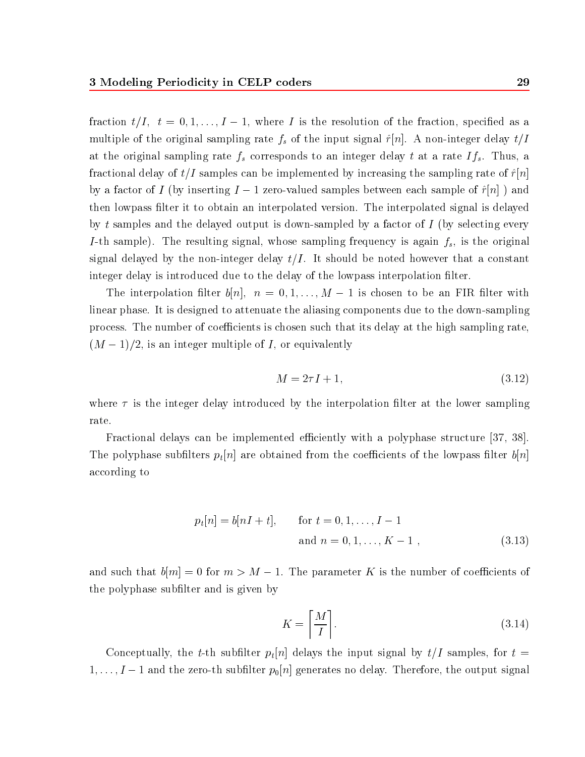fraction $t/I$, $t = 0, 1, \ldots, I-1$, where $I$ is the resolution of the fraction, specified as a multiple of the original sampling rate $f_s$ of the input signal $\hat{r}[n]$. A non-integer delay $t/I$ at the original sampling rate $f_s$ corresponds to an integer delay $t$ at a rate $If_s$. Thus, a fractional delay of $t/I$ samples can be implemented by increasing the sampling rate of $\hat{r}[n]$ by a factor of $I$ (by inserting $I-1$ zero-valued samples between each sample of $\hat{r}[n]$ ) and then lowpass filter it to obtain an interpolated version. The interpolated signal is delayed by $t$ samples and the delayed output is down-sampled by a factor of $I$ (by selecting every $I$-th sample). The resulting signal, whose sampling frequency is again $f_s$, is the original signal delayed by the non-integer delay $t/I$. It should be noted however that a constant integer delay is introduced due to the delay of the lowpass interpolation filter.

The interpolation filter $b[n]$, $n = 0, 1, \ldots, M-1$ is chosen to be an FIR filter with linear phase. It is designed to attenuate the aliasing components due to the down-sampling process. The number of coefficients is chosen such that its delay at the high sampling rate, $(M-1)/2$, is an integer multiple of $I$, or equivalently

$$M = 2\tau I + 1, \tag{3.12}$$

where $\tau$ is the integer delay introduced by the interpolation filter at the lower sampling rate.

Fractional delays can be implemented efficiently with a polyphase structure [37, 38]. The polyphase subfilters $p_t[n]$ are obtained from the coefficients of the lowpass filter $b[n]$ according to

$$p_t[n] = b[nI + t], \qquad \text{for } t = 0, 1, \ldots, I-1 \text{ and } n = 0, 1, \ldots, K-1 \,, \tag{3.13}$$

and such that $b[m] = 0$ for $m > M-1$. The parameter $K$ is the number of coefficients of the polyphase subfilter and is given by

$$K = \left\lceil \frac{M}{I} \right\rceil. \tag{3.14}$$

Conceptually, the $t$-th subfilter $p_t[n]$ delays the input signal by $t/I$ samples, for $t = 1, \ldots, I-1$ and the zero-th subfilter $p_0[n]$ generates no delay. Therefore, the output signal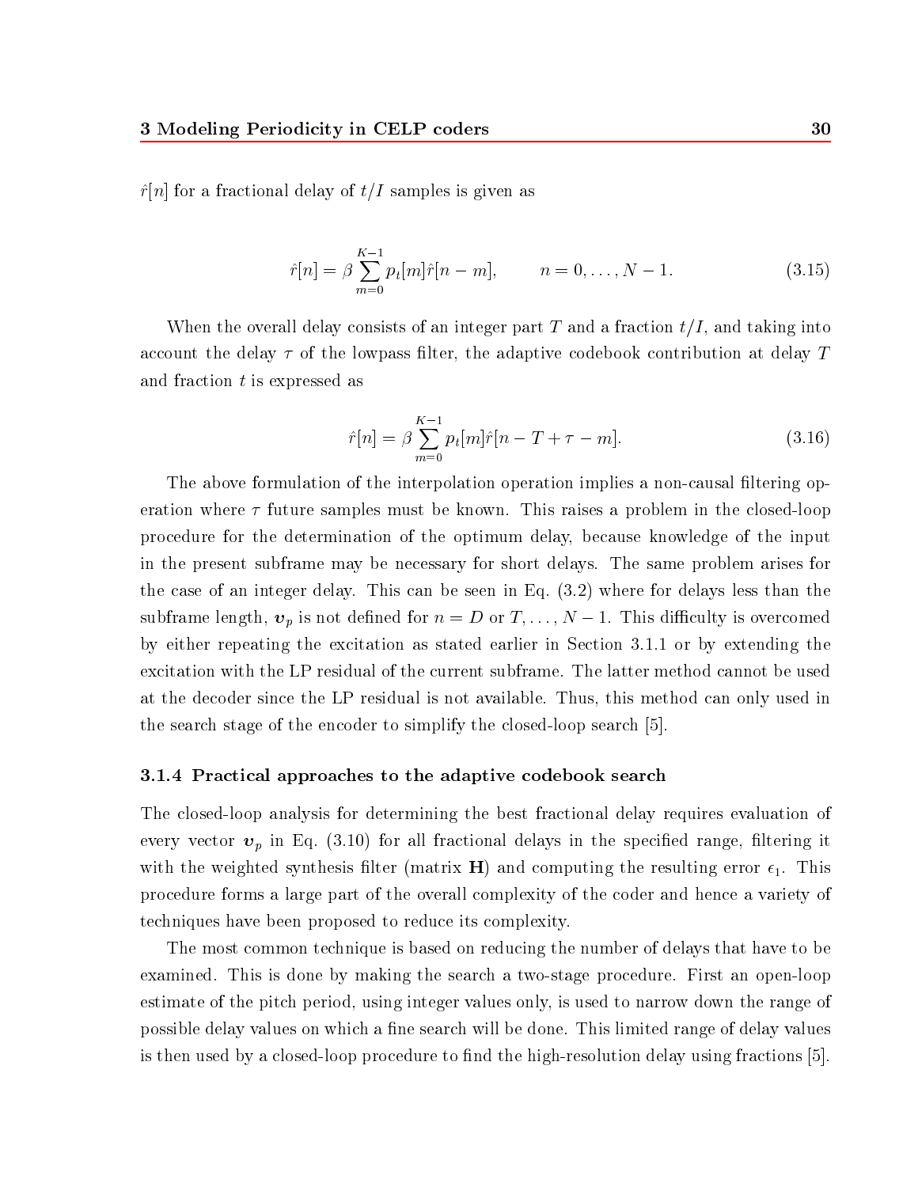$\hat{r}[n]$ for a fractional delay of $t/I$ samples is given as

$$\hat{r}[n] = \beta \sum_{m=0}^{K-1} p_t[m]\hat{r}[n-m], \qquad n = 0, \ldots, N-1. \tag{3.15}$$

When the overall delay consists of an integer part $T$ and a fraction $t/I$, and taking into account the delay $\tau$ of the lowpass filter, the adaptive codebook contribution at delay $T$ and fraction $t$ is expressed as

$$\hat{r}[n] = \beta \sum_{m=0}^{K-1} p_t[m]\hat{r}[n-T+\tau-m]. \tag{3.16}$$

The above formulation of the interpolation operation implies a non-causal filtering operation where $\tau$ future samples must be known. This raises a problem in the closed-loop procedure for the determination of the optimum delay, because knowledge of the input in the present subframe may be necessary for short delays. The same problem arises for the case of an integer delay. This can be seen in Eq. (3.2) where for delays less than the subframe length, $\boldsymbol{v}_p$ is not defined for $n = D$ or $T, \ldots, N-1$. This difficulty is overcomed by either repeating the excitation as stated earlier in Section 3.1.1 or by extending the excitation with the LP residual of the current subframe. The latter method cannot be used at the decoder since the LP residual is not available. Thus, this method can only used in the search stage of the encoder to simplify the closed-loop search [5].

### 3.1.4 Practical approaches to the adaptive codebook search

The closed-loop analysis for determining the best fractional delay requires evaluation of every vector $\boldsymbol{v}_p$ in Eq. (3.10) for all fractional delays in the specified range, filtering it with the weighted synthesis filter (matrix $\mathbf{H}$) and computing the resulting error $\epsilon_1$. This procedure forms a large part of the overall complexity of the coder and hence a variety of techniques have been proposed to reduce its complexity.

The most common technique is based on reducing the number of delays that have to be examined. This is done by making the search a two-stage procedure. First an open-loop estimate of the pitch period, using integer values only, is used to narrow down the range of possible delay values on which a fine search will be done. This limited range of delay values is then used by a closed-loop procedure to find the high-resolution delay using fractions [5].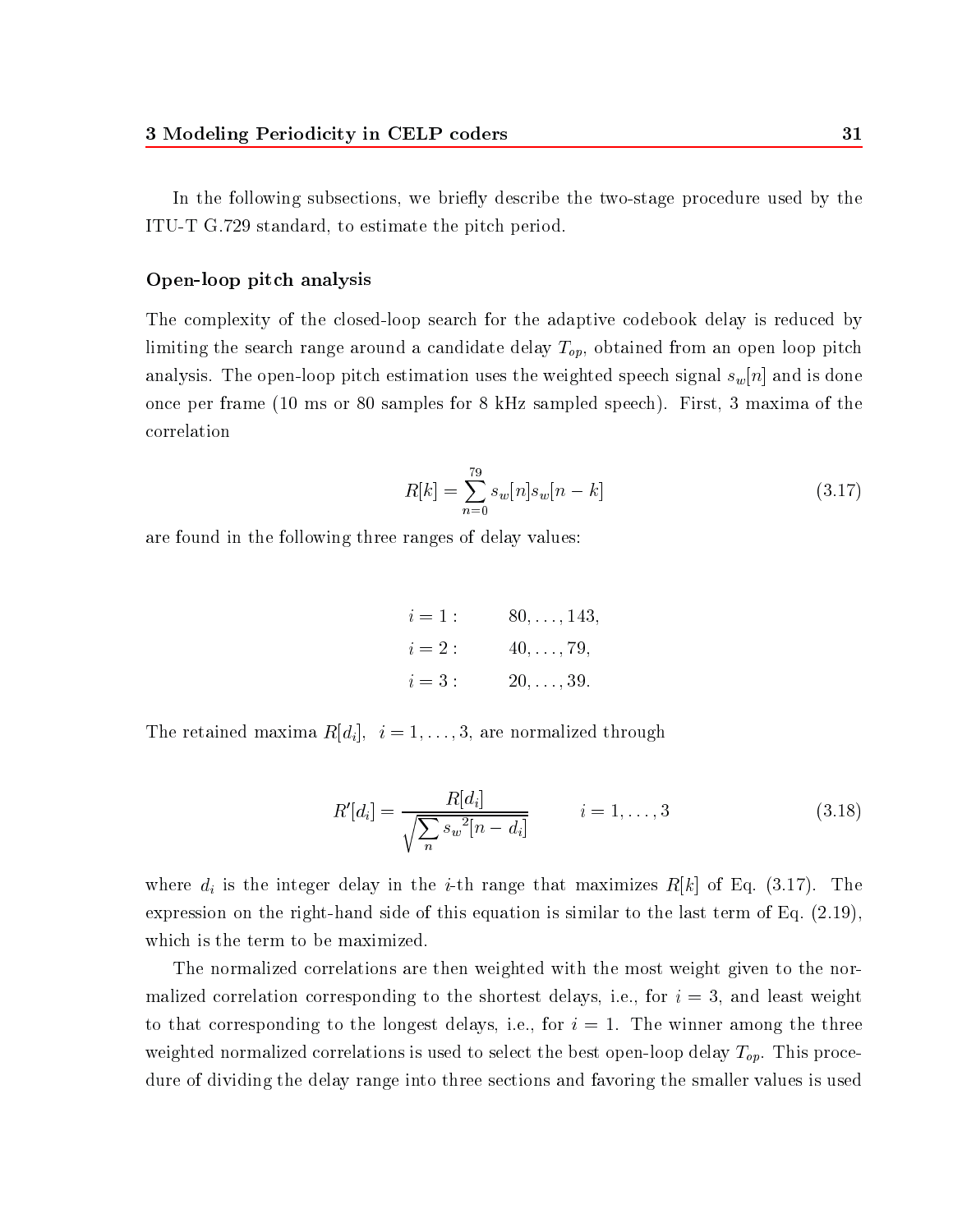In the following subsections, we briefly describe the two-stage procedure used by the ITU-T G.729 standard, to estimate the pitch period.

### Open-loop pitch analysis

The complexity of the closed-loop search for the adaptive codebook delay is reduced by limiting the search range around a candidate delay $T_{op}$, obtained from an open loop pitch analysis. The open-loop pitch estimation uses the weighted speech signal $s_w[n]$ and is done once per frame (10 ms or 80 samples for 8 kHz sampled speech). First, 3 maxima of the correlation

$$R[k] = \sum_{n=0}^{79} s_w[n] s_w[n-k] \tag{3.17}$$

are found in the following three ranges of delay values:

$$\begin{aligned} i = 1: &\qquad 80, \ldots, 143, \\ i = 2: &\qquad 40, \ldots, 79, \\ i = 3: &\qquad 20, \ldots, 39. \end{aligned}$$

The retained maxima $R[d_i]$, $i = 1, \ldots, 3$, are normalized through

$$R'[d_i] = \frac{R[d_i]}{\sqrt{\sum_n {s_w}^2[n - d_i]}} \qquad i = 1, \ldots, 3 \tag{3.18}$$

where $d_i$ is the integer delay in the $i$-th range that maximizes $R[k]$ of Eq. (3.17). The expression on the right-hand side of this equation is similar to the last term of Eq. (2.19), which is the term to be maximized.

The normalized correlations are then weighted with the most weight given to the normalized correlation corresponding to the shortest delays, i.e., for $i = 3$, and least weight to that corresponding to the longest delays, i.e., for $i = 1$. The winner among the three weighted normalized correlations is used to select the best open-loop delay $T_{op}$. This procedure of dividing the delay range into three sections and favoring the smaller values is used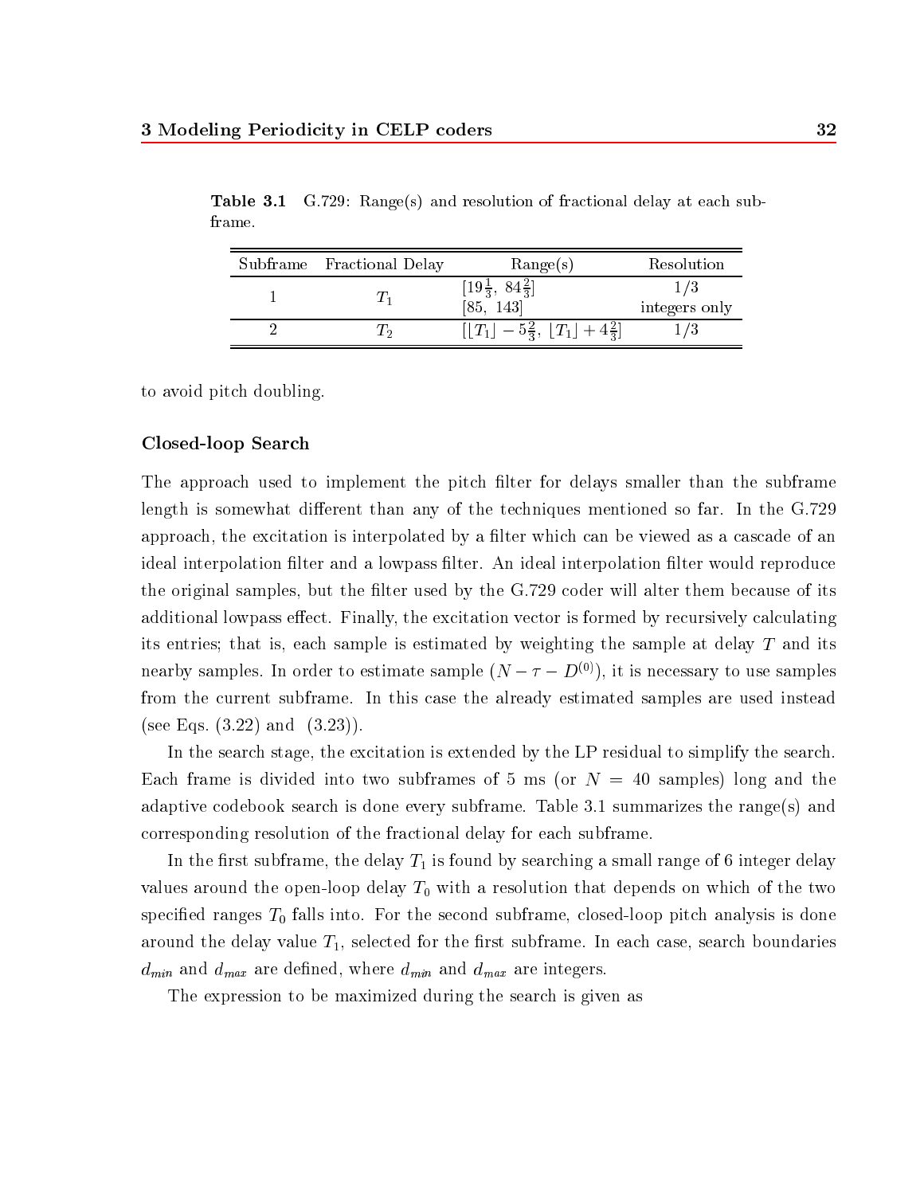**Table 3.1** G.729: Range(s) and resolution of fractional delay at each subframe.

| Subframe | Fractional Delay | Range(s) | Resolution |
|---|---|---|---|
| 1 | $T_1$ | $[19\frac{1}{3},\ 84\frac{2}{3}]$ | 1/3 |
| | | $[85,\ 143]$ | integers only |
| 2 | $T_2$ | $[\lfloor T_1 \rfloor - 5\frac{2}{3},\ \lfloor T_1 \rfloor + 4\frac{2}{3}]$ | 1/3 |

to avoid pitch doubling.

### Closed-loop Search

The approach used to implement the pitch filter for delays smaller than the subframe length is somewhat different than any of the techniques mentioned so far. In the G.729 approach, the excitation is interpolated by a filter which can be viewed as a cascade of an ideal interpolation filter and a lowpass filter. An ideal interpolation filter would reproduce the original samples, but the filter used by the G.729 coder will alter them because of its additional lowpass effect. Finally, the excitation vector is formed by recursively calculating its entries; that is, each sample is estimated by weighting the sample at delay $T$ and its nearby samples. In order to estimate sample $(N - \tau - D^{(0)})$, it is necessary to use samples from the current subframe. In this case the already estimated samples are used instead (see Eqs. (3.22) and (3.23)).

In the search stage, the excitation is extended by the LP residual to simplify the search. Each frame is divided into two subframes of 5 ms (or $N = 40$ samples) long and the adaptive codebook search is done every subframe. Table 3.1 summarizes the range(s) and corresponding resolution of the fractional delay for each subframe.

In the first subframe, the delay $T_1$ is found by searching a small range of 6 integer delay values around the open-loop delay $T_0$ with a resolution that depends on which of the two specified ranges $T_0$ falls into. For the second subframe, closed-loop pitch analysis is done around the delay value $T_1$, selected for the first subframe. In each case, search boundaries $d_{min}$ and $d_{max}$ are defined, where $d_{min}$ and $d_{max}$ are integers.

The expression to be maximized during the search is given as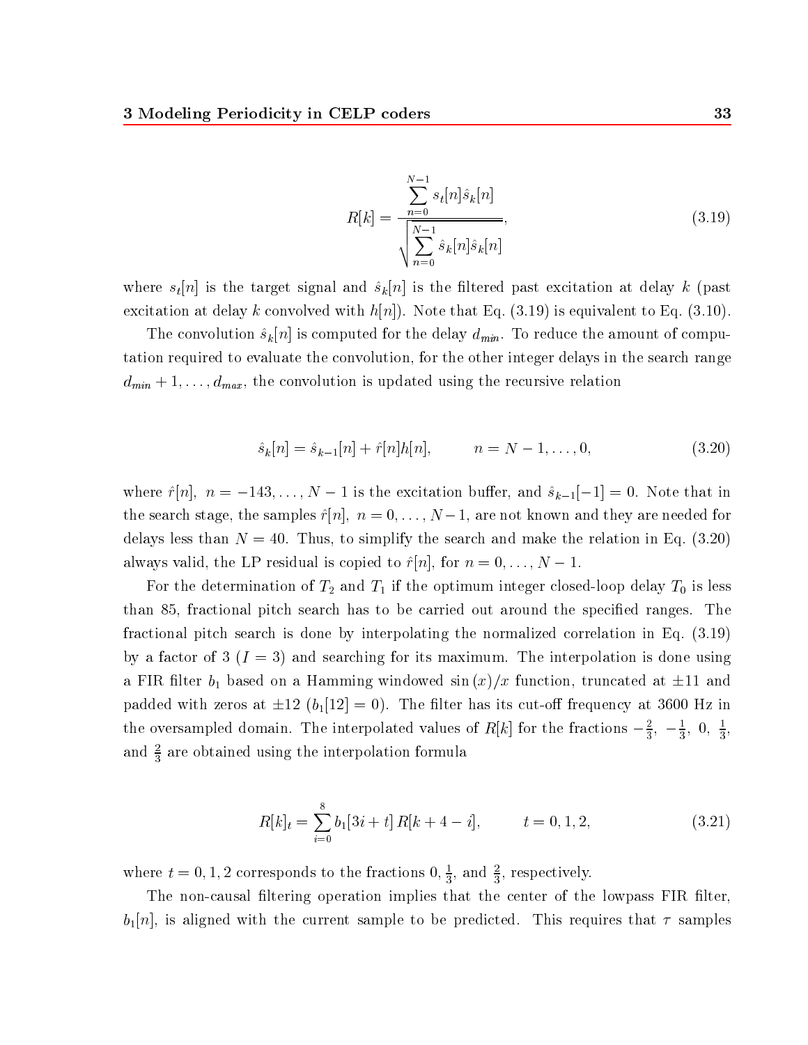$$R[k] = \frac{\sum_{n=0}^{N-1} s_t[n]\hat{s}_k[n]}{\sqrt{\sum_{n=0}^{N-1} \hat{s}_k[n]\hat{s}_k[n]}}, \tag{3.19}$$

where $s_t[n]$ is the target signal and $\hat{s}_k[n]$ is the filtered past excitation at delay $k$ (past excitation at delay $k$ convolved with $h[n]$). Note that Eq. (3.19) is equivalent to Eq. (3.10).

The convolution $\hat{s}_k[n]$ is computed for the delay $d_{min}$. To reduce the amount of computation required to evaluate the convolution, for the other integer delays in the search range $d_{min}+1, \ldots, d_{max}$, the convolution is updated using the recursive relation

$$\hat{s}_k[n] = \hat{s}_{k-1}[n] + \hat{r}[n]h[n], \qquad n = N-1, \ldots, 0, \tag{3.20}$$

where $\hat{r}[n]$, $n = -143, \ldots, N-1$ is the excitation buffer, and $\hat{s}_{k-1}[-1] = 0$. Note that in the search stage, the samples $\hat{r}[n]$, $n = 0, \ldots, N-1$, are not known and they are needed for delays less than $N = 40$. Thus, to simplify the search and make the relation in Eq. (3.20) always valid, the LP residual is copied to $\hat{r}[n]$, for $n = 0, \ldots, N-1$.

For the determination of $T_2$ and $T_1$ if the optimum integer closed-loop delay $T_0$ is less than 85, fractional pitch search has to be carried out around the specified ranges. The fractional pitch search is done by interpolating the normalized correlation in Eq. (3.19) by a factor of 3 ($I = 3$) and searching for its maximum. The interpolation is done using a FIR filter $b_1$ based on a Hamming windowed $\sin(x)/x$ function, truncated at $\pm 11$ and padded with zeros at $\pm 12$ ($b_1[12] = 0$). The filter has its cut-off frequency at 3600 Hz in the oversampled domain. The interpolated values of $R[k]$ for the fractions $-\frac{2}{3}$, $-\frac{1}{3}$, $0$, $\frac{1}{3}$, and $\frac{2}{3}$ are obtained using the interpolation formula

$$R[k]_t = \sum_{i=0}^{8} b_1[3i+t]\, R[k+4-i], \qquad t = 0, 1, 2, \tag{3.21}$$

where $t = 0, 1, 2$ corresponds to the fractions $0$, $\frac{1}{3}$, and $\frac{2}{3}$, respectively.

The non-causal filtering operation implies that the center of the lowpass FIR filter, $b_1[n]$, is aligned with the current sample to be predicted. This requires that $\tau$ samples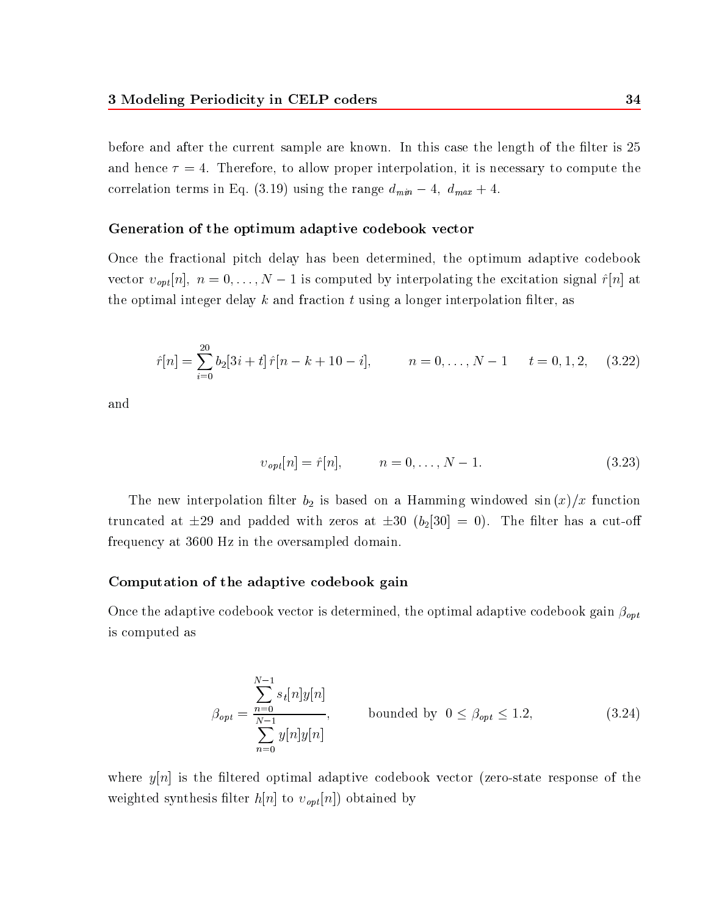before and after the current sample are known. In this case the length of the filter is 25 and hence $\tau = 4$. Therefore, to allow proper interpolation, it is necessary to compute the correlation terms in Eq. (3.19) using the range $d_{min} - 4,\ d_{max} + 4$.

### Generation of the optimum adaptive codebook vector

Once the fractional pitch delay has been determined, the optimum adaptive codebook vector $v_{opt}[n],\ n = 0, \ldots, N-1$ is computed by interpolating the excitation signal $\hat{r}[n]$ at the optimal integer delay $k$ and fraction $t$ using a longer interpolation filter, as

$$\hat{r}[n] = \sum_{i=0}^{20} b_2[3i + t]\, \hat{r}[n - k + 10 - i], \qquad n = 0, \ldots, N-1 \quad t = 0, 1, 2, \tag{3.22}$$

and

$$v_{opt}[n] = \hat{r}[n], \qquad n = 0, \ldots, N-1. \tag{3.23}$$

The new interpolation filter $b_2$ is based on a Hamming windowed $\sin(x)/x$ function truncated at $\pm 29$ and padded with zeros at $\pm 30$ ($b_2[30] = 0$). The filter has a cut-off frequency at 3600 Hz in the oversampled domain.

### Computation of the adaptive codebook gain

Once the adaptive codebook vector is determined, the optimal adaptive codebook gain $\beta_{opt}$ is computed as

$$\beta_{opt} = \frac{\sum_{n=0}^{N-1} s_t[n] y[n]}{\sum_{n=0}^{N-1} y[n] y[n]}, \qquad \text{bounded by } \ 0 \leq \beta_{opt} \leq 1.2, \tag{3.24}$$

where $y[n]$ is the filtered optimal adaptive codebook vector (zero-state response of the weighted synthesis filter $h[n]$ to $v_{opt}[n]$) obtained by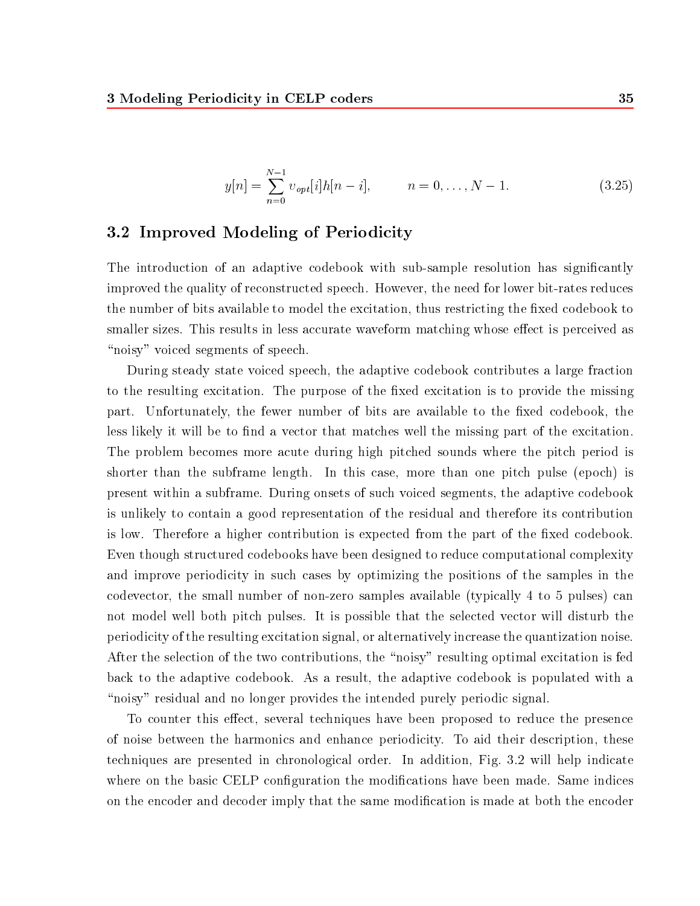$$y[n] = \sum_{n=0}^{N-1} \upsilon_{opt}[i]h[n-i], \qquad n = 0, \ldots, N-1. \tag{3.25}$$

## 3.2 Improved Modeling of Periodicity

The introduction of an adaptive codebook with sub-sample resolution has significantly improved the quality of reconstructed speech. However, the need for lower bit-rates reduces the number of bits available to model the excitation, thus restricting the fixed codebook to smaller sizes. This results in less accurate waveform matching whose effect is perceived as "noisy" voiced segments of speech.

During steady state voiced speech, the adaptive codebook contributes a large fraction to the resulting excitation. The purpose of the fixed excitation is to provide the missing part. Unfortunately, the fewer number of bits are available to the fixed codebook, the less likely it will be to find a vector that matches well the missing part of the excitation. The problem becomes more acute during high pitched sounds where the pitch period is shorter than the subframe length. In this case, more than one pitch pulse (epoch) is present within a subframe. During onsets of such voiced segments, the adaptive codebook is unlikely to contain a good representation of the residual and therefore its contribution is low. Therefore a higher contribution is expected from the part of the fixed codebook. Even though structured codebooks have been designed to reduce computational complexity and improve periodicity in such cases by optimizing the positions of the samples in the codevector, the small number of non-zero samples available (typically 4 to 5 pulses) can not model well both pitch pulses. It is possible that the selected vector will disturb the periodicity of the resulting excitation signal, or alternatively increase the quantization noise. After the selection of the two contributions, the "noisy" resulting optimal excitation is fed back to the adaptive codebook. As a result, the adaptive codebook is populated with a "noisy" residual and no longer provides the intended purely periodic signal.

To counter this effect, several techniques have been proposed to reduce the presence of noise between the harmonics and enhance periodicity. To aid their description, these techniques are presented in chronological order. In addition, Fig. 3.2 will help indicate where on the basic CELP configuration the modifications have been made. Same indices on the encoder and decoder imply that the same modification is made at both the encoder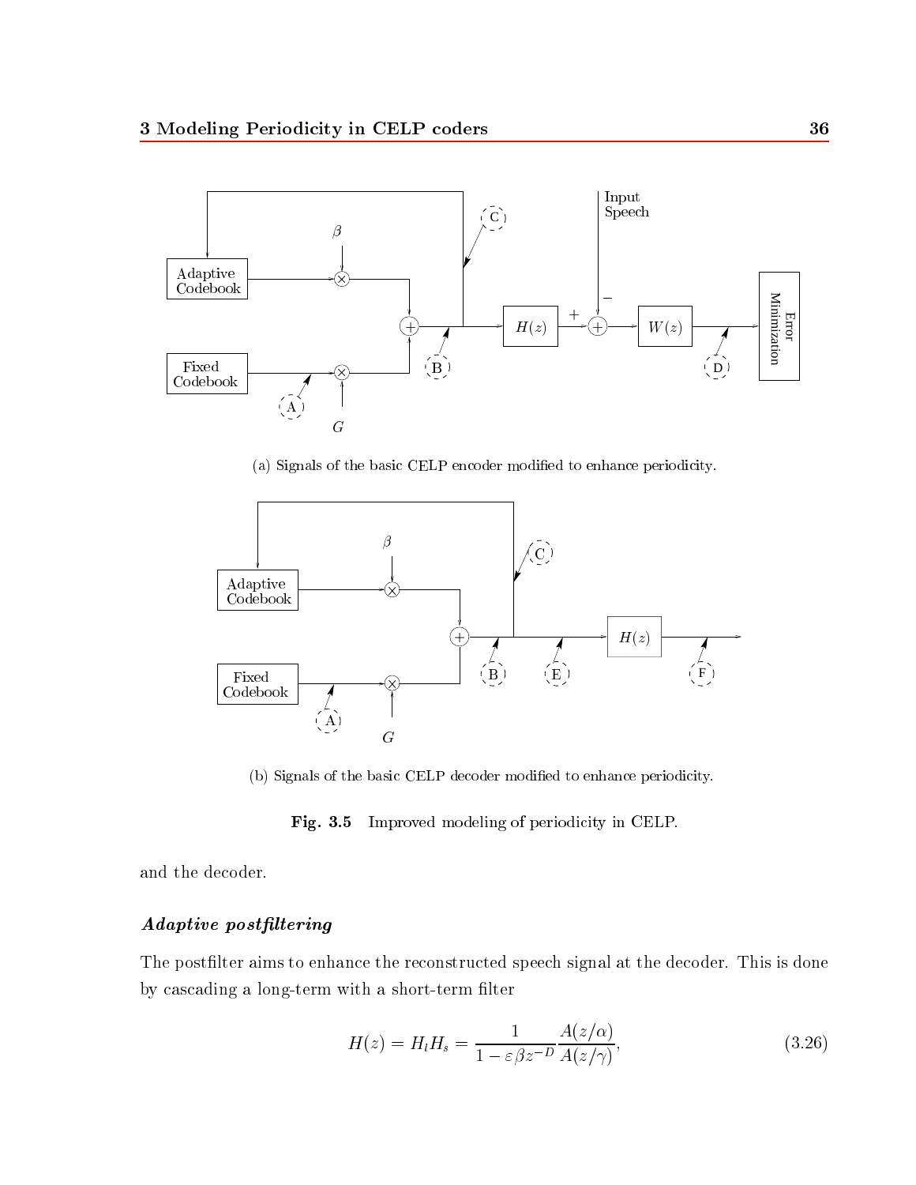(a) Signals of the basic CELP encoder modified to enhance periodicity.

(b) Signals of the basic CELP decoder modified to enhance periodicity.

**Fig. 3.5** Improved modeling of periodicity in CELP.

and the decoder.

#### *Adaptive postfiltering*

The postfilter aims to enhance the reconstructed speech signal at the decoder. This is done by cascading a long-term with a short-term filter

$$H(z) = H_l H_s = \frac{1}{1 - \varepsilon \beta z^{-D}} \frac{A(z/\alpha)}{A(z/\gamma)}, \tag{3.26}$$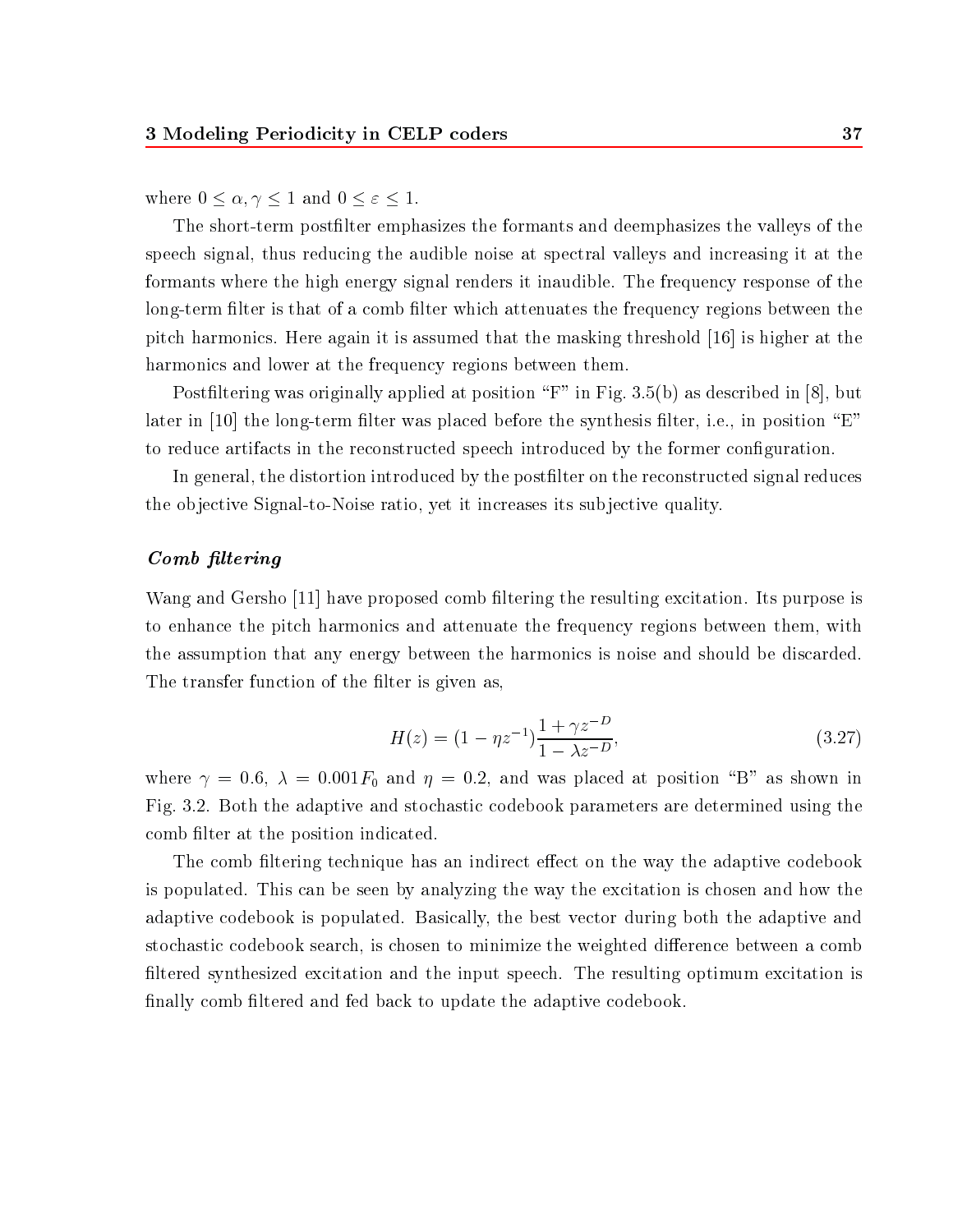where $0 \leq \alpha, \gamma \leq 1$ and $0 \leq \varepsilon \leq 1$.

The short-term postfilter emphasizes the formants and deemphasizes the valleys of the speech signal, thus reducing the audible noise at spectral valleys and increasing it at the formants where the high energy signal renders it inaudible. The frequency response of the long-term filter is that of a comb filter which attenuates the frequency regions between the pitch harmonics. Here again it is assumed that the masking threshold [16] is higher at the harmonics and lower at the frequency regions between them.

Postfiltering was originally applied at position "F" in Fig. 3.5(b) as described in [8], but later in [10] the long-term filter was placed before the synthesis filter, i.e., in position "E" to reduce artifacts in the reconstructed speech introduced by the former configuration.

In general, the distortion introduced by the postfilter on the reconstructed signal reduces the objective Signal-to-Noise ratio, yet it increases its subjective quality.

### *Comb filtering*

Wang and Gersho [11] have proposed comb filtering the resulting excitation. Its purpose is to enhance the pitch harmonics and attenuate the frequency regions between them, with the assumption that any energy between the harmonics is noise and should be discarded. The transfer function of the filter is given as,

$$H(z) = (1 - \eta z^{-1}) \frac{1 + \gamma z^{-D}}{1 - \lambda z^{-D}}, \tag{3.27}$$

where $\gamma = 0.6$, $\lambda = 0.001 F_0$ and $\eta = 0.2$, and was placed at position "B" as shown in Fig. 3.2. Both the adaptive and stochastic codebook parameters are determined using the comb filter at the position indicated.

The comb filtering technique has an indirect effect on the way the adaptive codebook is populated. This can be seen by analyzing the way the excitation is chosen and how the adaptive codebook is populated. Basically, the best vector during both the adaptive and stochastic codebook search, is chosen to minimize the weighted difference between a comb filtered synthesized excitation and the input speech. The resulting optimum excitation is finally comb filtered and fed back to update the adaptive codebook.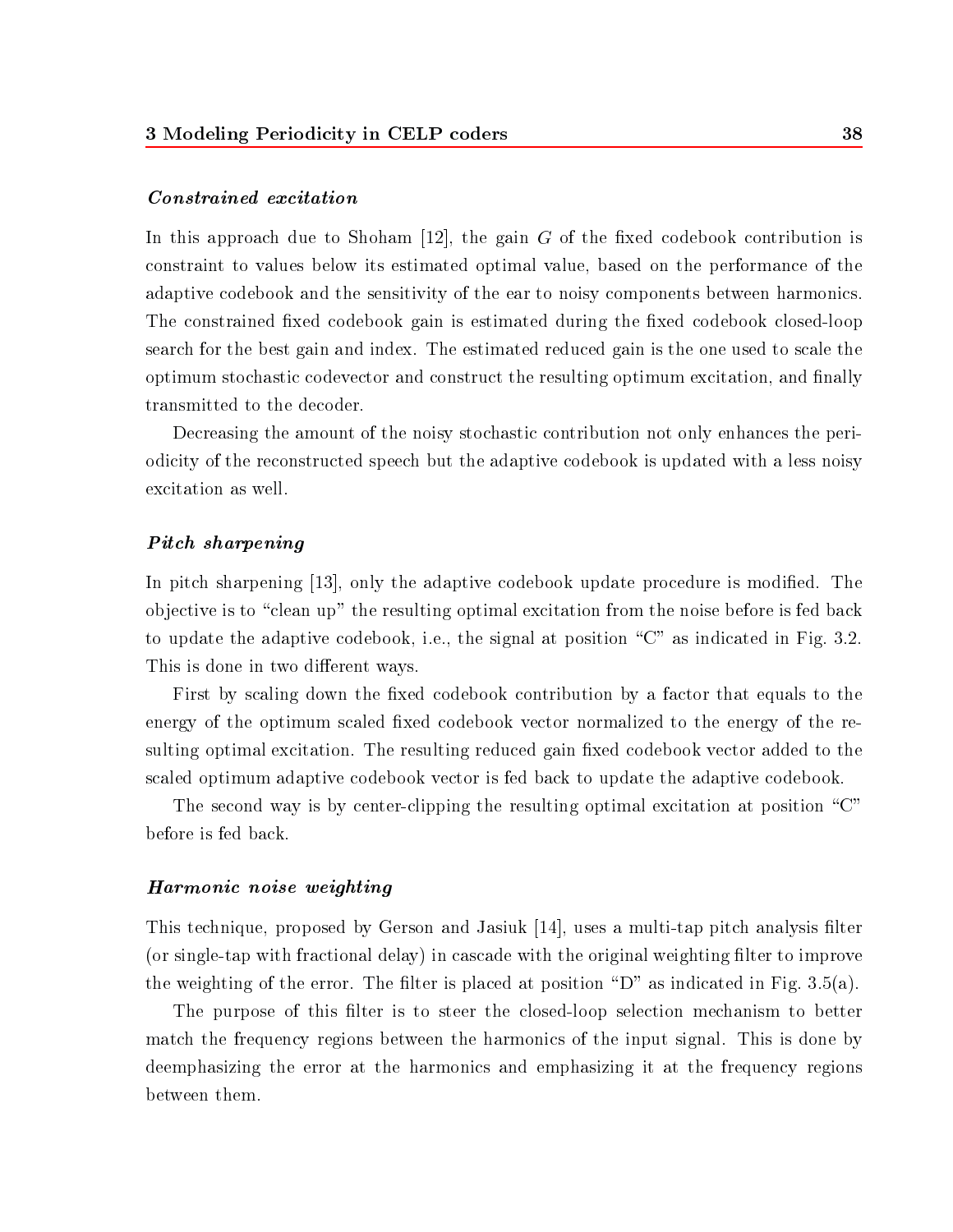#### ***Constrained excitation***

In this approach due to Shoham [12], the gain $G$ of the fixed codebook contribution is constraint to values below its estimated optimal value, based on the performance of the adaptive codebook and the sensitivity of the ear to noisy components between harmonics. The constrained fixed codebook gain is estimated during the fixed codebook closed-loop search for the best gain and index. The estimated reduced gain is the one used to scale the optimum stochastic codevector and construct the resulting optimum excitation, and finally transmitted to the decoder.

Decreasing the amount of the noisy stochastic contribution not only enhances the periodicity of the reconstructed speech but the adaptive codebook is updated with a less noisy excitation as well.

#### ***Pitch sharpening***

In pitch sharpening [13], only the adaptive codebook update procedure is modified. The objective is to "clean up" the resulting optimal excitation from the noise before is fed back to update the adaptive codebook, i.e., the signal at position "C" as indicated in Fig. 3.2. This is done in two different ways.

First by scaling down the fixed codebook contribution by a factor that equals to the energy of the optimum scaled fixed codebook vector normalized to the energy of the resulting optimal excitation. The resulting reduced gain fixed codebook vector added to the scaled optimum adaptive codebook vector is fed back to update the adaptive codebook.

The second way is by center-clipping the resulting optimal excitation at position "C" before is fed back.

#### ***Harmonic noise weighting***

This technique, proposed by Gerson and Jasiuk [14], uses a multi-tap pitch analysis filter (or single-tap with fractional delay) in cascade with the original weighting filter to improve the weighting of the error. The filter is placed at position "D" as indicated in Fig. 3.5(a).

The purpose of this filter is to steer the closed-loop selection mechanism to better match the frequency regions between the harmonics of the input signal. This is done by deemphasizing the error at the harmonics and emphasizing it at the frequency regions between them.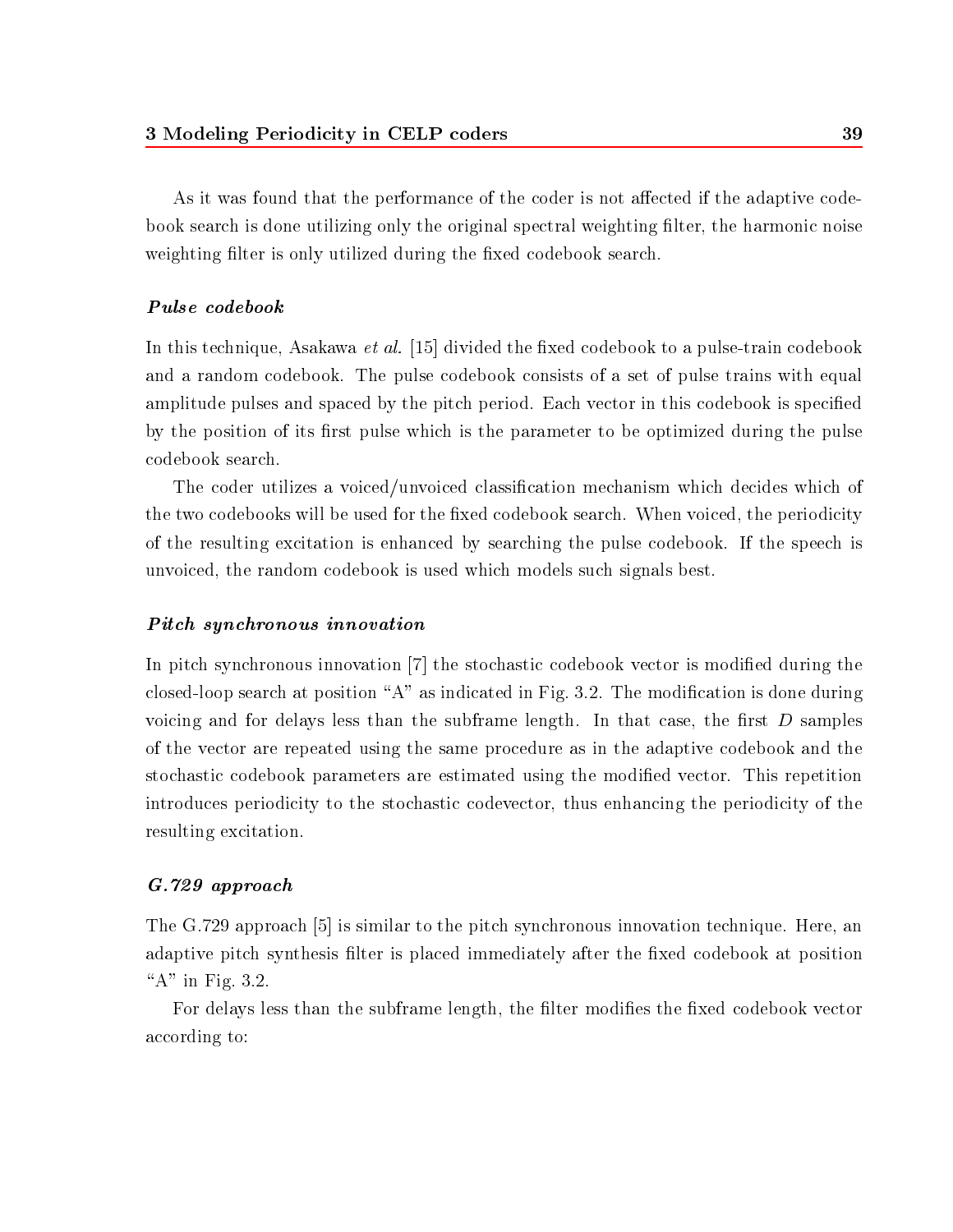As it was found that the performance of the coder is not affected if the adaptive codebook search is done utilizing only the original spectral weighting filter, the harmonic noise weighting filter is only utilized during the fixed codebook search.

#### *Pulse codebook*

In this technique, Asakawa *et al.* [15] divided the fixed codebook to a pulse-train codebook and a random codebook. The pulse codebook consists of a set of pulse trains with equal amplitude pulses and spaced by the pitch period. Each vector in this codebook is specified by the position of its first pulse which is the parameter to be optimized during the pulse codebook search.

The coder utilizes a voiced/unvoiced classification mechanism which decides which of the two codebooks will be used for the fixed codebook search. When voiced, the periodicity of the resulting excitation is enhanced by searching the pulse codebook. If the speech is unvoiced, the random codebook is used which models such signals best.

#### *Pitch synchronous innovation*

In pitch synchronous innovation [7] the stochastic codebook vector is modified during the closed-loop search at position "A" as indicated in Fig. 3.2. The modification is done during voicing and for delays less than the subframe length. In that case, the first $D$ samples of the vector are repeated using the same procedure as in the adaptive codebook and the stochastic codebook parameters are estimated using the modified vector. This repetition introduces periodicity to the stochastic codevector, thus enhancing the periodicity of the resulting excitation.

#### *G.729 approach*

The G.729 approach [5] is similar to the pitch synchronous innovation technique. Here, an adaptive pitch synthesis filter is placed immediately after the fixed codebook at position "A" in Fig. 3.2.

For delays less than the subframe length, the filter modifies the fixed codebook vector according to: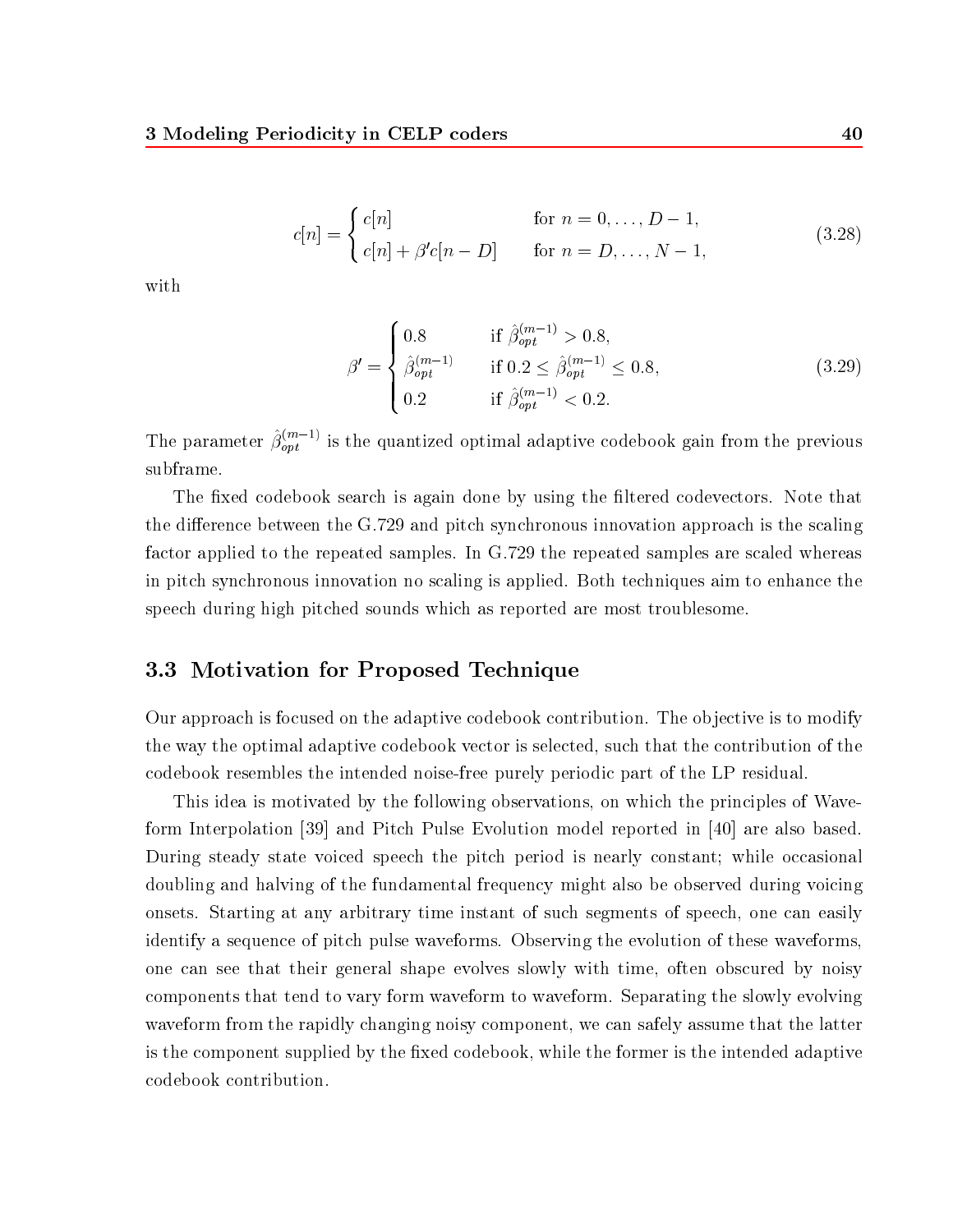$$c[n] = \begin{cases} c[n] & \text{for } n = 0, \ldots, D-1, \\ c[n] + \beta' c[n-D] & \text{for } n = D, \ldots, N-1, \end{cases} \tag{3.28}$$

with

$$\beta' = \begin{cases} 0.8 & \text{if } \hat{\beta}_{opt}^{(m-1)} > 0.8, \\ \hat{\beta}_{opt}^{(m-1)} & \text{if } 0.2 \leq \hat{\beta}_{opt}^{(m-1)} \leq 0.8, \\ 0.2 & \text{if } \hat{\beta}_{opt}^{(m-1)} < 0.2. \end{cases} \tag{3.29}$$

The parameter $\hat{\beta}_{opt}^{(m-1)}$ is the quantized optimal adaptive codebook gain from the previous subframe.

The fixed codebook search is again done by using the filtered codevectors. Note that the difference between the G.729 and pitch synchronous innovation approach is the scaling factor applied to the repeated samples. In G.729 the repeated samples are scaled whereas in pitch synchronous innovation no scaling is applied. Both techniques aim to enhance the speech during high pitched sounds which as reported are most troublesome.

## 3.3 Motivation for Proposed Technique

Our approach is focused on the adaptive codebook contribution. The objective is to modify the way the optimal adaptive codebook vector is selected, such that the contribution of the codebook resembles the intended noise-free purely periodic part of the LP residual.

This idea is motivated by the following observations, on which the principles of Waveform Interpolation [39] and Pitch Pulse Evolution model reported in [40] are also based. During steady state voiced speech the pitch period is nearly constant; while occasional doubling and halving of the fundamental frequency might also be observed during voicing onsets. Starting at any arbitrary time instant of such segments of speech, one can easily identify a sequence of pitch pulse waveforms. Observing the evolution of these waveforms, one can see that their general shape evolves slowly with time, often obscured by noisy components that tend to vary form waveform to waveform. Separating the slowly evolving waveform from the rapidly changing noisy component, we can safely assume that the latter is the component supplied by the fixed codebook, while the former is the intended adaptive codebook contribution.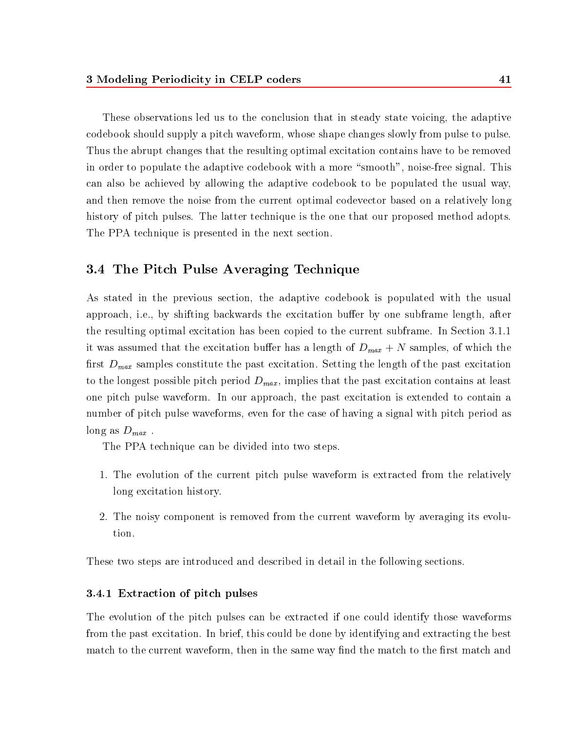These observations led us to the conclusion that in steady state voicing, the adaptive codebook should supply a pitch waveform, whose shape changes slowly from pulse to pulse. Thus the abrupt changes that the resulting optimal excitation contains have to be removed in order to populate the adaptive codebook with a more "smooth", noise-free signal. This can also be achieved by allowing the adaptive codebook to be populated the usual way, and then remove the noise from the current optimal codevector based on a relatively long history of pitch pulses. The latter technique is the one that our proposed method adopts. The PPA technique is presented in the next section.

## 3.4 The Pitch Pulse Averaging Technique

As stated in the previous section, the adaptive codebook is populated with the usual approach, i.e., by shifting backwards the excitation buffer by one subframe length, after the resulting optimal excitation has been copied to the current subframe. In Section 3.1.1 it was assumed that the excitation buffer has a length of $D_{max} + N$ samples, of which the first $D_{max}$ samples constitute the past excitation. Setting the length of the past excitation to the longest possible pitch period $D_{max}$, implies that the past excitation contains at least one pitch pulse waveform. In our approach, the past excitation is extended to contain a number of pitch pulse waveforms, even for the case of having a signal with pitch period as long as $D_{max}$ .

The PPA technique can be divided into two steps.

1. The evolution of the current pitch pulse waveform is extracted from the relatively long excitation history.
2. The noisy component is removed from the current waveform by averaging its evolution.

These two steps are introduced and described in detail in the following sections.

### 3.4.1 Extraction of pitch pulses

The evolution of the pitch pulses can be extracted if one could identify those waveforms from the past excitation. In brief, this could be done by identifying and extracting the best match to the current waveform, then in the same way find the match to the first match and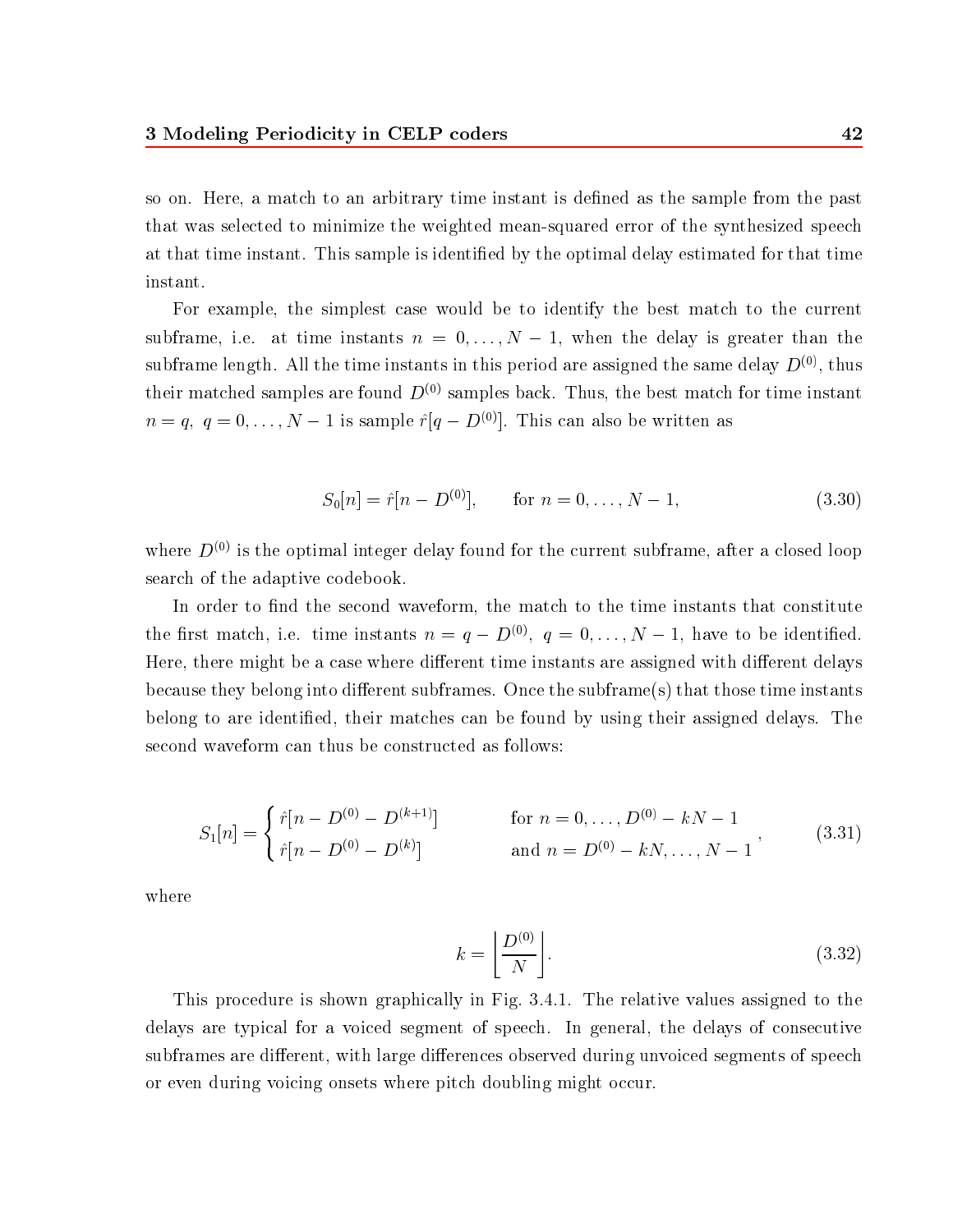so on. Here, a match to an arbitrary time instant is defined as the sample from the past that was selected to minimize the weighted mean-squared error of the synthesized speech at that time instant. This sample is identified by the optimal delay estimated for that time instant.

For example, the simplest case would be to identify the best match to the current subframe, i.e. at time instants $n = 0, \ldots, N-1$, when the delay is greater than the subframe length. All the time instants in this period are assigned the same delay $D^{(0)}$, thus their matched samples are found $D^{(0)}$ samples back. Thus, the best match for time instant $n = q,\ q = 0, \ldots, N-1$ is sample $\hat{r}[q - D^{(0)}]$. This can also be written as

$$S_0[n] = \hat{r}[n - D^{(0)}], \qquad \text{for } n = 0, \ldots, N-1, \tag{3.30}$$

where $D^{(0)}$ is the optimal integer delay found for the current subframe, after a closed loop search of the adaptive codebook.

In order to find the second waveform, the match to the time instants that constitute the first match, i.e. time instants $n = q - D^{(0)},\ q = 0, \ldots, N-1$, have to be identified. Here, there might be a case where different time instants are assigned with different delays because they belong into different subframes. Once the subframe(s) that those time instants belong to are identified, their matches can be found by using their assigned delays. The second waveform can thus be constructed as follows:

$$S_1[n] = \begin{cases} \hat{r}[n - D^{(0)} - D^{(k+1)}] & \text{for } n = 0, \ldots, D^{(0)} - kN - 1 \\ \hat{r}[n - D^{(0)} - D^{(k)}] & \text{and } n = D^{(0)} - kN, \ldots, N-1 \end{cases}, \tag{3.31}$$

where

$$k = \left\lfloor \frac{D^{(0)}}{N} \right\rfloor. \tag{3.32}$$

This procedure is shown graphically in Fig. 3.4.1. The relative values assigned to the delays are typical for a voiced segment of speech. In general, the delays of consecutive subframes are different, with large differences observed during unvoiced segments of speech or even during voicing onsets where pitch doubling might occur.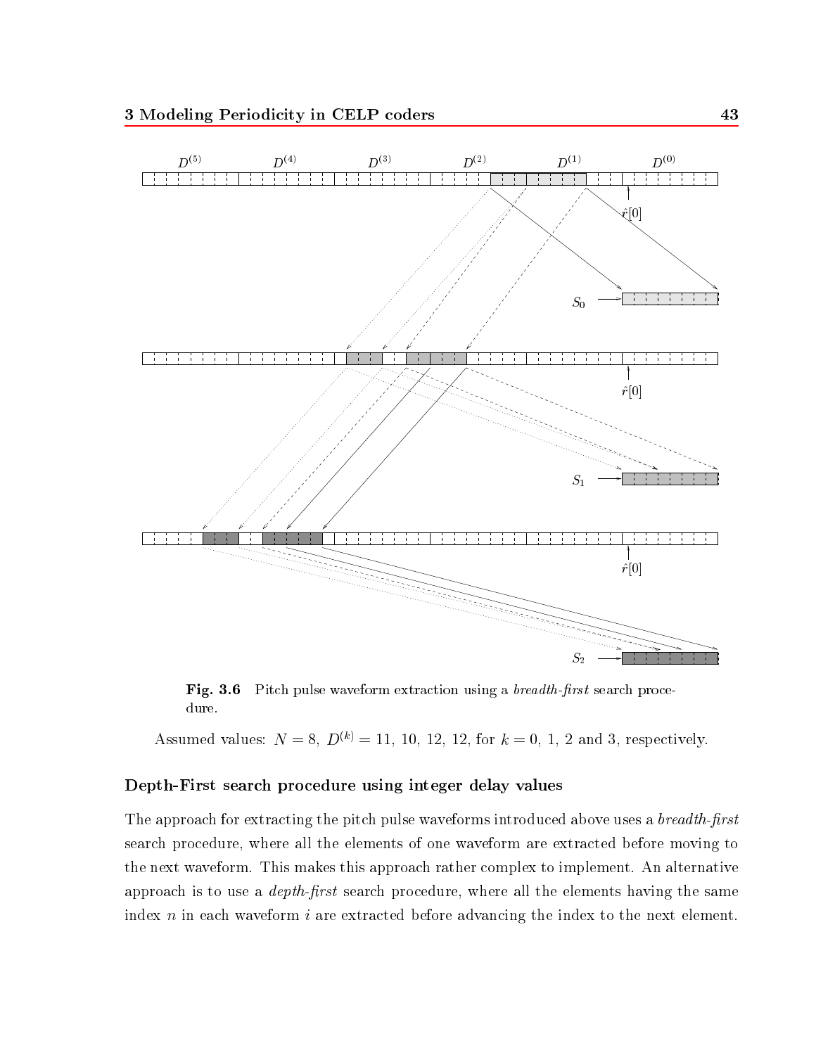**Fig. 3.6** Pitch pulse waveform extraction using a *breadth-first* search procedure.

Assumed values: $N = 8$, $D^{(k)} = 11,\ 10,\ 12,\ 12$, for $k = 0$, 1, 2 and 3, respectively.

### Depth-First search procedure using integer delay values

The approach for extracting the pitch pulse waveforms introduced above uses a *breadth-first* search procedure, where all the elements of one waveform are extracted before moving to the next waveform. This makes this approach rather complex to implement. An alternative approach is to use a *depth-first* search procedure, where all the elements having the same index $n$ in each waveform $i$ are extracted before advancing the index to the next element.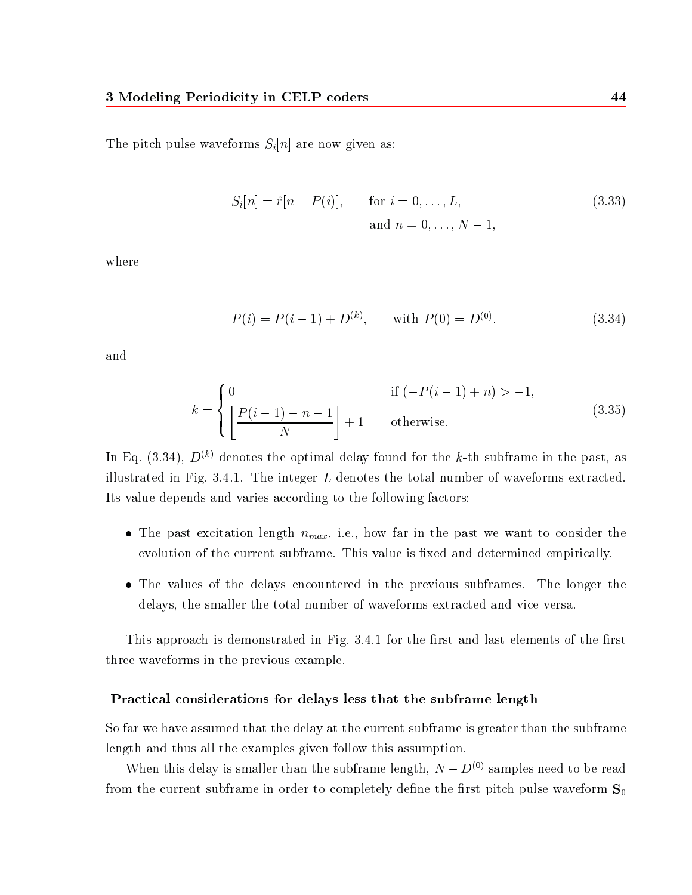The pitch pulse waveforms $S_i[n]$ are now given as:

$$S_i[n] = \hat{r}[n - P(i)], \qquad \text{for } i = 0, \ldots, L, \tag{3.33}$$
$$\text{and } n = 0, \ldots, N-1,$$

where

$$P(i) = P(i-1) + D^{(k)}, \qquad \text{with } P(0) = D^{(0)}, \tag{3.34}$$

and

$$k = \begin{cases} 0 & \text{if } (-P(i-1) + n) > -1, \\ \left\lfloor \dfrac{P(i-1) - n - 1}{N} \right\rfloor + 1 & \text{otherwise.} \end{cases} \tag{3.35}$$

In Eq. (3.34), $D^{(k)}$ denotes the optimal delay found for the $k$-th subframe in the past, as illustrated in Fig. 3.4.1. The integer $L$ denotes the total number of waveforms extracted. Its value depends and varies according to the following factors:

- The past excitation length $n_{max}$, i.e., how far in the past we want to consider the evolution of the current subframe. This value is fixed and determined empirically.
- The values of the delays encountered in the previous subframes. The longer the delays, the smaller the total number of waveforms extracted and vice-versa.

This approach is demonstrated in Fig. 3.4.1 for the first and last elements of the first three waveforms in the previous example.

### Practical considerations for delays less that the subframe length

So far we have assumed that the delay at the current subframe is greater than the subframe length and thus all the examples given follow this assumption.

When this delay is smaller than the subframe length, $N - D^{(0)}$ samples need to be read from the current subframe in order to completely define the first pitch pulse waveform $\mathbf{S}_0$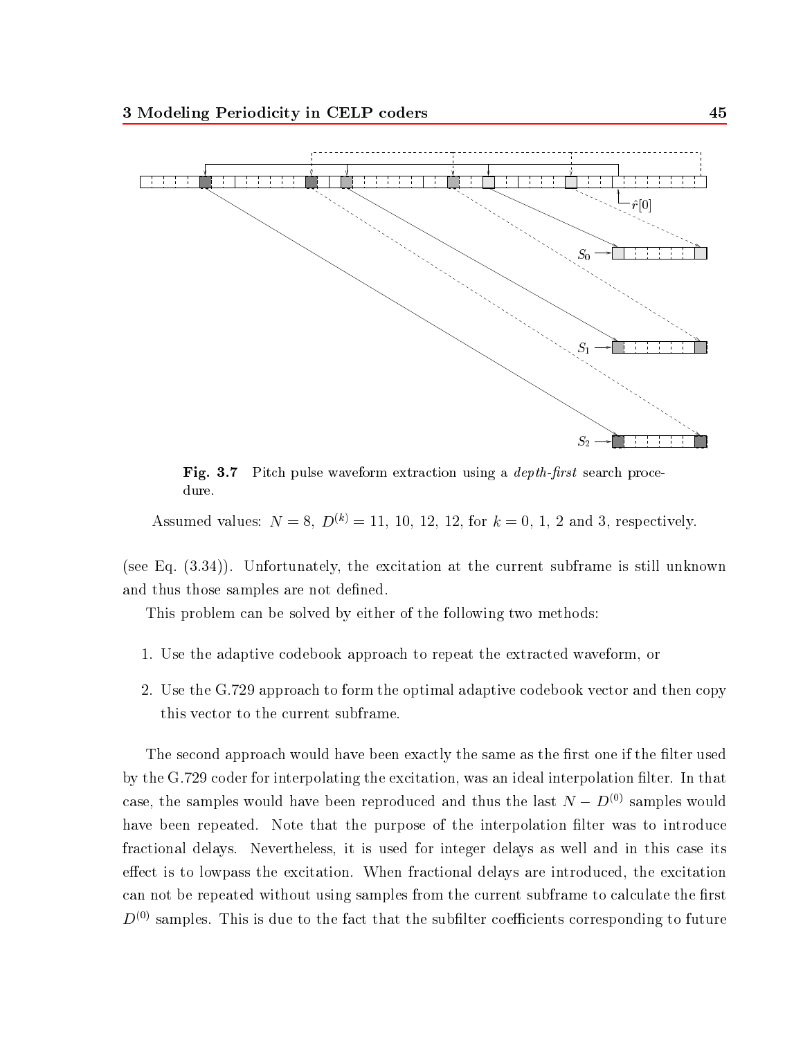Fig. 3.7 Pitch pulse waveform extraction using a *depth-first* search procedure.

Assumed values: $N = 8$, $D^{(k)} = 11, 10, 12, 12$, for $k = 0, 1, 2$ and $3$, respectively.

(see Eq. (3.34)). Unfortunately, the excitation at the current subframe is still unknown and thus those samples are not defined.

This problem can be solved by either of the following two methods:

1. Use the adaptive codebook approach to repeat the extracted waveform, or
2. Use the G.729 approach to form the optimal adaptive codebook vector and then copy this vector to the current subframe.

The second approach would have been exactly the same as the first one if the filter used by the G.729 coder for interpolating the excitation, was an ideal interpolation filter. In that case, the samples would have been reproduced and thus the last $N - D^{(0)}$ samples would have been repeated. Note that the purpose of the interpolation filter was to introduce fractional delays. Nevertheless, it is used for integer delays as well and in this case its effect is to lowpass the excitation. When fractional delays are introduced, the excitation can not be repeated without using samples from the current subframe to calculate the first $D^{(0)}$ samples. This is due to the fact that the subfilter coefficients corresponding to future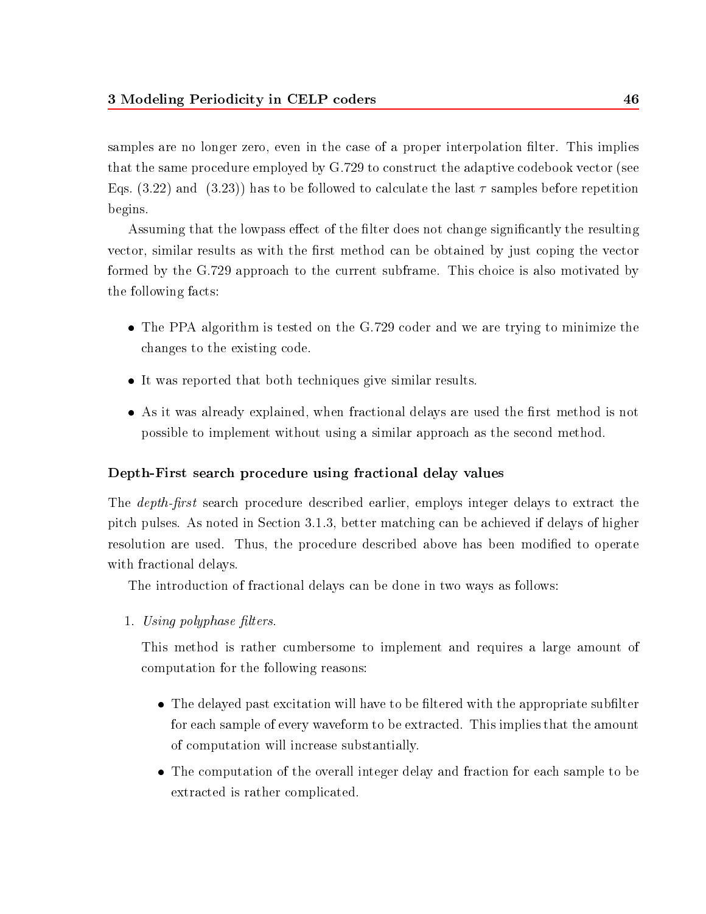samples are no longer zero, even in the case of a proper interpolation filter. This implies that the same procedure employed by G.729 to construct the adaptive codebook vector (see Eqs. (3.22) and (3.23)) has to be followed to calculate the last $\tau$ samples before repetition begins.

Assuming that the lowpass effect of the filter does not change significantly the resulting vector, similar results as with the first method can be obtained by just coping the vector formed by the G.729 approach to the current subframe. This choice is also motivated by the following facts:

- The PPA algorithm is tested on the G.729 coder and we are trying to minimize the changes to the existing code.
- It was reported that both techniques give similar results.
- As it was already explained, when fractional delays are used the first method is not possible to implement without using a similar approach as the second method.

### Depth-First search procedure using fractional delay values

The *depth-first* search procedure described earlier, employs integer delays to extract the pitch pulses. As noted in Section 3.1.3, better matching can be achieved if delays of higher resolution are used. Thus, the procedure described above has been modified to operate with fractional delays.

The introduction of fractional delays can be done in two ways as follows:

1. *Using polyphase filters.*

   This method is rather cumbersome to implement and requires a large amount of computation for the following reasons:

   - The delayed past excitation will have to be filtered with the appropriate subfilter for each sample of every waveform to be extracted. This implies that the amount of computation will increase substantially.
   - The computation of the overall integer delay and fraction for each sample to be extracted is rather complicated.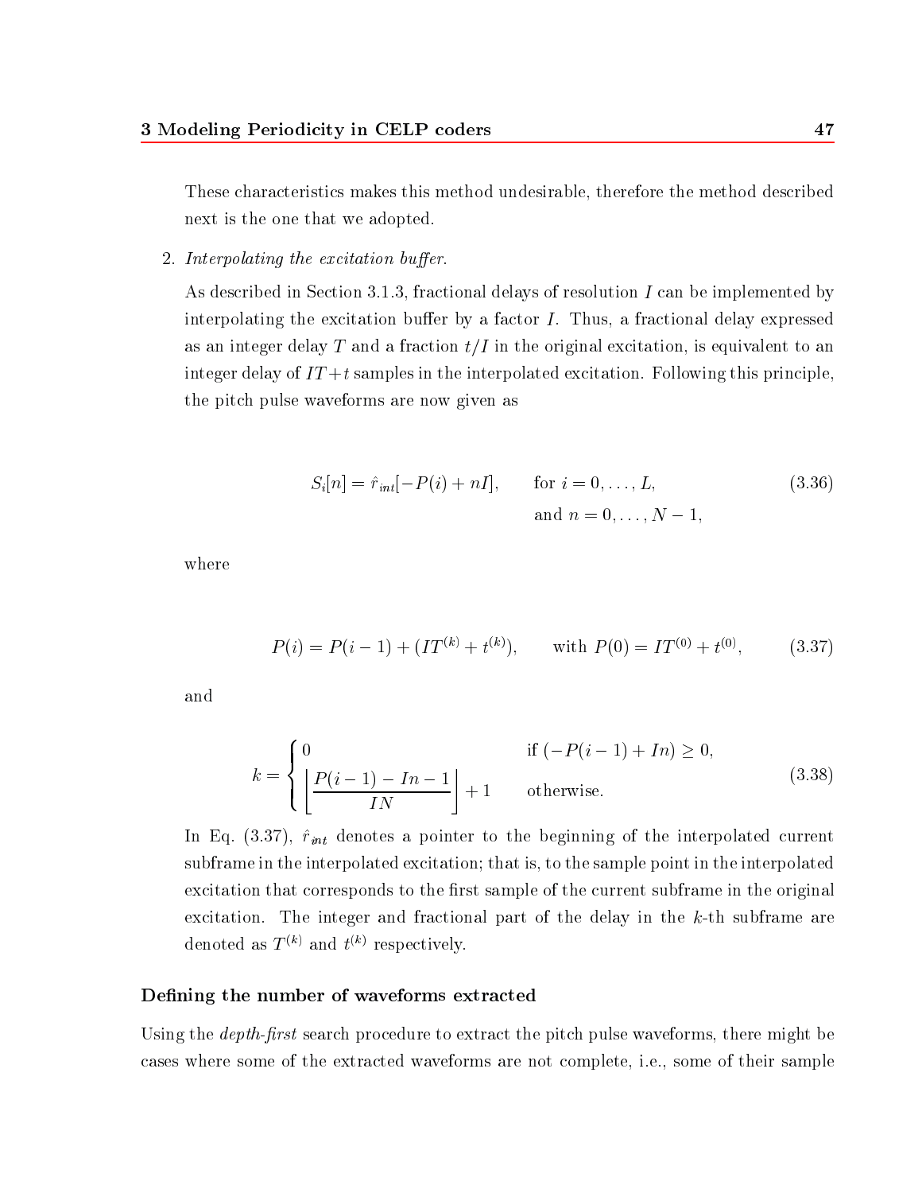These characteristics makes this method undesirable, therefore the method described next is the one that we adopted.

2. *Interpolating the excitation buffer.*

   As described in Section 3.1.3, fractional delays of resolution $I$ can be implemented by interpolating the excitation buffer by a factor $I$. Thus, a fractional delay expressed as an integer delay $T$ and a fraction $t/I$ in the original excitation, is equivalent to an integer delay of $IT+t$ samples in the interpolated excitation. Following this principle, the pitch pulse waveforms are now given as

$$S_i[n] = \hat{r}_{int}[-P(i) + nI], \qquad \text{for } i = 0, \ldots, L, \quad \text{and } n = 0, \ldots, N-1, \tag{3.36}$$

   where

$$P(i) = P(i-1) + (IT^{(k)} + t^{(k)}), \qquad \text{with } P(0) = IT^{(0)} + t^{(0)}, \tag{3.37}$$

   and

$$k = \begin{cases} 0 & \text{if } (-P(i-1) + In) \geq 0, \\ \left\lfloor \dfrac{P(i-1) - In - 1}{IN} \right\rfloor + 1 & \text{otherwise.} \end{cases} \tag{3.38}$$

   In Eq. (3.37), $\hat{r}_{int}$ denotes a pointer to the beginning of the interpolated current subframe in the interpolated excitation; that is, to the sample point in the interpolated excitation that corresponds to the first sample of the current subframe in the original excitation. The integer and fractional part of the delay in the $k$-th subframe are denoted as $T^{(k)}$ and $t^{(k)}$ respectively.

#### Defining the number of waveforms extracted

Using the *depth-first* search procedure to extract the pitch pulse waveforms, there might be cases where some of the extracted waveforms are not complete, i.e., some of their sample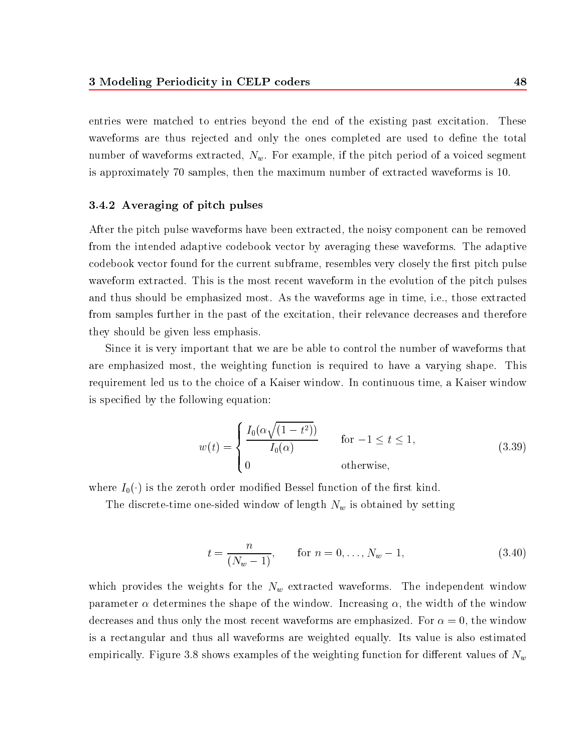entries were matched to entries beyond the end of the existing past excitation. These waveforms are thus rejected and only the ones completed are used to define the total number of waveforms extracted, $N_w$. For example, if the pitch period of a voiced segment is approximately 70 samples, then the maximum number of extracted waveforms is 10.

### 3.4.2 Averaging of pitch pulses

After the pitch pulse waveforms have been extracted, the noisy component can be removed from the intended adaptive codebook vector by averaging these waveforms. The adaptive codebook vector found for the current subframe, resembles very closely the first pitch pulse waveform extracted. This is the most recent waveform in the evolution of the pitch pulses and thus should be emphasized most. As the waveforms age in time, i.e., those extracted from samples further in the past of the excitation, their relevance decreases and therefore they should be given less emphasis.

Since it is very important that we are be able to control the number of waveforms that are emphasized most, the weighting function is required to have a varying shape. This requirement led us to the choice of a Kaiser window. In continuous time, a Kaiser window is specified by the following equation:

$$w(t) = \begin{cases} \dfrac{I_0(\alpha\sqrt{(1-t^2)})}{I_0(\alpha)} & \text{for } -1 \leq t \leq 1, \\ 0 & \text{otherwise,} \end{cases} \tag{3.39}$$

where $I_0(\cdot)$ is the zeroth order modified Bessel function of the first kind.

The discrete-time one-sided window of length $N_w$ is obtained by setting

$$t = \frac{n}{(N_w - 1)}, \qquad \text{for } n = 0, \ldots, N_w - 1, \tag{3.40}$$

which provides the weights for the $N_w$ extracted waveforms. The independent window parameter $\alpha$ determines the shape of the window. Increasing $\alpha$, the width of the window decreases and thus only the most recent waveforms are emphasized. For $\alpha = 0$, the window is a rectangular and thus all waveforms are weighted equally. Its value is also estimated empirically. Figure 3.8 shows examples of the weighting function for different values of $N_w$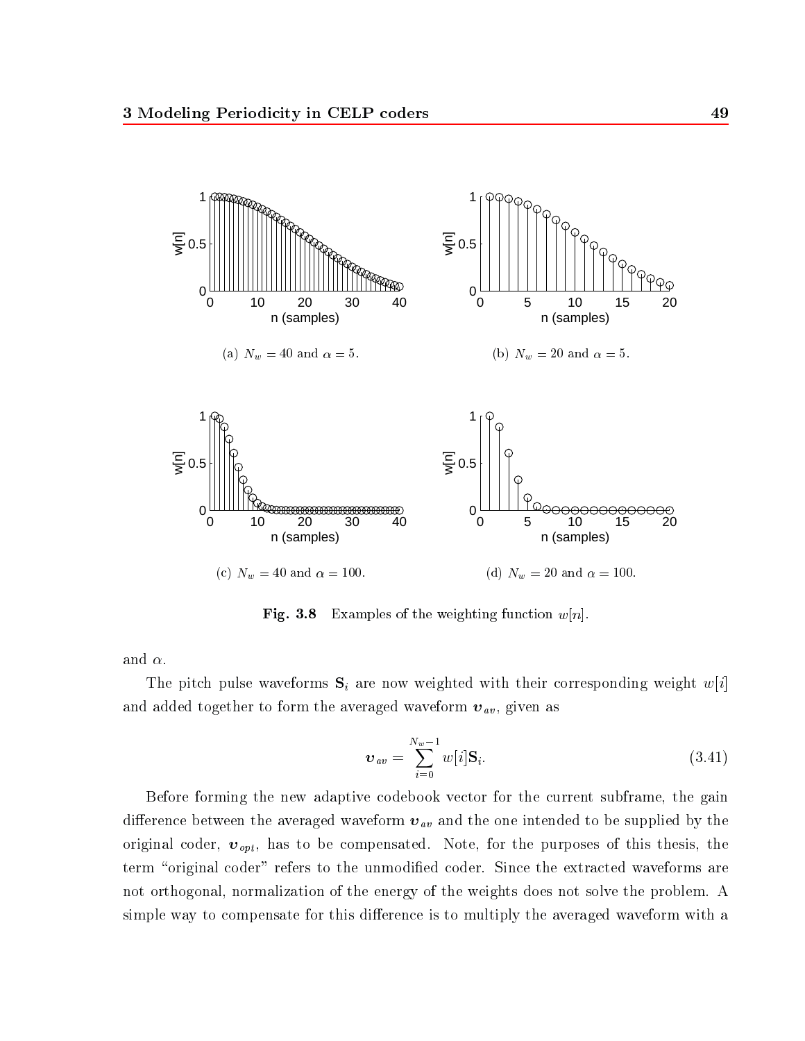(a) $N_w = 40$ and $\alpha = 5$.

(b) $N_w = 20$ and $\alpha = 5$.

(c) $N_w = 40$ and $\alpha = 100$.

(d) $N_w = 20$ and $\alpha = 100$.

**Fig. 3.8** Examples of the weighting function $w[n]$.

and $\alpha$.

The pitch pulse waveforms $\mathbf{S}_i$ are now weighted with their corresponding weight $w[i]$ and added together to form the averaged waveform $\boldsymbol{v}_{av}$, given as

$$\boldsymbol{v}_{av} = \sum_{i=0}^{N_w-1} w[i]\mathbf{S}_i. \tag{3.41}$$

Before forming the new adaptive codebook vector for the current subframe, the gain difference between the averaged waveform $\boldsymbol{v}_{av}$ and the one intended to be supplied by the original coder, $\boldsymbol{v}_{opt}$, has to be compensated. Note, for the purposes of this thesis, the term "original coder" refers to the unmodified coder. Since the extracted waveforms are not orthogonal, normalization of the energy of the weights does not solve the problem. A simple way to compensate for this difference is to multiply the averaged waveform with a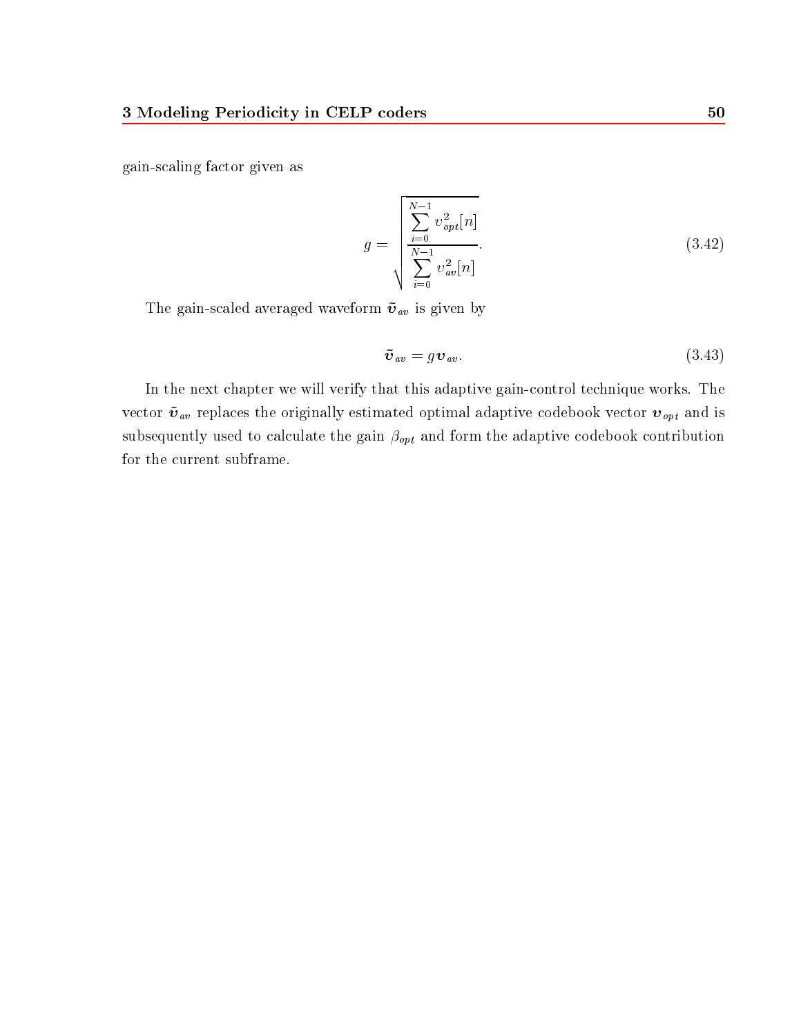gain-scaling factor given as

$$g = \sqrt{\frac{\sum_{i=0}^{N-1} v_{opt}^2[n]}{\sum_{i=0}^{N-1} v_{av}^2[n]}}. \tag{3.42}$$

The gain-scaled averaged waveform $\tilde{\boldsymbol{v}}_{av}$ is given by

$$\tilde{\boldsymbol{v}}_{av} = g \boldsymbol{v}_{av}. \tag{3.43}$$

In the next chapter we will verify that this adaptive gain-control technique works. The vector $\tilde{\boldsymbol{v}}_{av}$ replaces the originally estimated optimal adaptive codebook vector $\boldsymbol{v}_{opt}$ and is subsequently used to calculate the gain $\beta_{opt}$ and form the adaptive codebook contribution for the current subframe.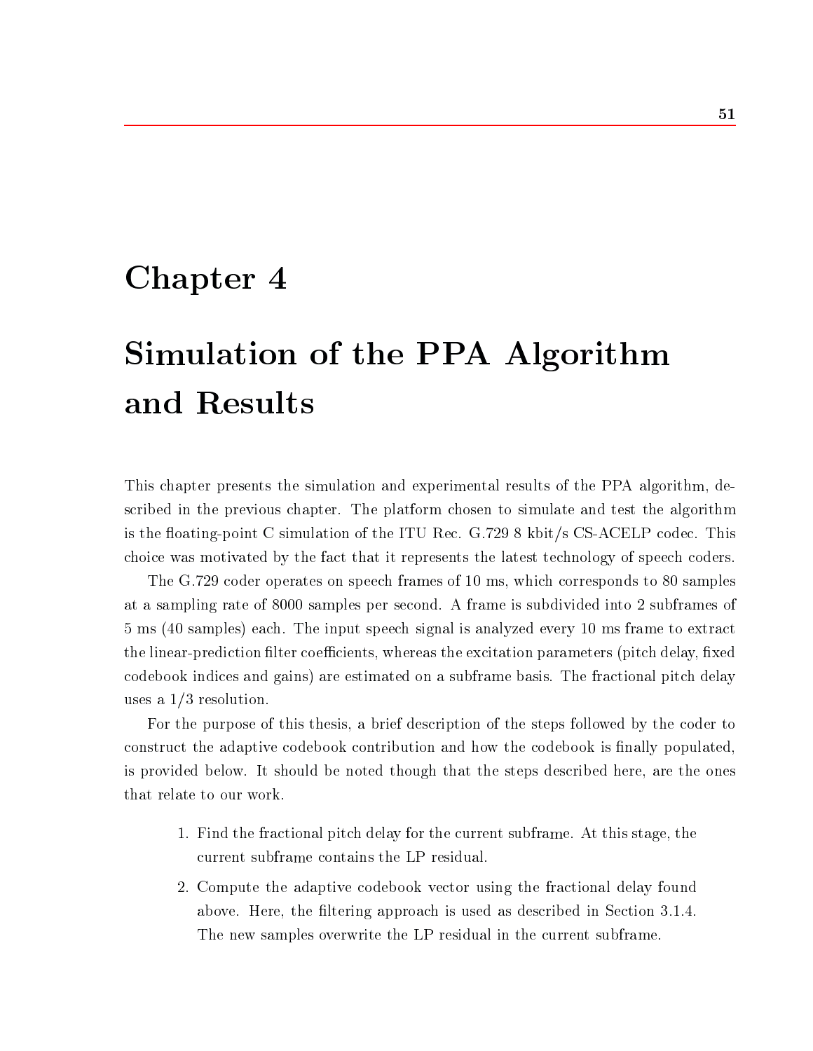# Chapter 4

# Simulation of the PPA Algorithm and Results

This chapter presents the simulation and experimental results of the PPA algorithm, described in the previous chapter. The platform chosen to simulate and test the algorithm is the floating-point C simulation of the ITU Rec. G.729 8 kbit/s CS-ACELP codec. This choice was motivated by the fact that it represents the latest technology of speech coders.

The G.729 coder operates on speech frames of 10 ms, which corresponds to 80 samples at a sampling rate of 8000 samples per second. A frame is subdivided into 2 subframes of 5 ms (40 samples) each. The input speech signal is analyzed every 10 ms frame to extract the linear-prediction filter coefficients, whereas the excitation parameters (pitch delay, fixed codebook indices and gains) are estimated on a subframe basis. The fractional pitch delay uses a 1/3 resolution.

For the purpose of this thesis, a brief description of the steps followed by the coder to construct the adaptive codebook contribution and how the codebook is finally populated, is provided below. It should be noted though that the steps described here, are the ones that relate to our work.

1. Find the fractional pitch delay for the current subframe. At this stage, the current subframe contains the LP residual.
2. Compute the adaptive codebook vector using the fractional delay found above. Here, the filtering approach is used as described in Section 3.1.4. The new samples overwrite the LP residual in the current subframe.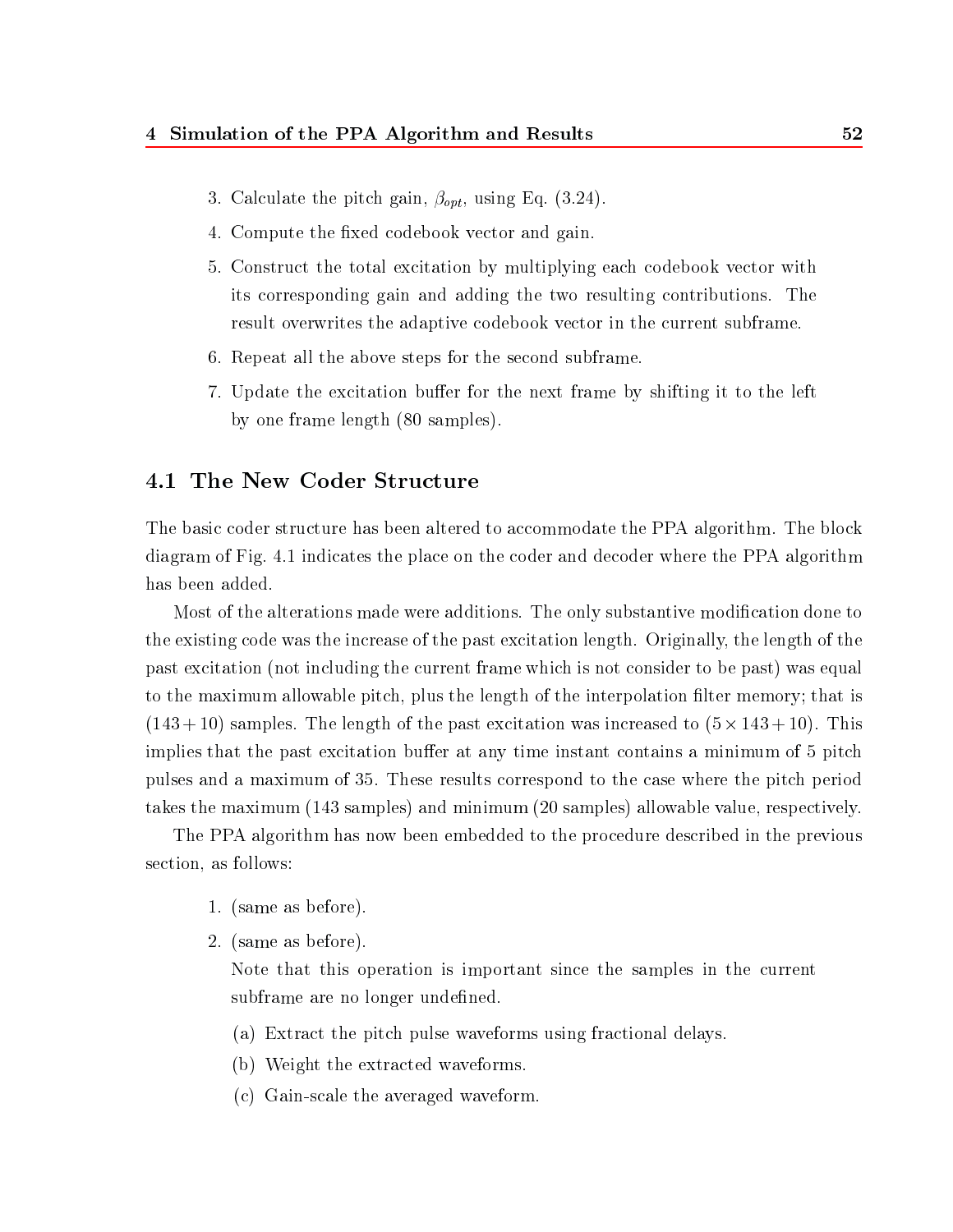3. Calculate the pitch gain, $\beta_{opt}$, using Eq. (3.24).
4. Compute the fixed codebook vector and gain.
5. Construct the total excitation by multiplying each codebook vector with its corresponding gain and adding the two resulting contributions. The result overwrites the adaptive codebook vector in the current subframe.
6. Repeat all the above steps for the second subframe.
7. Update the excitation buffer for the next frame by shifting it to the left by one frame length (80 samples).

## 4.1 The New Coder Structure

The basic coder structure has been altered to accommodate the PPA algorithm. The block diagram of Fig. 4.1 indicates the place on the coder and decoder where the PPA algorithm has been added.

Most of the alterations made were additions. The only substantive modification done to the existing code was the increase of the past excitation length. Originally, the length of the past excitation (not including the current frame which is not consider to be past) was equal to the maximum allowable pitch, plus the length of the interpolation filter memory; that is $(143 + 10)$ samples. The length of the past excitation was increased to $(5 \times 143 + 10)$. This implies that the past excitation buffer at any time instant contains a minimum of 5 pitch pulses and a maximum of 35. These results correspond to the case where the pitch period takes the maximum (143 samples) and minimum (20 samples) allowable value, respectively.

The PPA algorithm has now been embedded to the procedure described in the previous section, as follows:

1. (same as before).
2. (same as before).
   Note that this operation is important since the samples in the current subframe are no longer undefined.
   (a) Extract the pitch pulse waveforms using fractional delays.
   (b) Weight the extracted waveforms.
   (c) Gain-scale the averaged waveform.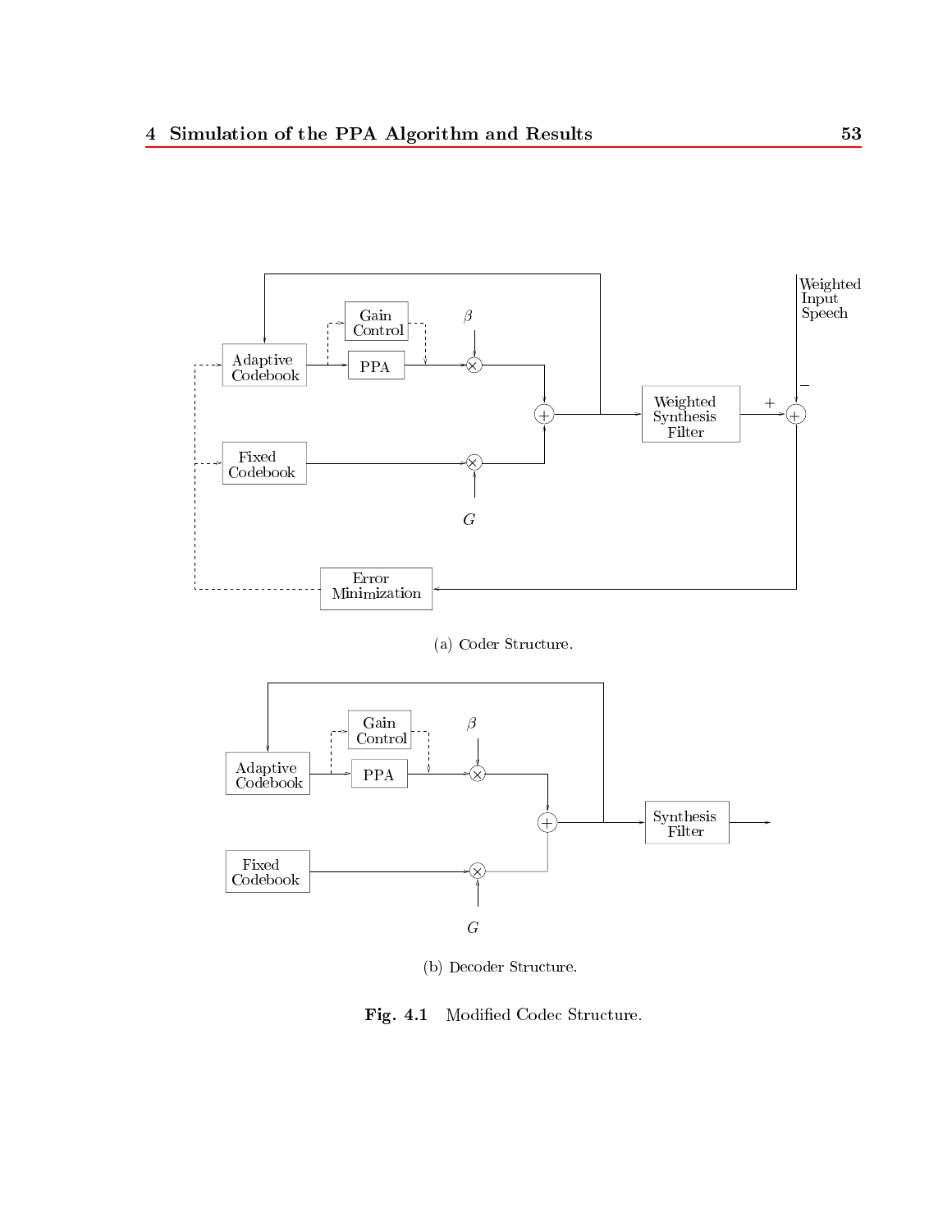(a) Coder Structure.

(b) Decoder Structure.

**Fig. 4.1** Modified Codec Structure.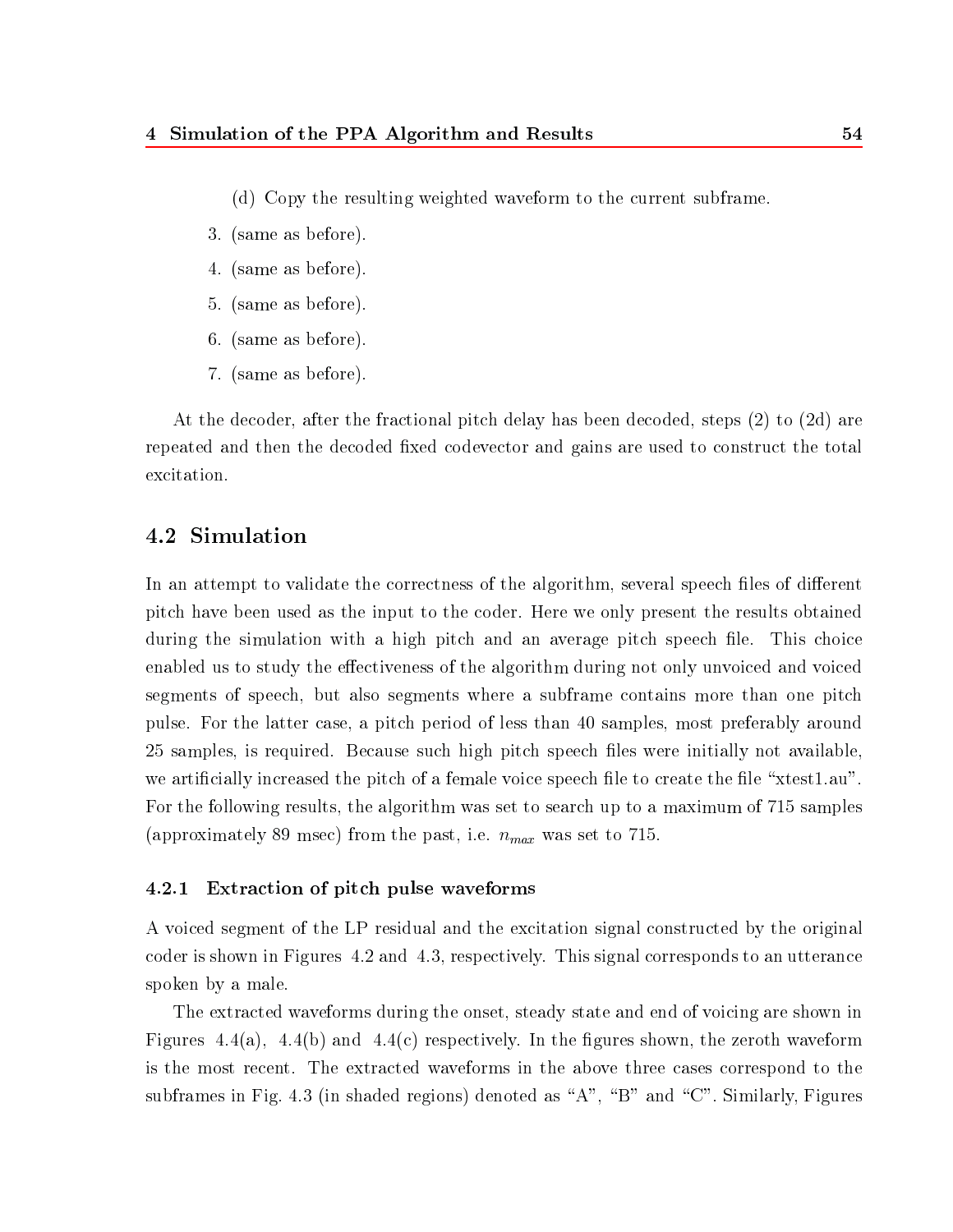(d) Copy the resulting weighted waveform to the current subframe.

3. (same as before).
4. (same as before).
5. (same as before).
6. (same as before).
7. (same as before).

At the decoder, after the fractional pitch delay has been decoded, steps (2) to (2d) are repeated and then the decoded fixed codevector and gains are used to construct the total excitation.

## 4.2 Simulation

In an attempt to validate the correctness of the algorithm, several speech files of different pitch have been used as the input to the coder. Here we only present the results obtained during the simulation with a high pitch and an average pitch speech file. This choice enabled us to study the effectiveness of the algorithm during not only unvoiced and voiced segments of speech, but also segments where a subframe contains more than one pitch pulse. For the latter case, a pitch period of less than 40 samples, most preferably around 25 samples, is required. Because such high pitch speech files were initially not available, we artificially increased the pitch of a female voice speech file to create the file "xtest1.au". For the following results, the algorithm was set to search up to a maximum of 715 samples (approximately 89 msec) from the past, i.e. $n_{max}$ was set to 715.

### 4.2.1 Extraction of pitch pulse waveforms

A voiced segment of the LP residual and the excitation signal constructed by the original coder is shown in Figures 4.2 and 4.3, respectively. This signal corresponds to an utterance spoken by a male.

The extracted waveforms during the onset, steady state and end of voicing are shown in Figures 4.4(a), 4.4(b) and 4.4(c) respectively. In the figures shown, the zeroth waveform is the most recent. The extracted waveforms in the above three cases correspond to the subframes in Fig. 4.3 (in shaded regions) denoted as "A", "B" and "C". Similarly, Figures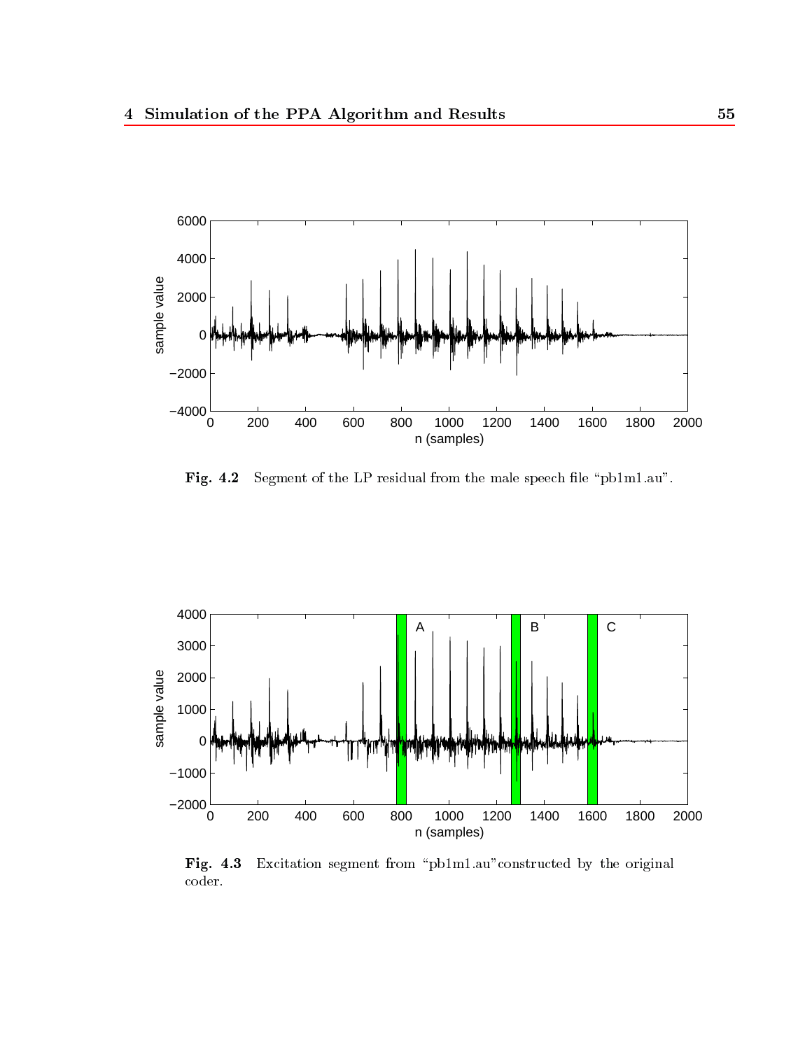Fig. 4.2 Segment of the LP residual from the male speech file "pb1m1.au".

Fig. 4.3 Excitation segment from "pb1m1.au"constructed by the original coder.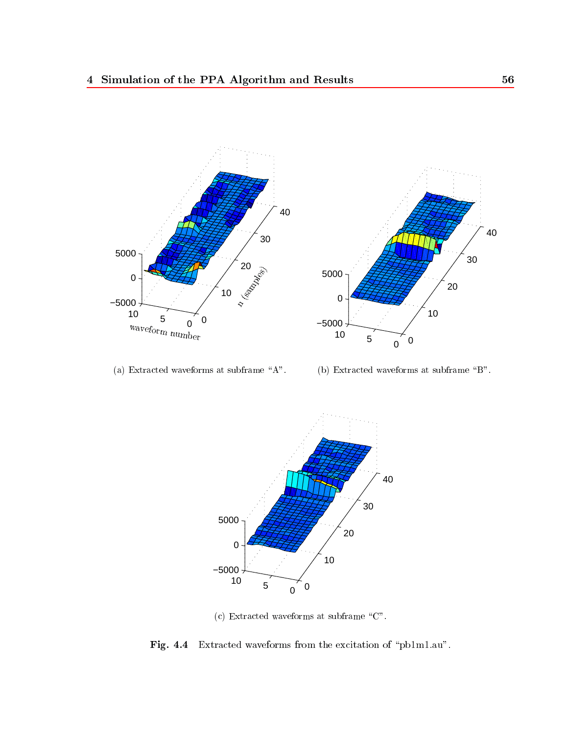(a) Extracted waveforms at subframe "A".

(b) Extracted waveforms at subframe "B".

(c) Extracted waveforms at subframe "C".

**Fig. 4.4** Extracted waveforms from the excitation of "pb1m1.au".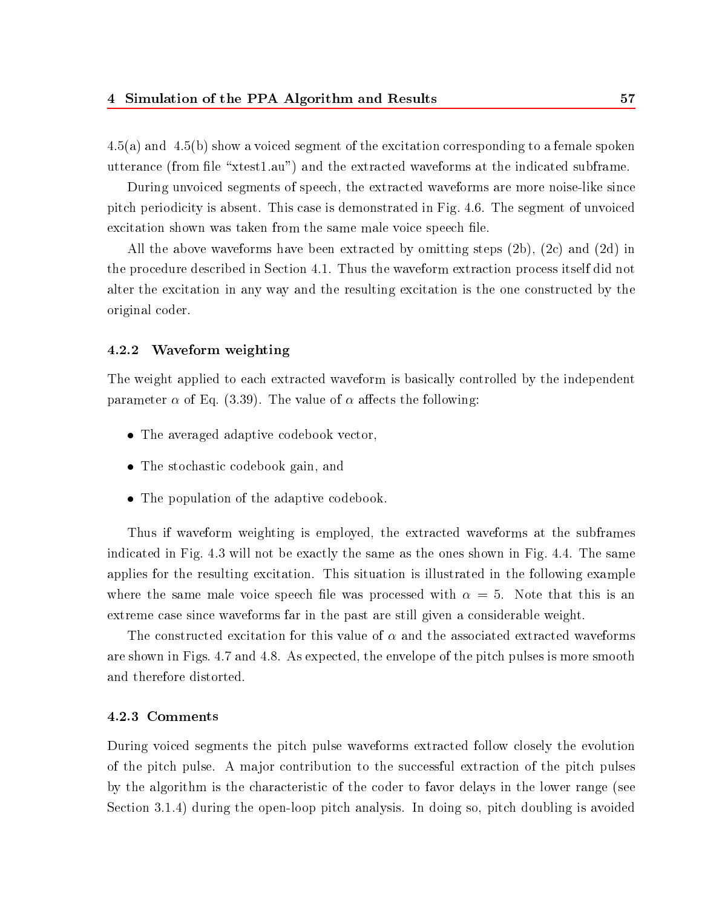4.5(a) and 4.5(b) show a voiced segment of the excitation corresponding to a female spoken utterance (from file "xtest1.au") and the extracted waveforms at the indicated subframe.

During unvoiced segments of speech, the extracted waveforms are more noise-like since pitch periodicity is absent. This case is demonstrated in Fig. 4.6. The segment of unvoiced excitation shown was taken from the same male voice speech file.

All the above waveforms have been extracted by omitting steps (2b), (2c) and (2d) in the procedure described in Section 4.1. Thus the waveform extraction process itself did not alter the excitation in any way and the resulting excitation is the one constructed by the original coder.

### 4.2.2 Waveform weighting

The weight applied to each extracted waveform is basically controlled by the independent parameter $\alpha$ of Eq. (3.39). The value of $\alpha$ affects the following:

- The averaged adaptive codebook vector,
- The stochastic codebook gain, and
- The population of the adaptive codebook.

Thus if waveform weighting is employed, the extracted waveforms at the subframes indicated in Fig. 4.3 will not be exactly the same as the ones shown in Fig. 4.4. The same applies for the resulting excitation. This situation is illustrated in the following example where the same male voice speech file was processed with $\alpha = 5$. Note that this is an extreme case since waveforms far in the past are still given a considerable weight.

The constructed excitation for this value of $\alpha$ and the associated extracted waveforms are shown in Figs. 4.7 and 4.8. As expected, the envelope of the pitch pulses is more smooth and therefore distorted.

### 4.2.3 Comments

During voiced segments the pitch pulse waveforms extracted follow closely the evolution of the pitch pulse. A major contribution to the successful extraction of the pitch pulses by the algorithm is the characteristic of the coder to favor delays in the lower range (see Section 3.1.4) during the open-loop pitch analysis. In doing so, pitch doubling is avoided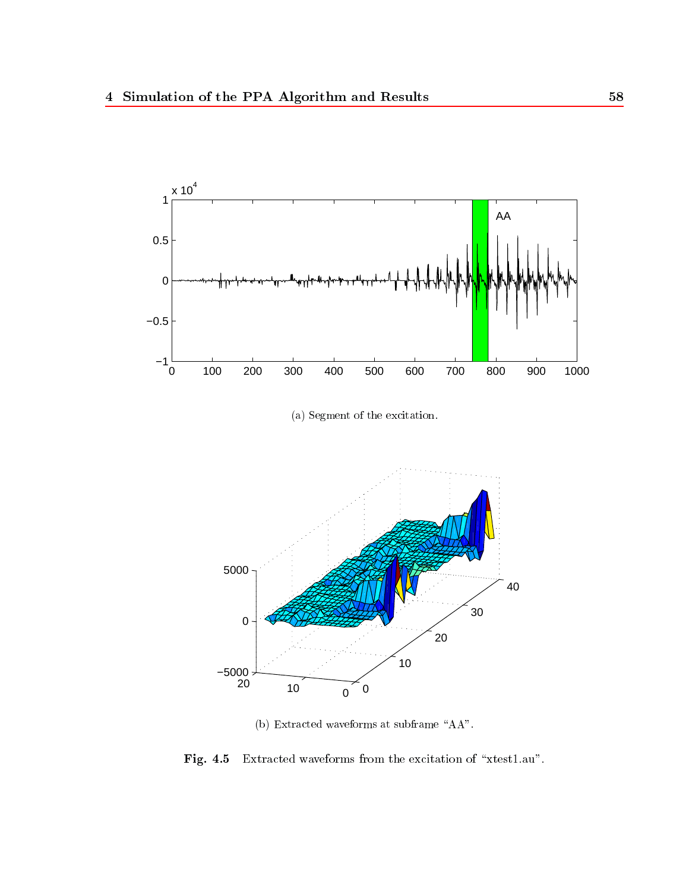(a) Segment of the excitation.

(b) Extracted waveforms at subframe "AA".

**Fig. 4.5** Extracted waveforms from the excitation of "xtest1.au".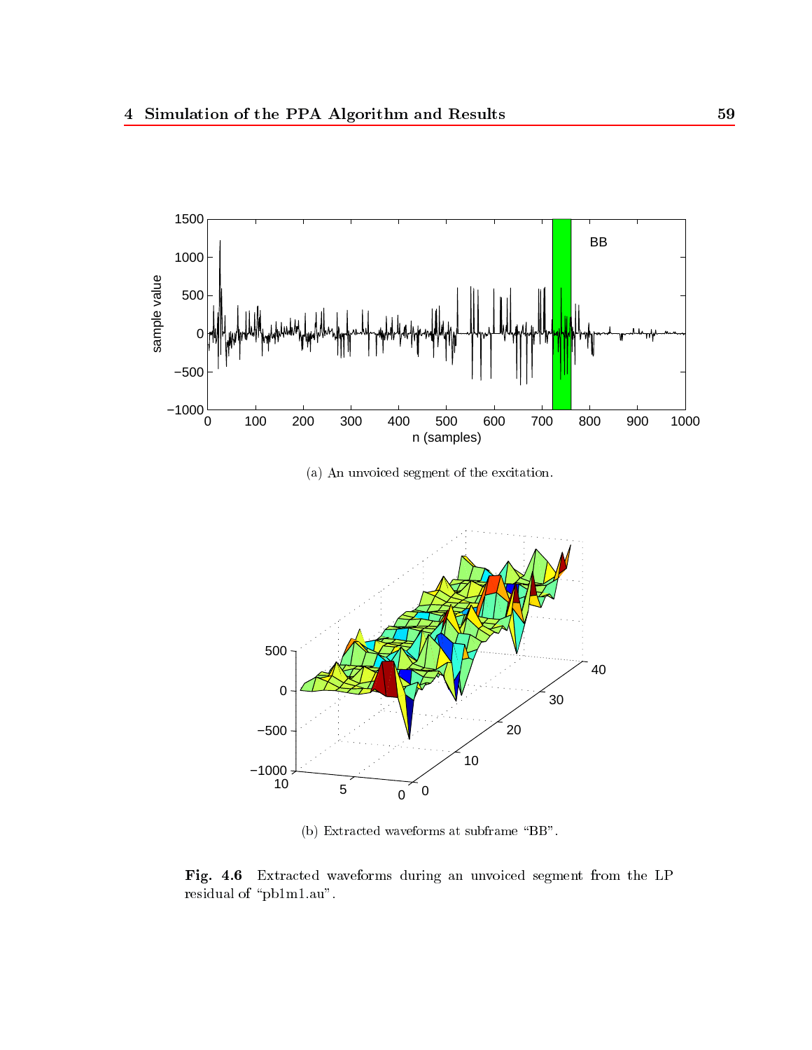(a) An unvoiced segment of the excitation.

(b) Extracted waveforms at subframe "BB".

**Fig. 4.6** Extracted waveforms during an unvoiced segment from the LP residual of "pb1m1.au".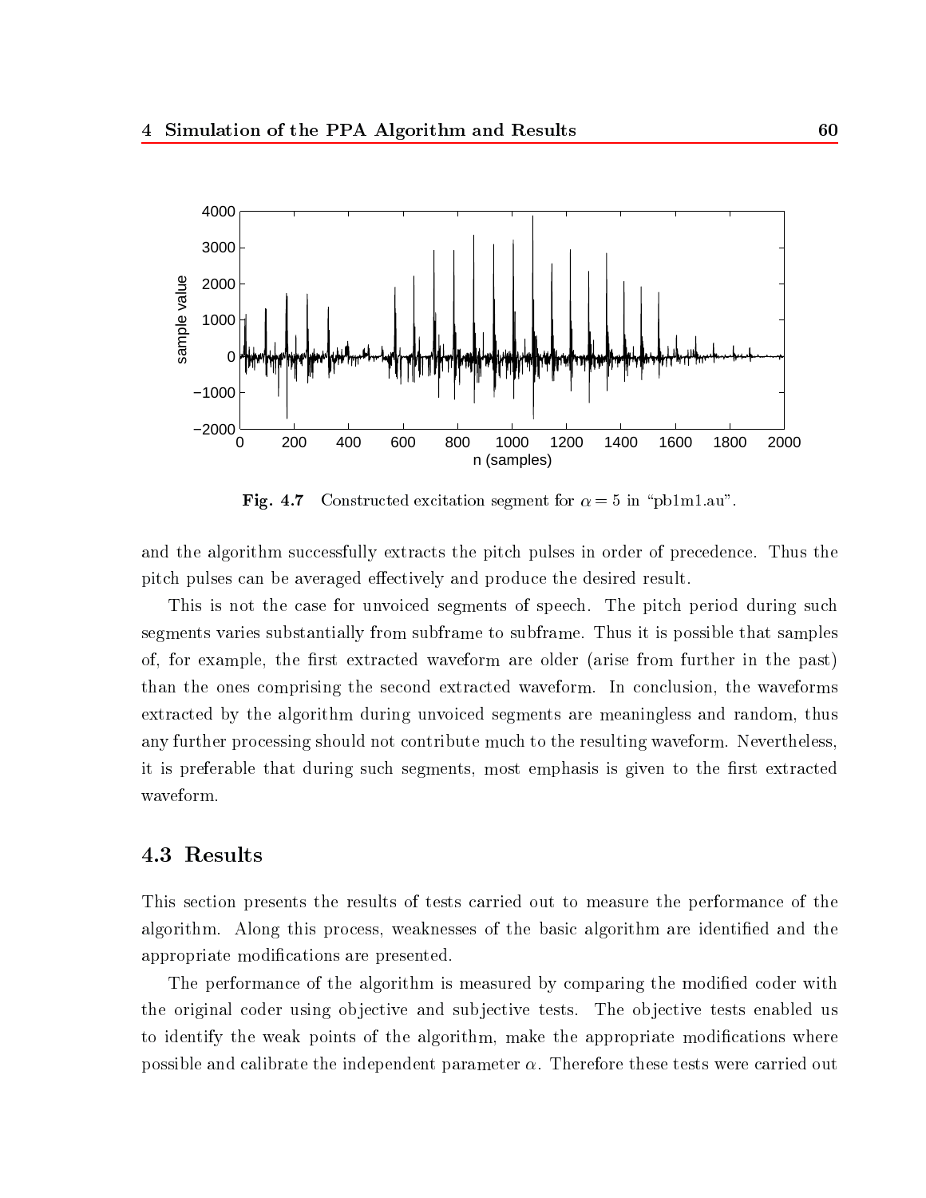Fig. 4.7 Constructed excitation segment for $\alpha = 5$ in "pb1m1.au".

and the algorithm successfully extracts the pitch pulses in order of precedence. Thus the pitch pulses can be averaged effectively and produce the desired result.

This is not the case for unvoiced segments of speech. The pitch period during such segments varies substantially from subframe to subframe. Thus it is possible that samples of, for example, the first extracted waveform are older (arise from further in the past) than the ones comprising the second extracted waveform. In conclusion, the waveforms extracted by the algorithm during unvoiced segments are meaningless and random, thus any further processing should not contribute much to the resulting waveform. Nevertheless, it is preferable that during such segments, most emphasis is given to the first extracted waveform.

## 4.3 Results

This section presents the results of tests carried out to measure the performance of the algorithm. Along this process, weaknesses of the basic algorithm are identified and the appropriate modifications are presented.

The performance of the algorithm is measured by comparing the modified coder with the original coder using objective and subjective tests. The objective tests enabled us to identify the weak points of the algorithm, make the appropriate modifications where possible and calibrate the independent parameter $\alpha$. Therefore these tests were carried out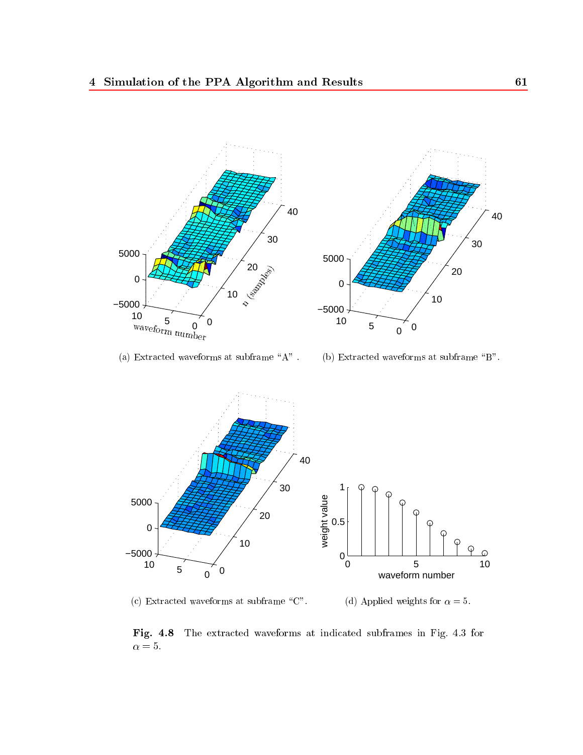(a) Extracted waveforms at subframe "A" .

(b) Extracted waveforms at subframe "B".

(c) Extracted waveforms at subframe "C".

(d) Applied weights for $\alpha = 5$.

**Fig. 4.8** The extracted waveforms at indicated subframes in Fig. 4.3 for $\alpha = 5$.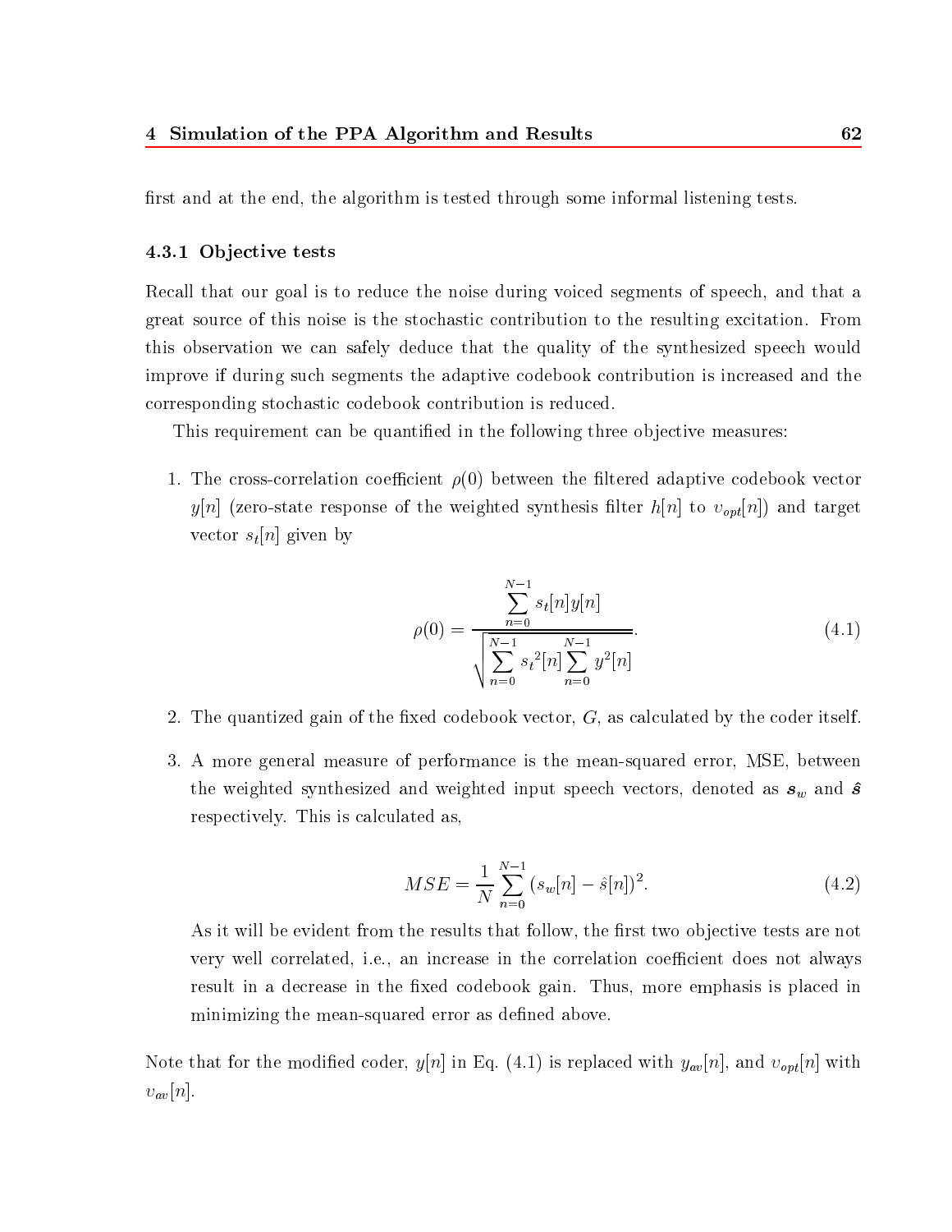first and at the end, the algorithm is tested through some informal listening tests.

### 4.3.1 Objective tests

Recall that our goal is to reduce the noise during voiced segments of speech, and that a great source of this noise is the stochastic contribution to the resulting excitation. From this observation we can safely deduce that the quality of the synthesized speech would improve if during such segments the adaptive codebook contribution is increased and the corresponding stochastic codebook contribution is reduced.

This requirement can be quantified in the following three objective measures:

1. The cross-correlation coefficient $\rho(0)$ between the filtered adaptive codebook vector $y[n]$ (zero-state response of the weighted synthesis filter $h[n]$ to $v_{opt}[n]$) and target vector $s_t[n]$ given by

$$\rho(0) = \frac{\sum_{n=0}^{N-1} s_t[n]y[n]}{\sqrt{\sum_{n=0}^{N-1} {s_t}^2[n] \sum_{n=0}^{N-1} y^2[n]}}. \tag{4.1}$$

2. The quantized gain of the fixed codebook vector, $G$, as calculated by the coder itself.

3. A more general measure of performance is the mean-squared error, MSE, between the weighted synthesized and weighted input speech vectors, denoted as $\boldsymbol{s}_w$ and $\hat{\boldsymbol{s}}$ respectively. This is calculated as,

$$MSE = \frac{1}{N}\sum_{n=0}^{N-1}(s_w[n] - \hat{s}[n])^2. \tag{4.2}$$

   As it will be evident from the results that follow, the first two objective tests are not very well correlated, i.e., an increase in the correlation coefficient does not always result in a decrease in the fixed codebook gain. Thus, more emphasis is placed in minimizing the mean-squared error as defined above.

Note that for the modified coder, $y[n]$ in Eq. (4.1) is replaced with $y_{av}[n]$, and $v_{opt}[n]$ with $v_{av}[n]$.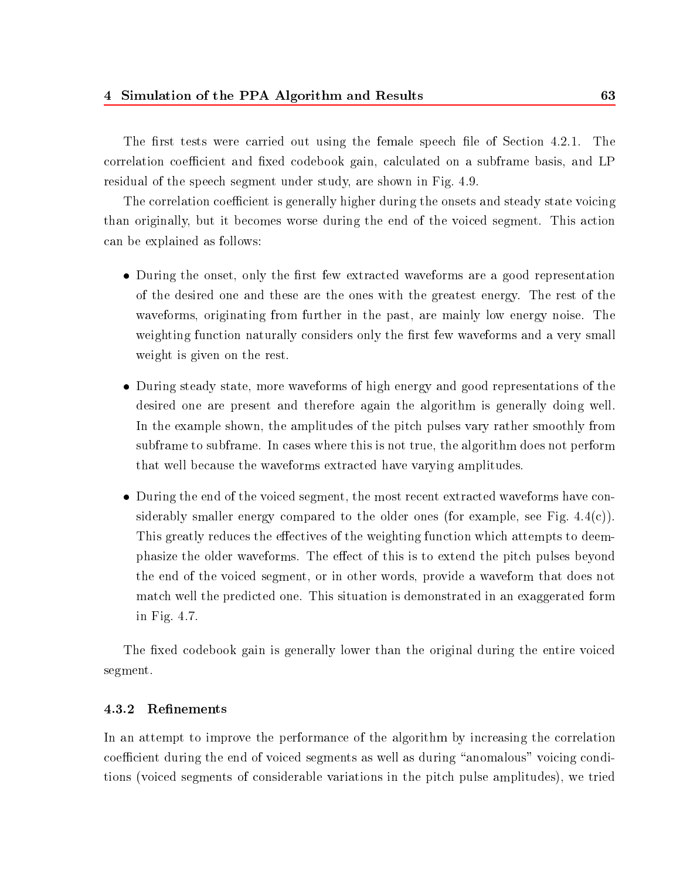The first tests were carried out using the female speech file of Section 4.2.1. The correlation coefficient and fixed codebook gain, calculated on a subframe basis, and LP residual of the speech segment under study, are shown in Fig. 4.9.

The correlation coefficient is generally higher during the onsets and steady state voicing than originally, but it becomes worse during the end of the voiced segment. This action can be explained as follows:

- During the onset, only the first few extracted waveforms are a good representation of the desired one and these are the ones with the greatest energy. The rest of the waveforms, originating from further in the past, are mainly low energy noise. The weighting function naturally considers only the first few waveforms and a very small weight is given on the rest.
- During steady state, more waveforms of high energy and good representations of the desired one are present and therefore again the algorithm is generally doing well. In the example shown, the amplitudes of the pitch pulses vary rather smoothly from subframe to subframe. In cases where this is not true, the algorithm does not perform that well because the waveforms extracted have varying amplitudes.
- During the end of the voiced segment, the most recent extracted waveforms have considerably smaller energy compared to the older ones (for example, see Fig. 4.4(c)). This greatly reduces the effectives of the weighting function which attempts to deemphasize the older waveforms. The effect of this is to extend the pitch pulses beyond the end of the voiced segment, or in other words, provide a waveform that does not match well the predicted one. This situation is demonstrated in an exaggerated form in Fig. 4.7.

The fixed codebook gain is generally lower than the original during the entire voiced segment.

### 4.3.2 Refinements

In an attempt to improve the performance of the algorithm by increasing the correlation coefficient during the end of voiced segments as well as during "anomalous" voicing conditions (voiced segments of considerable variations in the pitch pulse amplitudes), we tried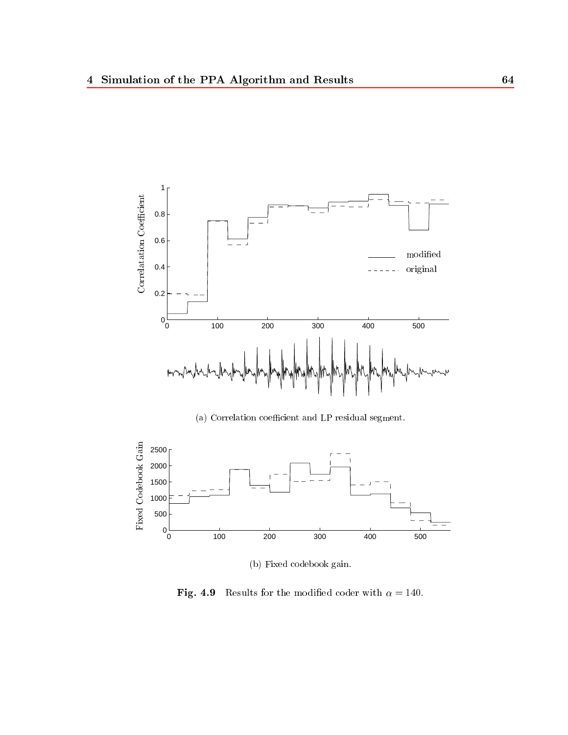(a) Correlation coefficient and LP residual segment.

(b) Fixed codebook gain.

**Fig. 4.9** Results for the modified coder with $\alpha = 140$.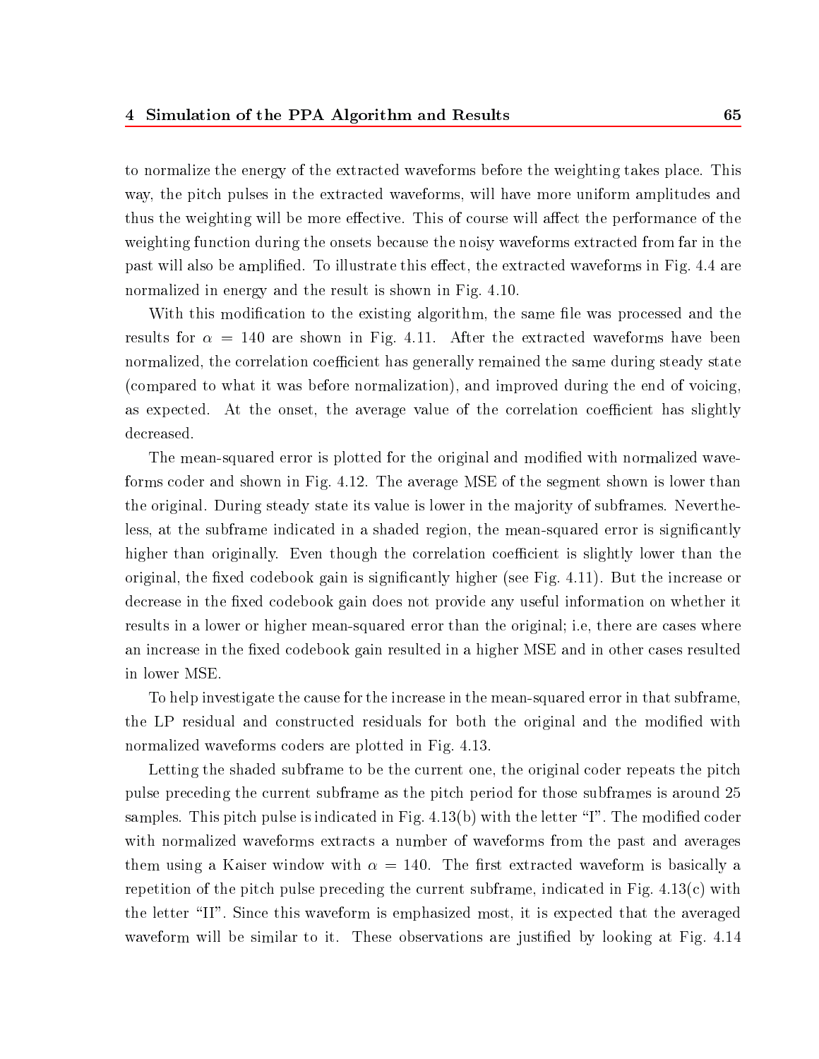to normalize the energy of the extracted waveforms before the weighting takes place. This way, the pitch pulses in the extracted waveforms, will have more uniform amplitudes and thus the weighting will be more effective. This of course will affect the performance of the weighting function during the onsets because the noisy waveforms extracted from far in the past will also be amplified. To illustrate this effect, the extracted waveforms in Fig. 4.4 are normalized in energy and the result is shown in Fig. 4.10.

With this modification to the existing algorithm, the same file was processed and the results for $\alpha = 140$ are shown in Fig. 4.11. After the extracted waveforms have been normalized, the correlation coefficient has generally remained the same during steady state (compared to what it was before normalization), and improved during the end of voicing, as expected. At the onset, the average value of the correlation coefficient has slightly decreased.

The mean-squared error is plotted for the original and modified with normalized waveforms coder and shown in Fig. 4.12. The average MSE of the segment shown is lower than the original. During steady state its value is lower in the majority of subframes. Nevertheless, at the subframe indicated in a shaded region, the mean-squared error is significantly higher than originally. Even though the correlation coefficient is slightly lower than the original, the fixed codebook gain is significantly higher (see Fig. 4.11). But the increase or decrease in the fixed codebook gain does not provide any useful information on whether it results in a lower or higher mean-squared error than the original; i.e, there are cases where an increase in the fixed codebook gain resulted in a higher MSE and in other cases resulted in lower MSE.

To help investigate the cause for the increase in the mean-squared error in that subframe, the LP residual and constructed residuals for both the original and the modified with normalized waveforms coders are plotted in Fig. 4.13.

Letting the shaded subframe to be the current one, the original coder repeats the pitch pulse preceding the current subframe as the pitch period for those subframes is around 25 samples. This pitch pulse is indicated in Fig. 4.13(b) with the letter "I". The modified coder with normalized waveforms extracts a number of waveforms from the past and averages them using a Kaiser window with $\alpha = 140$. The first extracted waveform is basically a repetition of the pitch pulse preceding the current subframe, indicated in Fig. 4.13(c) with the letter "II". Since this waveform is emphasized most, it is expected that the averaged waveform will be similar to it. These observations are justified by looking at Fig. 4.14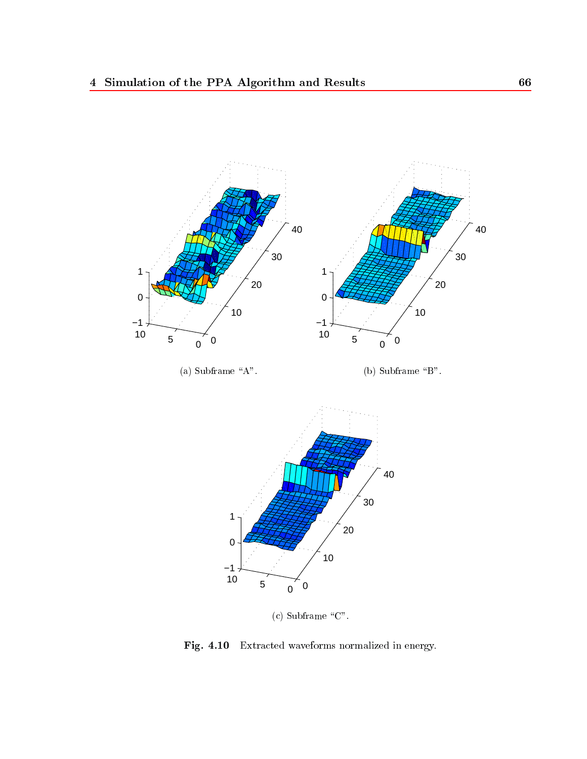(a) Subframe "A".

(b) Subframe "B".

(c) Subframe "C".

**Fig. 4.10** Extracted waveforms normalized in energy.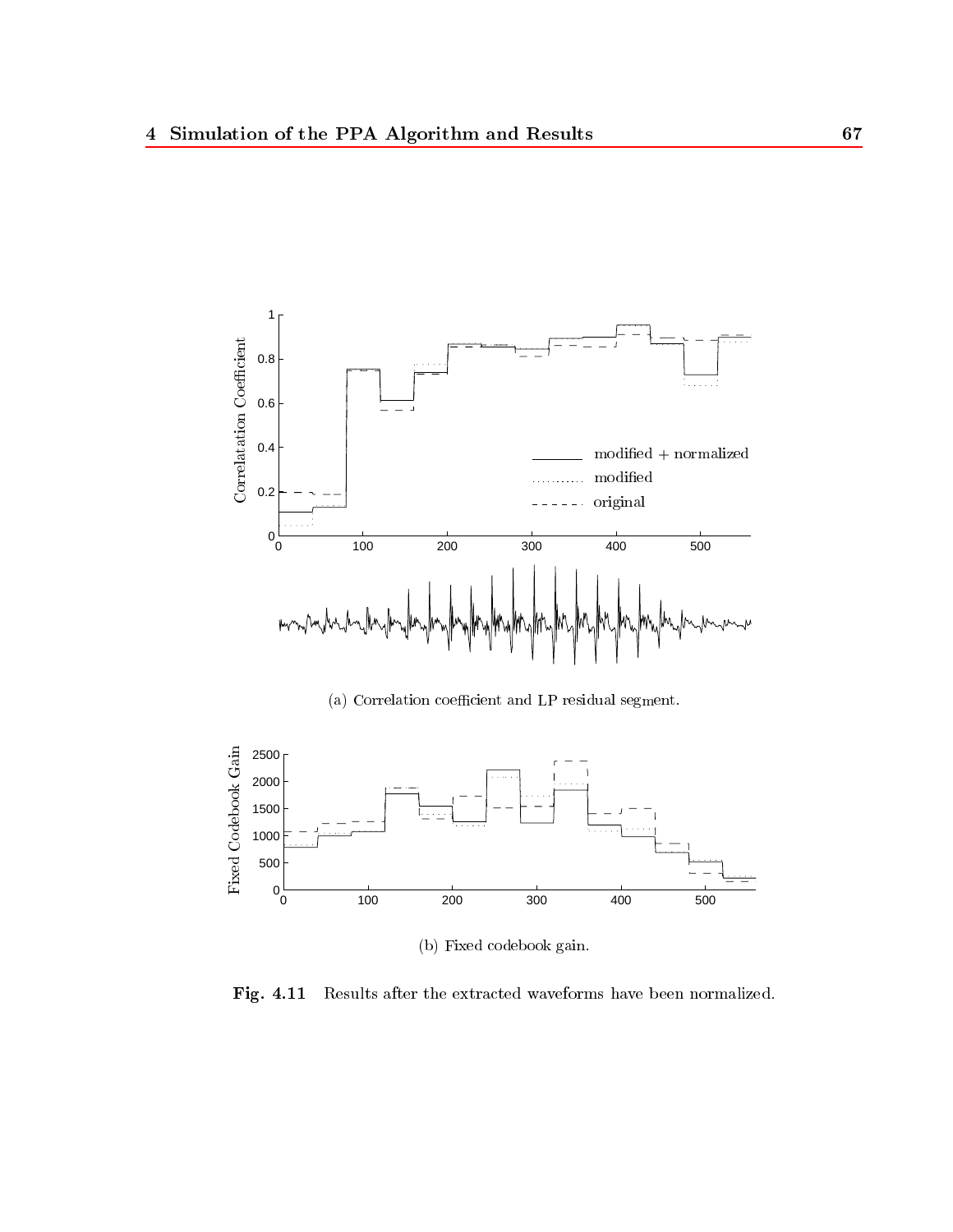(a) Correlation coefficient and LP residual segment.

(b) Fixed codebook gain.

**Fig. 4.11** Results after the extracted waveforms have been normalized.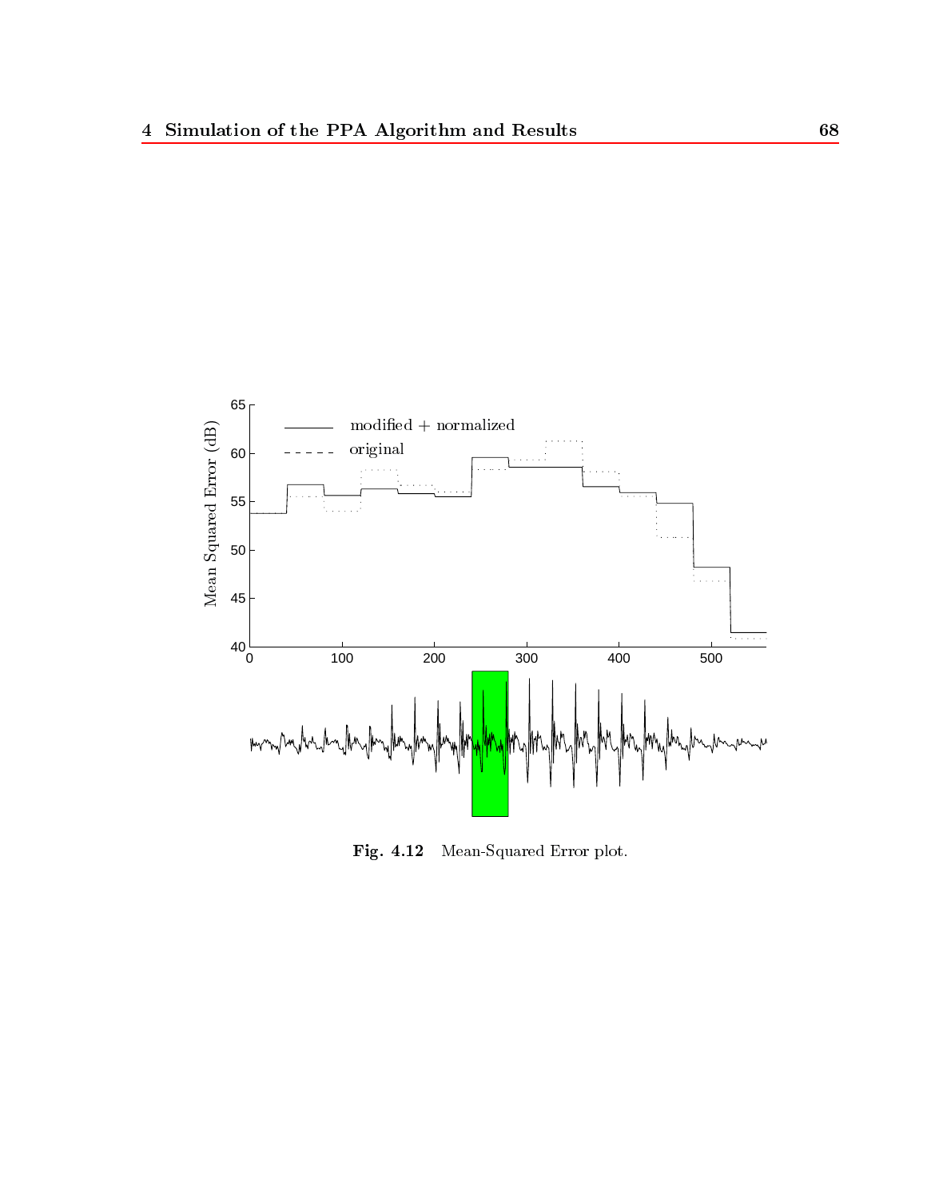Fig. 4.12 Mean-Squared Error plot.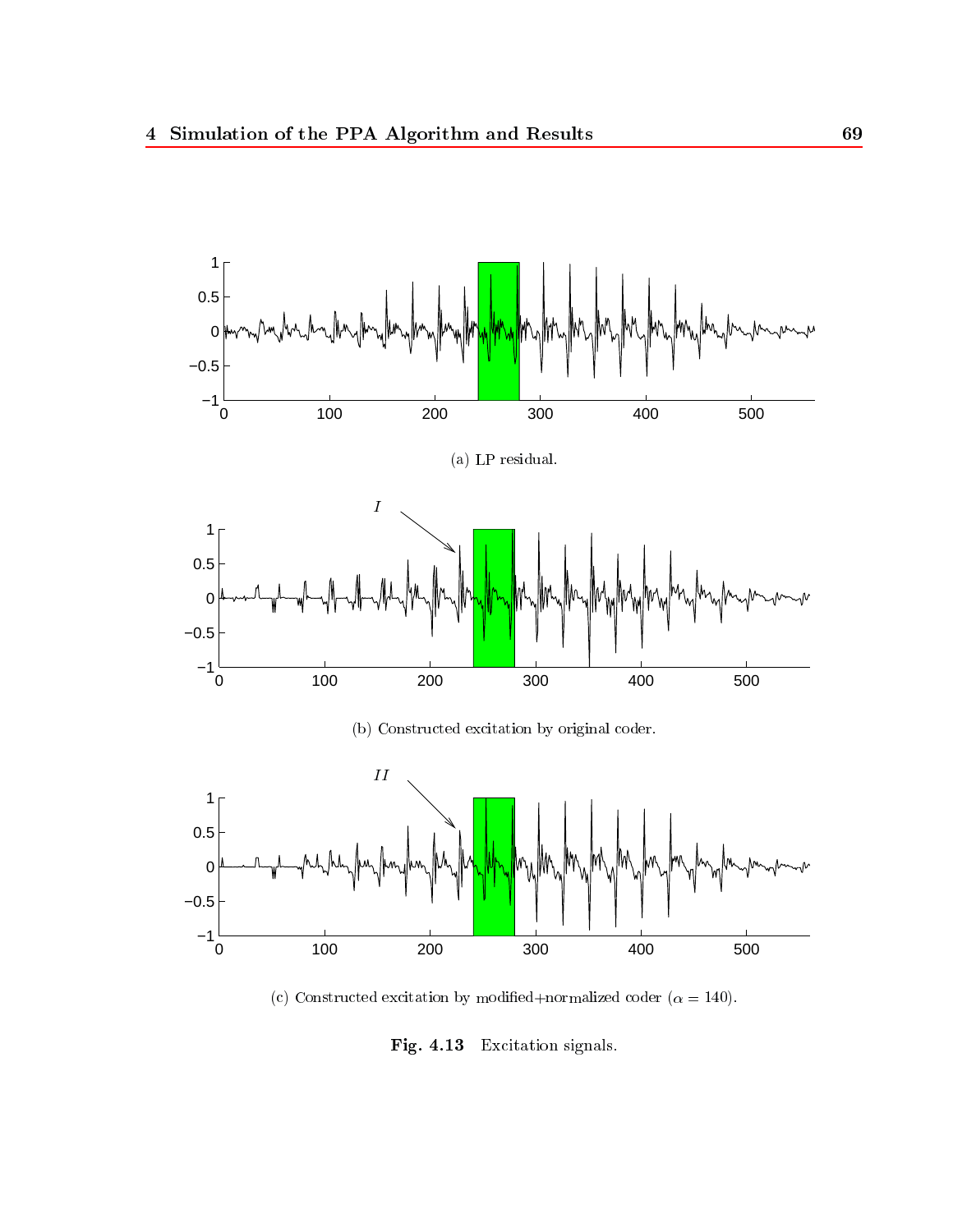(a) LP residual.

(b) Constructed excitation by original coder.

(c) Constructed excitation by modified+normalized coder ($\alpha = 140$).

**Fig. 4.13** Excitation signals.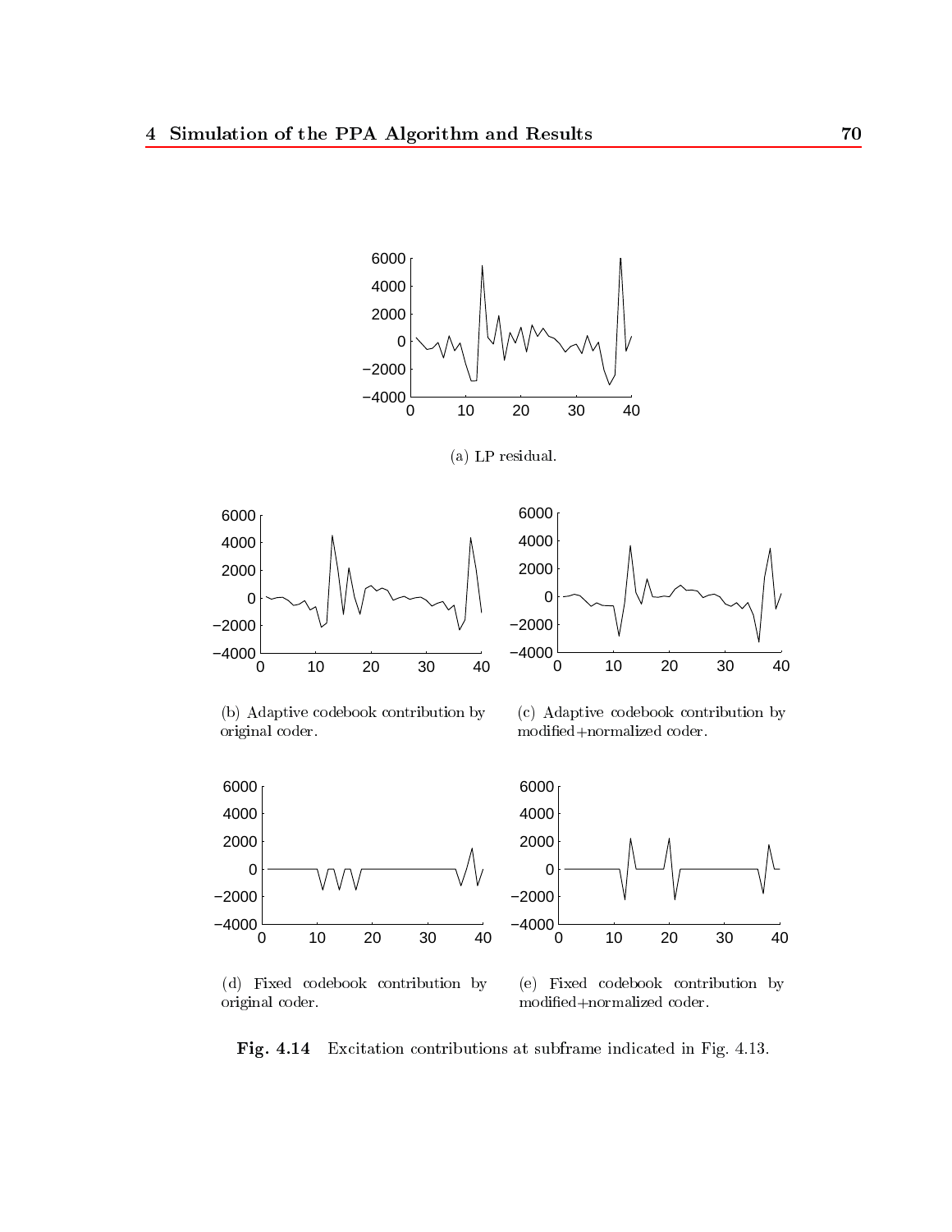(a) LP residual.

(b) Adaptive codebook contribution by original coder.

(c) Adaptive codebook contribution by modified+normalized coder.

(d) Fixed codebook contribution by original coder.

(e) Fixed codebook contribution by modified+normalized coder.

**Fig. 4.14** Excitation contributions at subframe indicated in Fig. 4.13.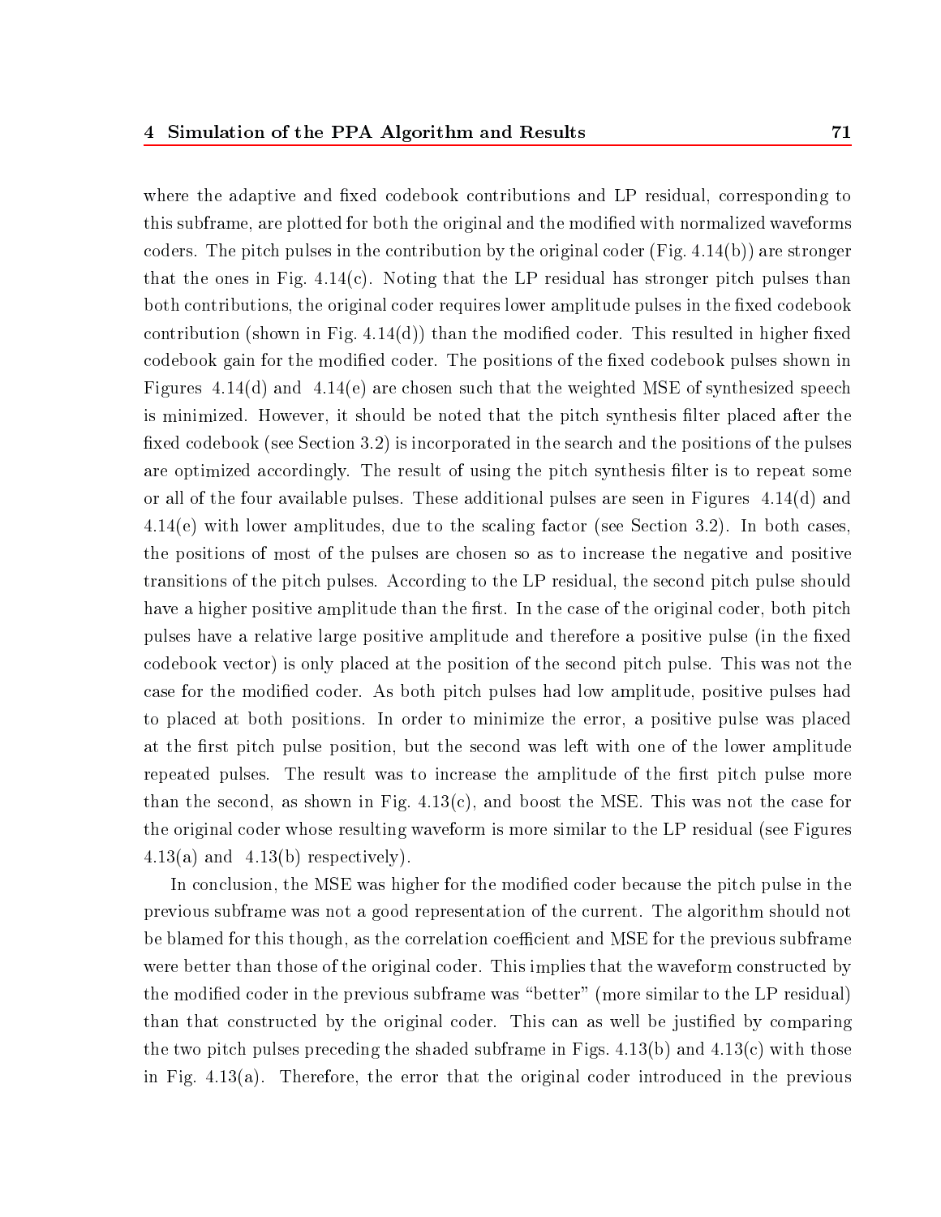where the adaptive and fixed codebook contributions and LP residual, corresponding to this subframe, are plotted for both the original and the modified with normalized waveforms coders. The pitch pulses in the contribution by the original coder (Fig. 4.14(b)) are stronger that the ones in Fig. 4.14(c). Noting that the LP residual has stronger pitch pulses than both contributions, the original coder requires lower amplitude pulses in the fixed codebook contribution (shown in Fig. 4.14(d)) than the modified coder. This resulted in higher fixed codebook gain for the modified coder. The positions of the fixed codebook pulses shown in Figures 4.14(d) and 4.14(e) are chosen such that the weighted MSE of synthesized speech is minimized. However, it should be noted that the pitch synthesis filter placed after the fixed codebook (see Section 3.2) is incorporated in the search and the positions of the pulses are optimized accordingly. The result of using the pitch synthesis filter is to repeat some or all of the four available pulses. These additional pulses are seen in Figures 4.14(d) and 4.14(e) with lower amplitudes, due to the scaling factor (see Section 3.2). In both cases, the positions of most of the pulses are chosen so as to increase the negative and positive transitions of the pitch pulses. According to the LP residual, the second pitch pulse should have a higher positive amplitude than the first. In the case of the original coder, both pitch pulses have a relative large positive amplitude and therefore a positive pulse (in the fixed codebook vector) is only placed at the position of the second pitch pulse. This was not the case for the modified coder. As both pitch pulses had low amplitude, positive pulses had to placed at both positions. In order to minimize the error, a positive pulse was placed at the first pitch pulse position, but the second was left with one of the lower amplitude repeated pulses. The result was to increase the amplitude of the first pitch pulse more than the second, as shown in Fig. 4.13(c), and boost the MSE. This was not the case for the original coder whose resulting waveform is more similar to the LP residual (see Figures 4.13(a) and 4.13(b) respectively).

In conclusion, the MSE was higher for the modified coder because the pitch pulse in the previous subframe was not a good representation of the current. The algorithm should not be blamed for this though, as the correlation coefficient and MSE for the previous subframe were better than those of the original coder. This implies that the waveform constructed by the modified coder in the previous subframe was "better" (more similar to the LP residual) than that constructed by the original coder. This can as well be justified by comparing the two pitch pulses preceding the shaded subframe in Figs. 4.13(b) and 4.13(c) with those in Fig. 4.13(a). Therefore, the error that the original coder introduced in the previous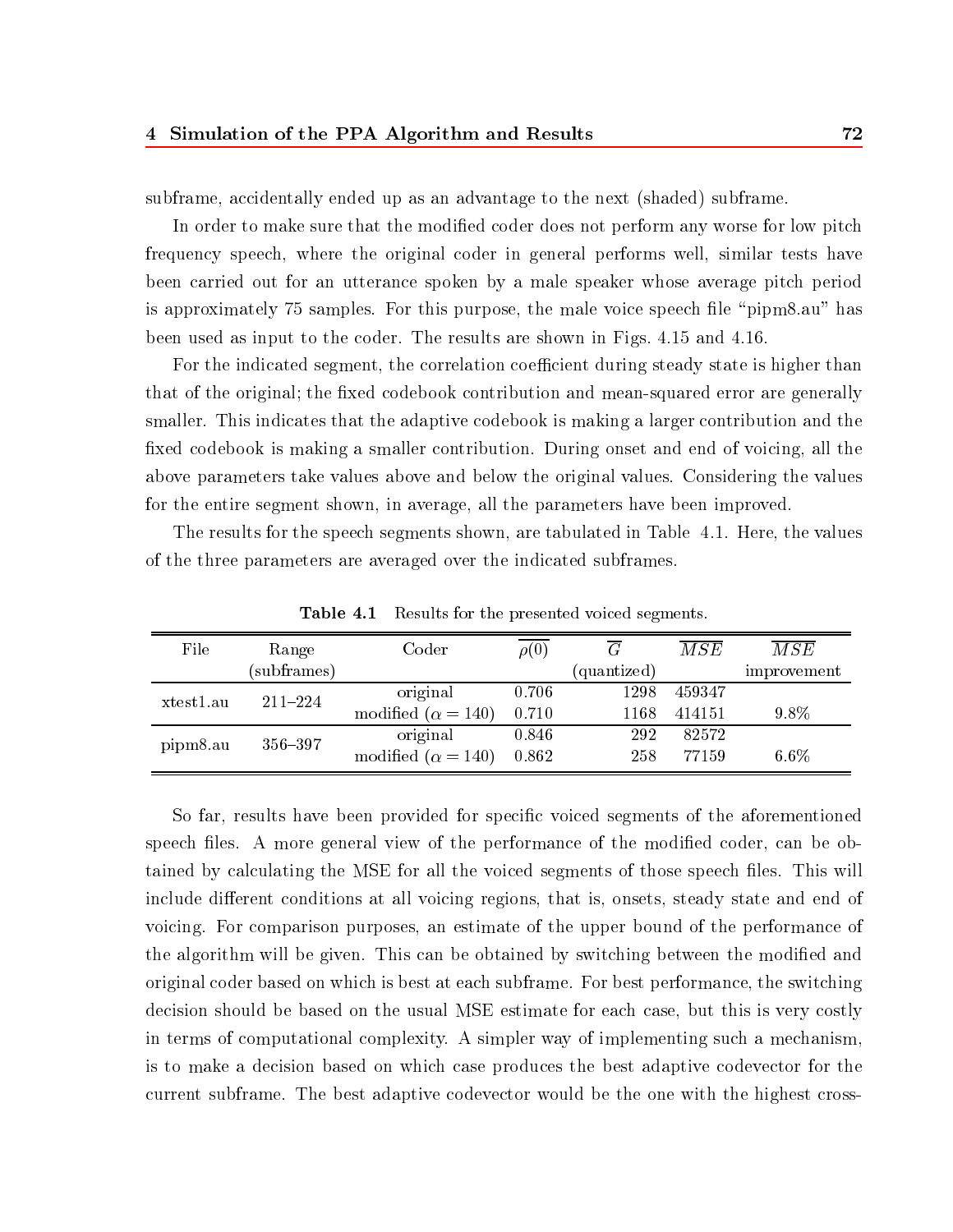subframe, accidentally ended up as an advantage to the next (shaded) subframe.

In order to make sure that the modified coder does not perform any worse for low pitch frequency speech, where the original coder in general performs well, similar tests have been carried out for an utterance spoken by a male speaker whose average pitch period is approximately 75 samples. For this purpose, the male voice speech file "pipm8.au" has been used as input to the coder. The results are shown in Figs. 4.15 and 4.16.

For the indicated segment, the correlation coefficient during steady state is higher than that of the original; the fixed codebook contribution and mean-squared error are generally smaller. This indicates that the adaptive codebook is making a larger contribution and the fixed codebook is making a smaller contribution. During onset and end of voicing, all the above parameters take values above and below the original values. Considering the values for the entire segment shown, in average, all the parameters have been improved.

The results for the speech segments shown, are tabulated in Table 4.1. Here, the values of the three parameters are averaged over the indicated subframes.

**Table 4.1** Results for the presented voiced segments.

| File | Range (subframes) | Coder | $\overline{\rho(0)}$ | $\overline{G}$ (quantized) | $\overline{MSE}$ | $\overline{MSE}$ improvement |
|---|---|---|---|---|---|---|
| xtest1.au | 211–224 | original | 0.706 | 1298 | 459347 | |
| | | modified ($\alpha = 140$) | 0.710 | 1168 | 414151 | 9.8% |
| pipm8.au | 356–397 | original | 0.846 | 292 | 82572 | |
| | | modified ($\alpha = 140$) | 0.862 | 258 | 77159 | 6.6% |

So far, results have been provided for specific voiced segments of the aforementioned speech files. A more general view of the performance of the modified coder, can be obtained by calculating the MSE for all the voiced segments of those speech files. This will include different conditions at all voicing regions, that is, onsets, steady state and end of voicing. For comparison purposes, an estimate of the upper bound of the performance of the algorithm will be given. This can be obtained by switching between the modified and original coder based on which is best at each subframe. For best performance, the switching decision should be based on the usual MSE estimate for each case, but this is very costly in terms of computational complexity. A simpler way of implementing such a mechanism, is to make a decision based on which case produces the best adaptive codevector for the current subframe. The best adaptive codevector would be the one with the highest cross-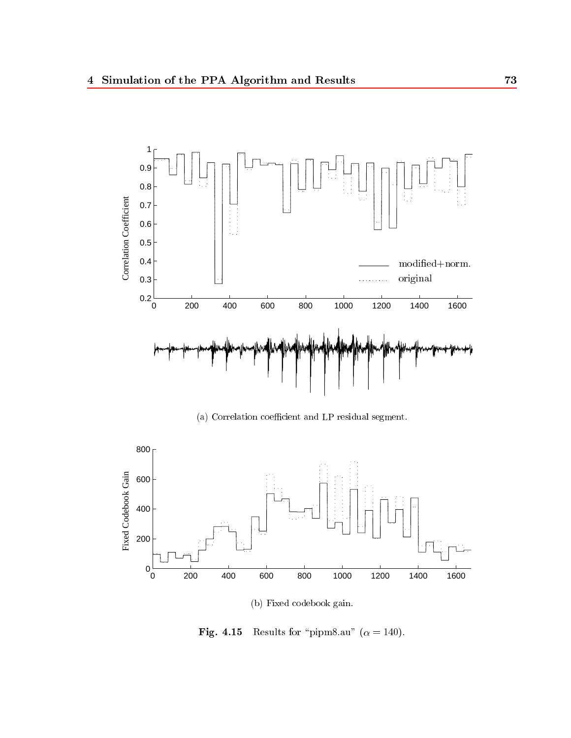(a) Correlation coefficient and LP residual segment.

(b) Fixed codebook gain.

**Fig. 4.15** Results for "pipm8.au" ($\alpha = 140$).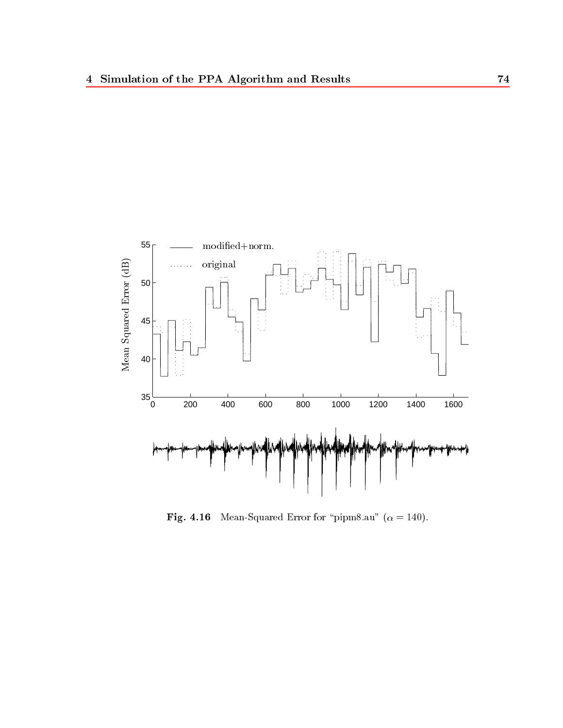Fig. 4.16 Mean-Squared Error for "pipm8.au" ($\alpha = 140$).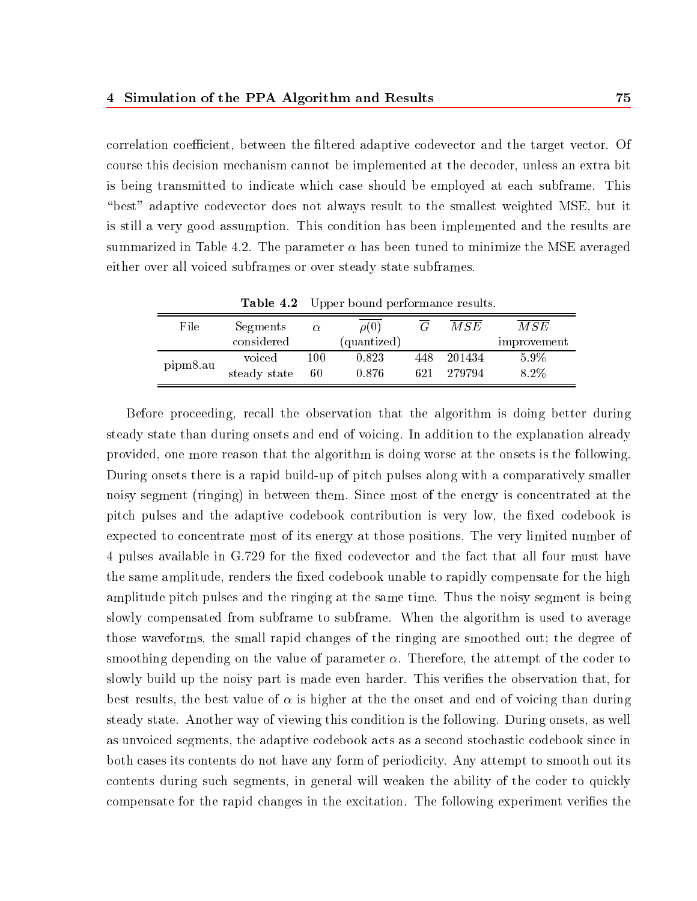correlation coefficient, between the filtered adaptive codevector and the target vector. Of course this decision mechanism cannot be implemented at the decoder, unless an extra bit is being transmitted to indicate which case should be employed at each subframe. This "best" adaptive codevector does not always result to the smallest weighted MSE, but it is still a very good assumption. This condition has been implemented and the results are summarized in Table 4.2. The parameter $\alpha$ has been tuned to minimize the MSE averaged either over all voiced subframes or over steady state subframes.

**Table 4.2** Upper bound performance results.

| File | Segments considered | $\alpha$ | $\overline{\rho(0)}$ (quantized) | $\overline{G}$ | $\overline{MSE}$ | $\overline{MSE}$ improvement |
|---|---|---|---|---|---|---|
| pipm8.au | voiced | 100 | 0.823 | 448 | 201434 | 5.9% |
| | steady state | 60 | 0.876 | 621 | 279794 | 8.2% |

Before proceeding, recall the observation that the algorithm is doing better during steady state than during onsets and end of voicing. In addition to the explanation already provided, one more reason that the algorithm is doing worse at the onsets is the following. During onsets there is a rapid build-up of pitch pulses along with a comparatively smaller noisy segment (ringing) in between them. Since most of the energy is concentrated at the pitch pulses and the adaptive codebook contribution is very low, the fixed codebook is expected to concentrate most of its energy at those positions. The very limited number of 4 pulses available in G.729 for the fixed codevector and the fact that all four must have the same amplitude, renders the fixed codebook unable to rapidly compensate for the high amplitude pitch pulses and the ringing at the same time. Thus the noisy segment is being slowly compensated from subframe to subframe. When the algorithm is used to average those waveforms, the small rapid changes of the ringing are smoothed out; the degree of smoothing depending on the value of parameter $\alpha$. Therefore, the attempt of the coder to slowly build up the noisy part is made even harder. This verifies the observation that, for best results, the best value of $\alpha$ is higher at the the onset and end of voicing than during steady state. Another way of viewing this condition is the following. During onsets, as well as unvoiced segments, the adaptive codebook acts as a second stochastic codebook since in both cases its contents do not have any form of periodicity. Any attempt to smooth out its contents during such segments, in general will weaken the ability of the coder to quickly compensate for the rapid changes in the excitation. The following experiment verifies the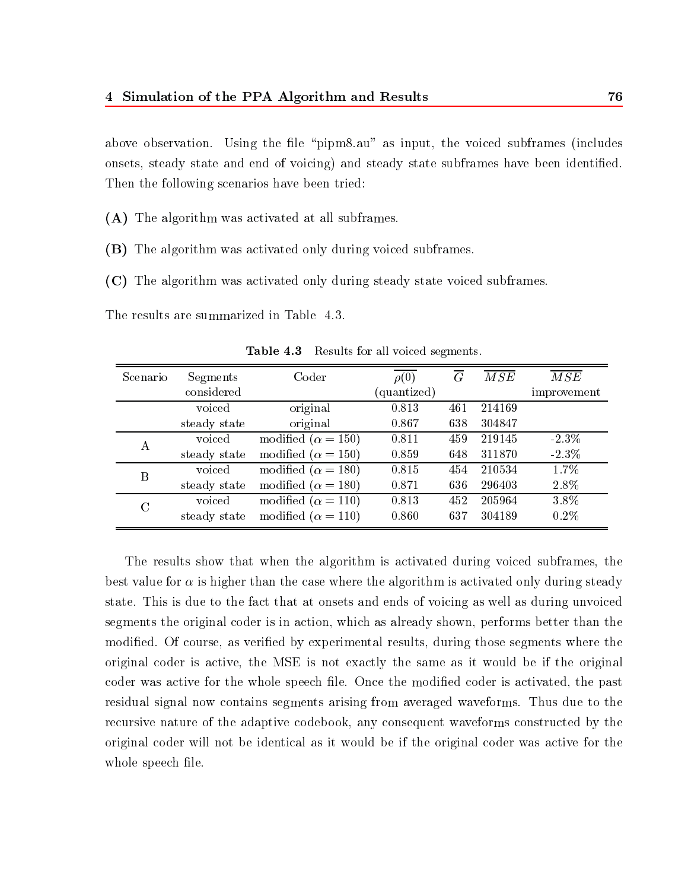above observation. Using the file "pipm8.au" as input, the voiced subframes (includes onsets, steady state and end of voicing) and steady state subframes have been identified. Then the following scenarios have been tried:

**(A)** The algorithm was activated at all subframes.

**(B)** The algorithm was activated only during voiced subframes.

**(C)** The algorithm was activated only during steady state voiced subframes.

The results are summarized in Table 4.3.

**Table 4.3** Results for all voiced segments.

| Scenario | Segments considered | Coder | $\overline{\rho(0)}$ (quantized) | $\overline{G}$ | $\overline{MSE}$ | $\overline{MSE}$ improvement |
|---|---|---|---|---|---|---|
| | voiced | original | 0.813 | 461 | 214169 | |
| | steady state | original | 0.867 | 638 | 304847 | |
| A | voiced | modified ($\alpha = 150$) | 0.811 | 459 | 219145 | -2.3% |
| | steady state | modified ($\alpha = 150$) | 0.859 | 648 | 311870 | -2.3% |
| B | voiced | modified ($\alpha = 180$) | 0.815 | 454 | 210534 | 1.7% |
| | steady state | modified ($\alpha = 180$) | 0.871 | 636 | 296403 | 2.8% |
| C | voiced | modified ($\alpha = 110$) | 0.813 | 452 | 205964 | 3.8% |
| | steady state | modified ($\alpha = 110$) | 0.860 | 637 | 304189 | 0.2% |

The results show that when the algorithm is activated during voiced subframes, the best value for $\alpha$ is higher than the case where the algorithm is activated only during steady state. This is due to the fact that at onsets and ends of voicing as well as during unvoiced segments the original coder is in action, which as already shown, performs better than the modified. Of course, as verified by experimental results, during those segments where the original coder is active, the MSE is not exactly the same as it would be if the original coder was active for the whole speech file. Once the modified coder is activated, the past residual signal now contains segments arising from averaged waveforms. Thus due to the recursive nature of the adaptive codebook, any consequent waveforms constructed by the original coder will not be identical as it would be if the original coder was active for the whole speech file.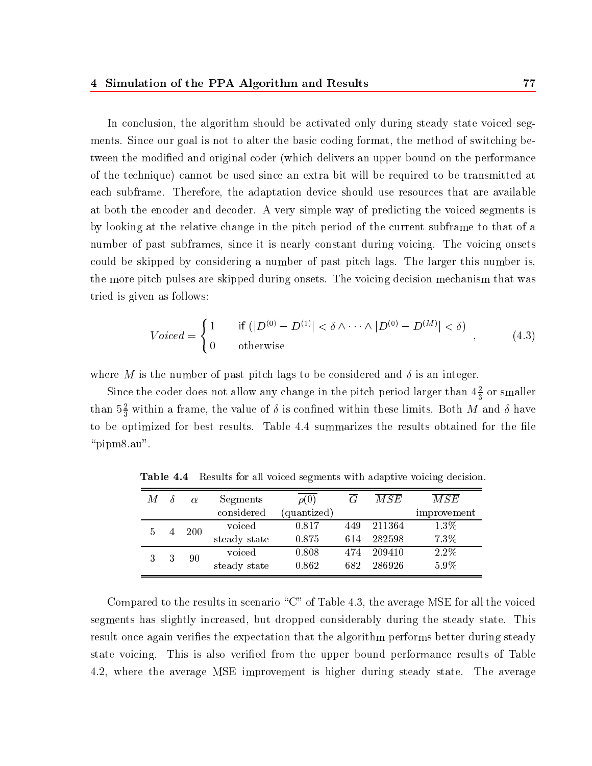In conclusion, the algorithm should be activated only during steady state voiced segments. Since our goal is not to alter the basic coding format, the method of switching between the modified and original coder (which delivers an upper bound on the performance of the technique) cannot be used since an extra bit will be required to be transmitted at each subframe. Therefore, the adaptation device should use resources that are available at both the encoder and decoder. A very simple way of predicting the voiced segments is by looking at the relative change in the pitch period of the current subframe to that of a number of past subframes, since it is nearly constant during voicing. The voicing onsets could be skipped by considering a number of past pitch lags. The larger this number is, the more pitch pulses are skipped during onsets. The voicing decision mechanism that was tried is given as follows:

$$Voiced = \begin{cases} 1 & \text{if } (|D^{(0)} - D^{(1)}| < \delta \wedge \cdots \wedge |D^{(0)} - D^{(M)}| < \delta) \\ 0 & \text{otherwise} \end{cases} , \tag{4.3}$$

where $M$ is the number of past pitch lags to be considered and $\delta$ is an integer.

Since the coder does not allow any change in the pitch period larger than $4\frac{2}{3}$ or smaller than $5\frac{2}{3}$ within a frame, the value of $\delta$ is confined within these limits. Both $M$ and $\delta$ have to be optimized for best results. Table 4.4 summarizes the results obtained for the file "pipm8.au".

**Table 4.4** Results for all voiced segments with adaptive voicing decision.

| $M$ | $\delta$ | $\alpha$ | Segments considered | $\overline{\rho(0)}$ (quantized) | $\overline{G}$ | $\overline{MSE}$ | $\overline{MSE}$ improvement |
|---|---|---|---|---|---|---|---|
| 5 | 4 | 200 | voiced | 0.817 | 449 | 211364 | 1.3% |
| | | | steady state | 0.875 | 614 | 282598 | 7.3% |
| 3 | 3 | 90 | voiced | 0.808 | 474 | 209410 | 2.2% |
| | | | steady state | 0.862 | 682 | 286926 | 5.9% |

Compared to the results in scenario "C" of Table 4.3, the average MSE for all the voiced segments has slightly increased, but dropped considerably during the steady state. This result once again verifies the expectation that the algorithm performs better during steady state voicing. This is also verified from the upper bound performance results of Table 4.2, where the average MSE improvement is higher during steady state. The average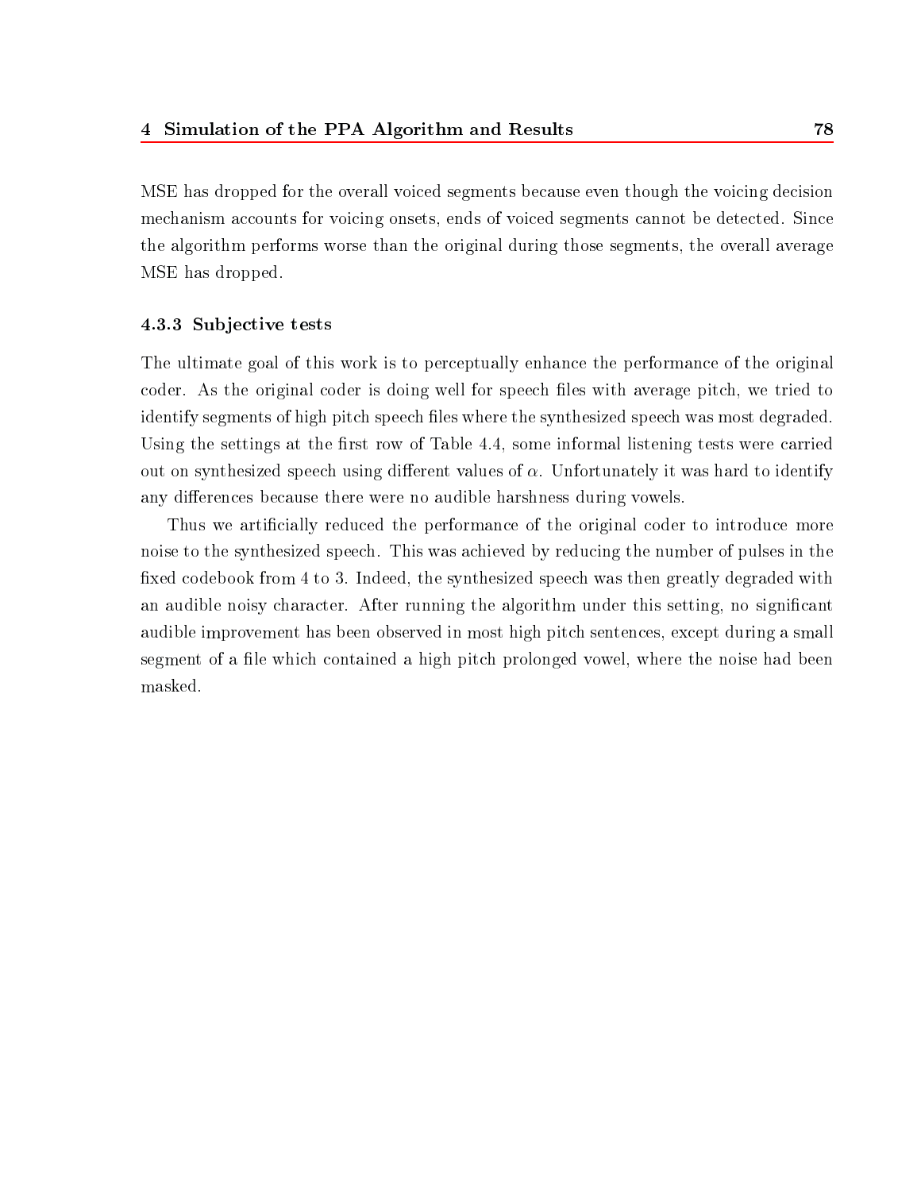MSE has dropped for the overall voiced segments because even though the voicing decision mechanism accounts for voicing onsets, ends of voiced segments cannot be detected. Since the algorithm performs worse than the original during those segments, the overall average MSE has dropped.

### 4.3.3 Subjective tests

The ultimate goal of this work is to perceptually enhance the performance of the original coder. As the original coder is doing well for speech files with average pitch, we tried to identify segments of high pitch speech files where the synthesized speech was most degraded. Using the settings at the first row of Table 4.4, some informal listening tests were carried out on synthesized speech using different values of $\alpha$. Unfortunately it was hard to identify any differences because there were no audible harshness during vowels.

Thus we artificially reduced the performance of the original coder to introduce more noise to the synthesized speech. This was achieved by reducing the number of pulses in the fixed codebook from 4 to 3. Indeed, the synthesized speech was then greatly degraded with an audible noisy character. After running the algorithm under this setting, no significant audible improvement has been observed in most high pitch sentences, except during a small segment of a file which contained a high pitch prolonged vowel, where the noise had been masked.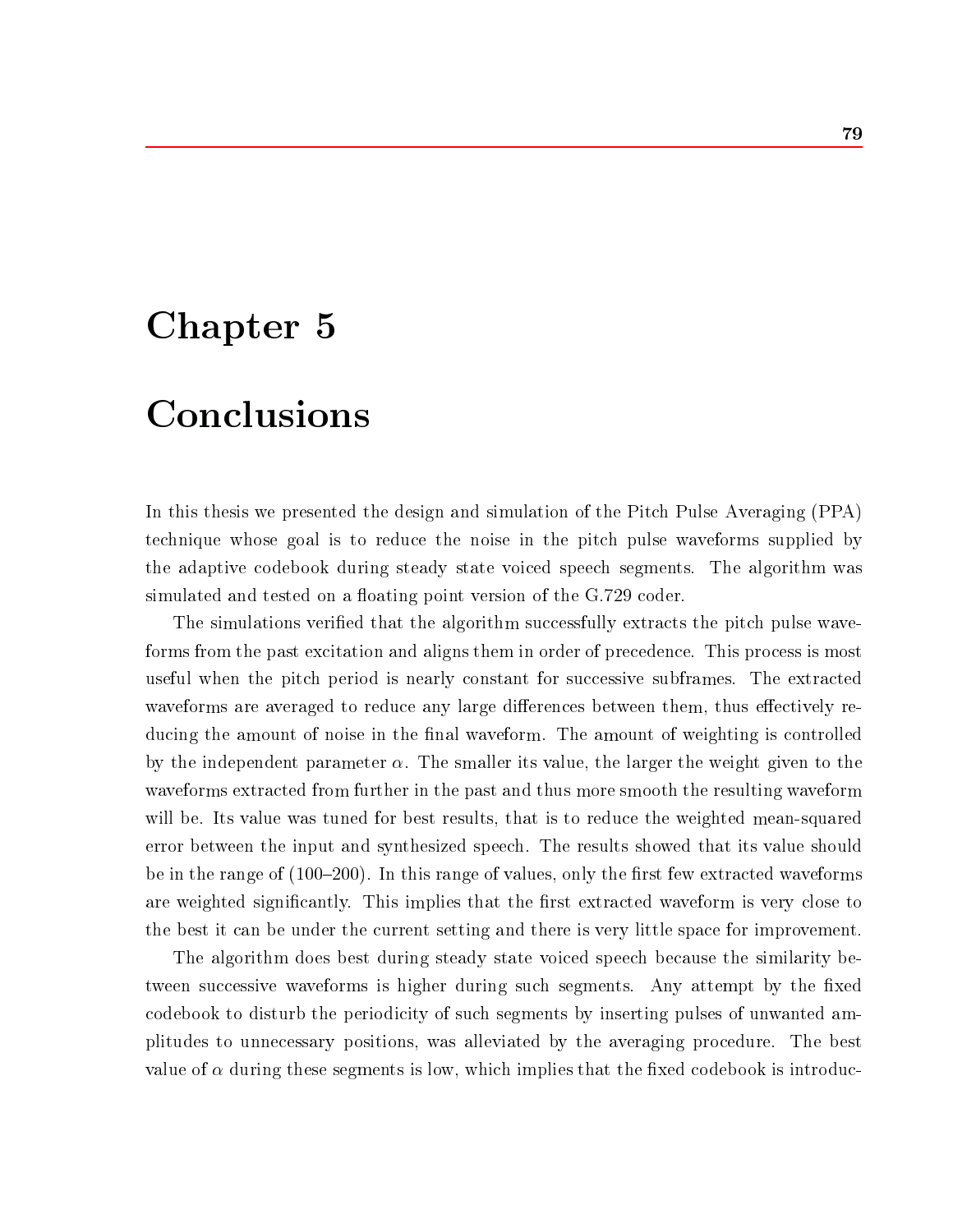# Chapter 5

# Conclusions

In this thesis we presented the design and simulation of the Pitch Pulse Averaging (PPA) technique whose goal is to reduce the noise in the pitch pulse waveforms supplied by the adaptive codebook during steady state voiced speech segments. The algorithm was simulated and tested on a floating point version of the G.729 coder.

The simulations verified that the algorithm successfully extracts the pitch pulse waveforms from the past excitation and aligns them in order of precedence. This process is most useful when the pitch period is nearly constant for successive subframes. The extracted waveforms are averaged to reduce any large differences between them, thus effectively reducing the amount of noise in the final waveform. The amount of weighting is controlled by the independent parameter $\alpha$. The smaller its value, the larger the weight given to the waveforms extracted from further in the past and thus more smooth the resulting waveform will be. Its value was tuned for best results, that is to reduce the weighted mean-squared error between the input and synthesized speech. The results showed that its value should be in the range of (100–200). In this range of values, only the first few extracted waveforms are weighted significantly. This implies that the first extracted waveform is very close to the best it can be under the current setting and there is very little space for improvement.

The algorithm does best during steady state voiced speech because the similarity between successive waveforms is higher during such segments. Any attempt by the fixed codebook to disturb the periodicity of such segments by inserting pulses of unwanted amplitudes to unnecessary positions, was alleviated by the averaging procedure. The best value of $\alpha$ during these segments is low, which implies that the fixed codebook is introduc-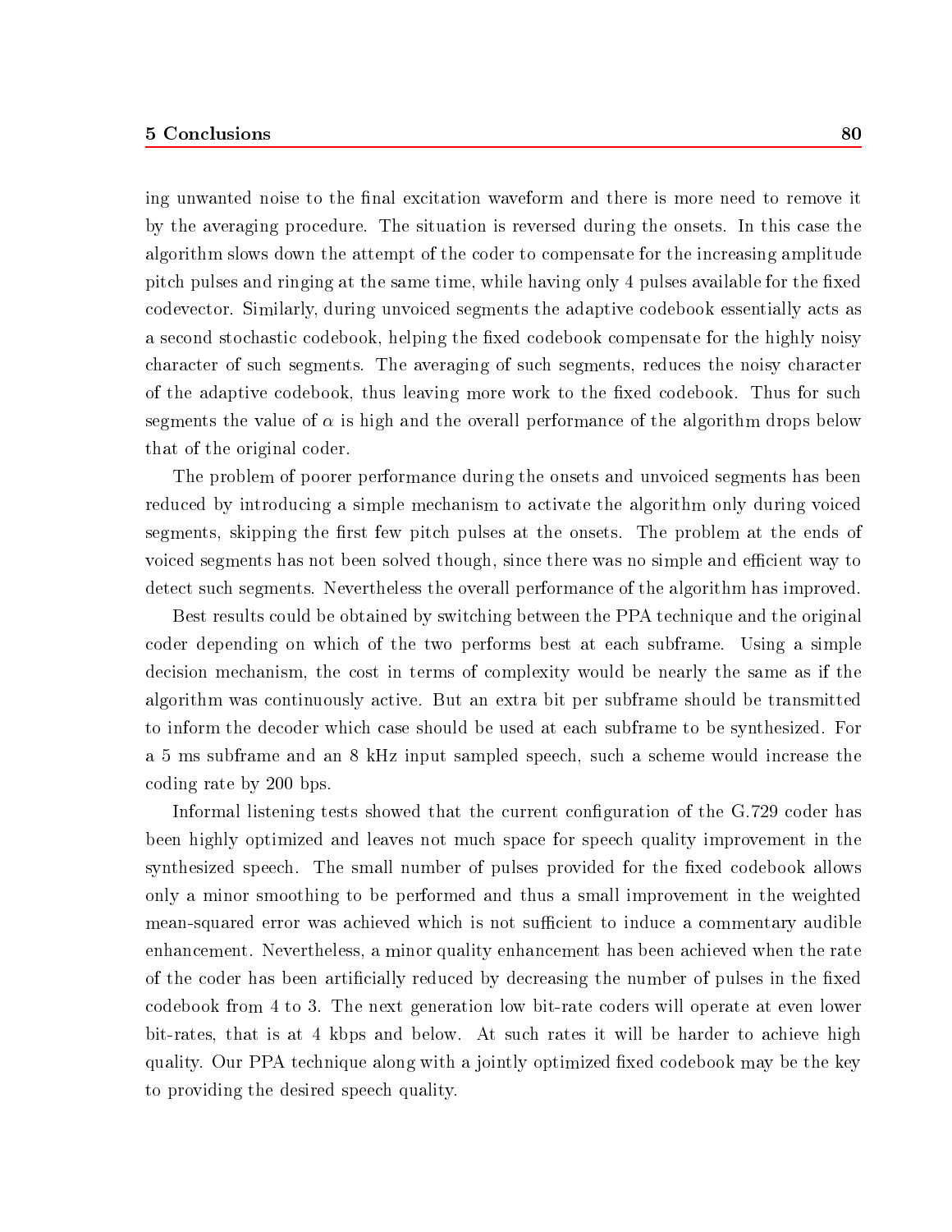ing unwanted noise to the final excitation waveform and there is more need to remove it by the averaging procedure. The situation is reversed during the onsets. In this case the algorithm slows down the attempt of the coder to compensate for the increasing amplitude pitch pulses and ringing at the same time, while having only 4 pulses available for the fixed codevector. Similarly, during unvoiced segments the adaptive codebook essentially acts as a second stochastic codebook, helping the fixed codebook compensate for the highly noisy character of such segments. The averaging of such segments, reduces the noisy character of the adaptive codebook, thus leaving more work to the fixed codebook. Thus for such segments the value of $\alpha$ is high and the overall performance of the algorithm drops below that of the original coder.

The problem of poorer performance during the onsets and unvoiced segments has been reduced by introducing a simple mechanism to activate the algorithm only during voiced segments, skipping the first few pitch pulses at the onsets. The problem at the ends of voiced segments has not been solved though, since there was no simple and efficient way to detect such segments. Nevertheless the overall performance of the algorithm has improved.

Best results could be obtained by switching between the PPA technique and the original coder depending on which of the two performs best at each subframe. Using a simple decision mechanism, the cost in terms of complexity would be nearly the same as if the algorithm was continuously active. But an extra bit per subframe should be transmitted to inform the decoder which case should be used at each subframe to be synthesized. For a 5 ms subframe and an 8 kHz input sampled speech, such a scheme would increase the coding rate by 200 bps.

Informal listening tests showed that the current configuration of the G.729 coder has been highly optimized and leaves not much space for speech quality improvement in the synthesized speech. The small number of pulses provided for the fixed codebook allows only a minor smoothing to be performed and thus a small improvement in the weighted mean-squared error was achieved which is not sufficient to induce a commentary audible enhancement. Nevertheless, a minor quality enhancement has been achieved when the rate of the coder has been artificially reduced by decreasing the number of pulses in the fixed codebook from 4 to 3. The next generation low bit-rate coders will operate at even lower bit-rates, that is at 4 kbps and below. At such rates it will be harder to achieve high quality. Our PPA technique along with a jointly optimized fixed codebook may be the key to providing the desired speech quality.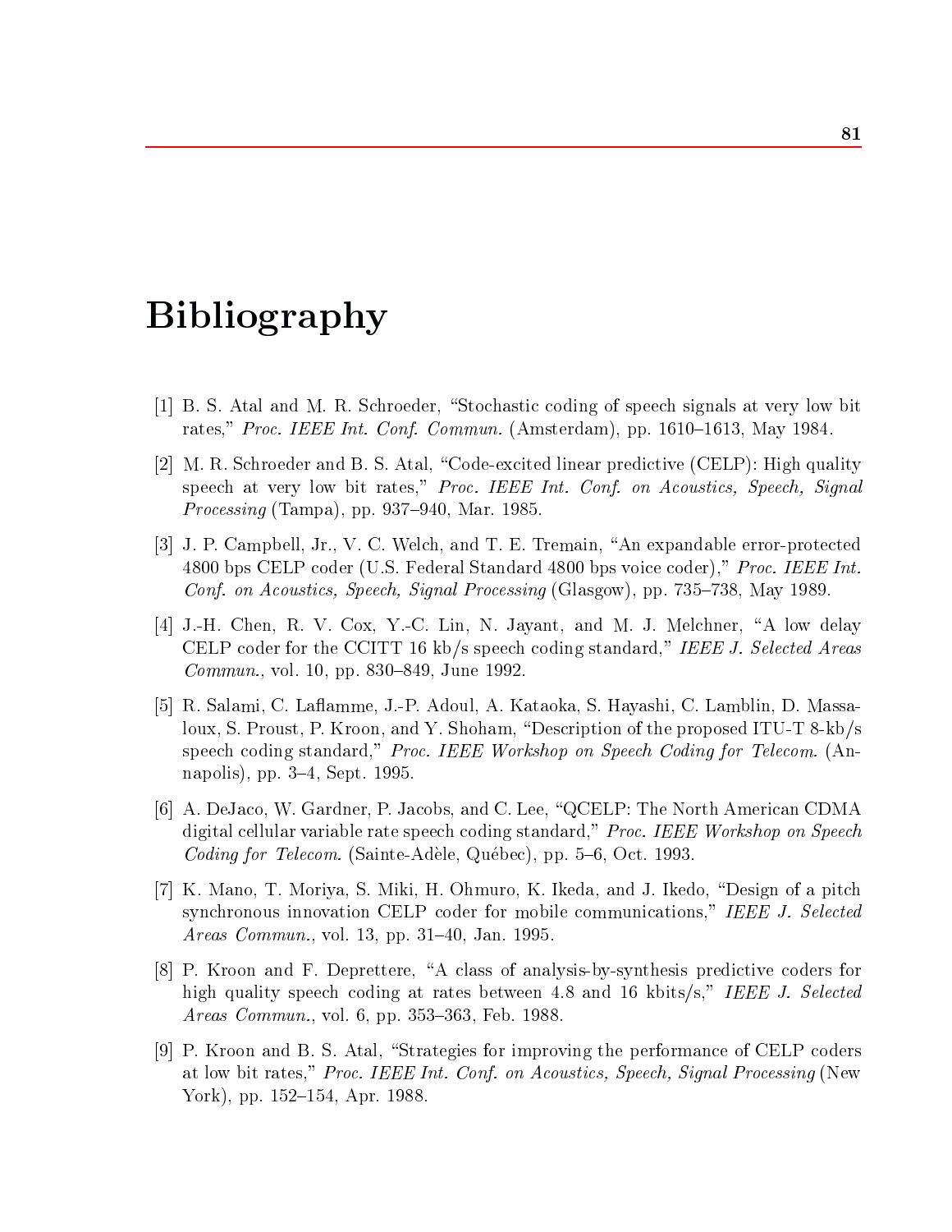# Bibliography

[1] B. S. Atal and M. R. Schroeder, "Stochastic coding of speech signals at very low bit rates," *Proc. IEEE Int. Conf. Commun.* (Amsterdam), pp. 1610–1613, May 1984.

[2] M. R. Schroeder and B. S. Atal, "Code-excited linear predictive (CELP): High quality speech at very low bit rates," *Proc. IEEE Int. Conf. on Acoustics, Speech, Signal Processing* (Tampa), pp. 937–940, Mar. 1985.

[3] J. P. Campbell, Jr., V. C. Welch, and T. E. Tremain, "An expandable error-protected 4800 bps CELP coder (U.S. Federal Standard 4800 bps voice coder)," *Proc. IEEE Int. Conf. on Acoustics, Speech, Signal Processing* (Glasgow), pp. 735–738, May 1989.

[4] J.-H. Chen, R. V. Cox, Y.-C. Lin, N. Jayant, and M. J. Melchner, "A low delay CELP coder for the CCITT 16 kb/s speech coding standard," *IEEE J. Selected Areas Commun.*, vol. 10, pp. 830–849, June 1992.

[5] R. Salami, C. Laflamme, J.-P. Adoul, A. Kataoka, S. Hayashi, C. Lamblin, D. Massaloux, S. Proust, P. Kroon, and Y. Shoham, "Description of the proposed ITU-T 8-kb/s speech coding standard," *Proc. IEEE Workshop on Speech Coding for Telecom.* (Annapolis), pp. 3–4, Sept. 1995.

[6] A. DeJaco, W. Gardner, P. Jacobs, and C. Lee, "QCELP: The North American CDMA digital cellular variable rate speech coding standard," *Proc. IEEE Workshop on Speech Coding for Telecom.* (Sainte-Adèle, Québec), pp. 5–6, Oct. 1993.

[7] K. Mano, T. Moriya, S. Miki, H. Ohmuro, K. Ikeda, and J. Ikedo, "Design of a pitch synchronous innovation CELP coder for mobile communications," *IEEE J. Selected Areas Commun.*, vol. 13, pp. 31–40, Jan. 1995.

[8] P. Kroon and F. Deprettere, "A class of analysis-by-synthesis predictive coders for high quality speech coding at rates between 4.8 and 16 kbits/s," *IEEE J. Selected Areas Commun.*, vol. 6, pp. 353–363, Feb. 1988.

[9] P. Kroon and B. S. Atal, "Strategies for improving the performance of CELP coders at low bit rates," *Proc. IEEE Int. Conf. on Acoustics, Speech, Signal Processing* (New York), pp. 152–154, Apr. 1988.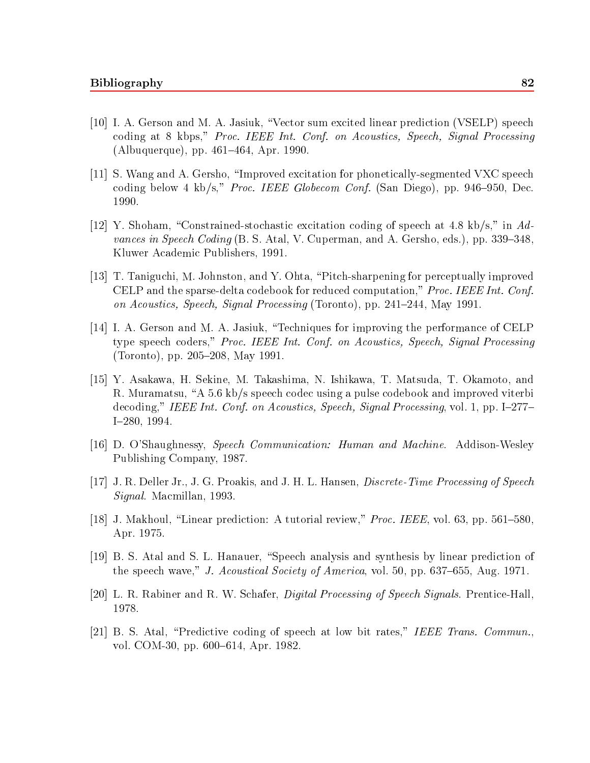[10] I. A. Gerson and M. A. Jasiuk, "Vector sum excited linear prediction (VSELP) speech coding at 8 kbps," *Proc. IEEE Int. Conf. on Acoustics, Speech, Signal Processing* (Albuquerque), pp. 461–464, Apr. 1990.

[11] S. Wang and A. Gersho, "Improved excitation for phonetically-segmented VXC speech coding below 4 kb/s," *Proc. IEEE Globecom Conf.* (San Diego), pp. 946–950, Dec. 1990.

[12] Y. Shoham, "Constrained-stochastic excitation coding of speech at 4.8 kb/s," in *Advances in Speech Coding* (B. S. Atal, V. Cuperman, and A. Gersho, eds.), pp. 339–348, Kluwer Academic Publishers, 1991.

[13] T. Taniguchi, M. Johnston, and Y. Ohta, "Pitch-sharpening for perceptually improved CELP and the sparse-delta codebook for reduced computation," *Proc. IEEE Int. Conf. on Acoustics, Speech, Signal Processing* (Toronto), pp. 241–244, May 1991.

[14] I. A. Gerson and M. A. Jasiuk, "Techniques for improving the performance of CELP type speech coders," *Proc. IEEE Int. Conf. on Acoustics, Speech, Signal Processing* (Toronto), pp. 205–208, May 1991.

[15] Y. Asakawa, H. Sekine, M. Takashima, N. Ishikawa, T. Matsuda, T. Okamoto, and R. Muramatsu, "A 5.6 kb/s speech codec using a pulse codebook and improved viterbi decoding," *IEEE Int. Conf. on Acoustics, Speech, Signal Processing*, vol. 1, pp. I–277–I–280, 1994.

[16] D. O'Shaughnessy, *Speech Communication: Human and Machine*. Addison-Wesley Publishing Company, 1987.

[17] J. R. Deller Jr., J. G. Proakis, and J. H. L. Hansen, *Discrete-Time Processing of Speech Signal*. Macmillan, 1993.

[18] J. Makhoul, "Linear prediction: A tutorial review," *Proc. IEEE*, vol. 63, pp. 561–580, Apr. 1975.

[19] B. S. Atal and S. L. Hanauer, "Speech analysis and synthesis by linear prediction of the speech wave," *J. Acoustical Society of America*, vol. 50, pp. 637–655, Aug. 1971.

[20] L. R. Rabiner and R. W. Schafer, *Digital Processing of Speech Signals*. Prentice-Hall, 1978.

[21] B. S. Atal, "Predictive coding of speech at low bit rates," *IEEE Trans. Commun.*, vol. COM-30, pp. 600–614, Apr. 1982.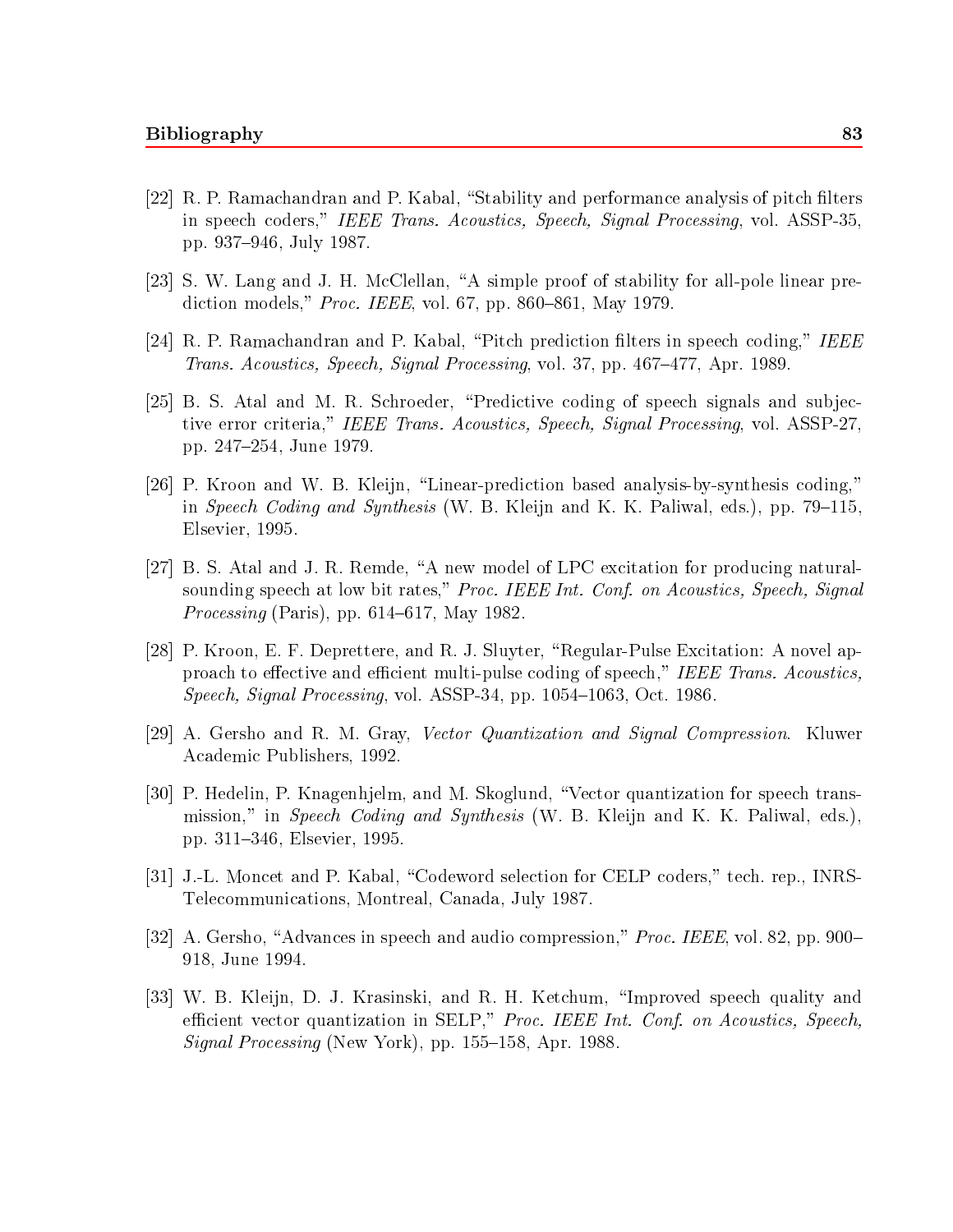[22] R. P. Ramachandran and P. Kabal, "Stability and performance analysis of pitch filters in speech coders," *IEEE Trans. Acoustics, Speech, Signal Processing*, vol. ASSP-35, pp. 937–946, July 1987.

[23] S. W. Lang and J. H. McClellan, "A simple proof of stability for all-pole linear prediction models," *Proc. IEEE*, vol. 67, pp. 860–861, May 1979.

[24] R. P. Ramachandran and P. Kabal, "Pitch prediction filters in speech coding," *IEEE Trans. Acoustics, Speech, Signal Processing*, vol. 37, pp. 467–477, Apr. 1989.

[25] B. S. Atal and M. R. Schroeder, "Predictive coding of speech signals and subjective error criteria," *IEEE Trans. Acoustics, Speech, Signal Processing*, vol. ASSP-27, pp. 247–254, June 1979.

[26] P. Kroon and W. B. Kleijn, "Linear-prediction based analysis-by-synthesis coding," in *Speech Coding and Synthesis* (W. B. Kleijn and K. K. Paliwal, eds.), pp. 79–115, Elsevier, 1995.

[27] B. S. Atal and J. R. Remde, "A new model of LPC excitation for producing natural-sounding speech at low bit rates," *Proc. IEEE Int. Conf. on Acoustics, Speech, Signal Processing* (Paris), pp. 614–617, May 1982.

[28] P. Kroon, E. F. Deprettere, and R. J. Sluyter, "Regular-Pulse Excitation: A novel approach to effective and efficient multi-pulse coding of speech," *IEEE Trans. Acoustics, Speech, Signal Processing*, vol. ASSP-34, pp. 1054–1063, Oct. 1986.

[29] A. Gersho and R. M. Gray, *Vector Quantization and Signal Compression*. Kluwer Academic Publishers, 1992.

[30] P. Hedelin, P. Knagenhjelm, and M. Skoglund, "Vector quantization for speech transmission," in *Speech Coding and Synthesis* (W. B. Kleijn and K. K. Paliwal, eds.), pp. 311–346, Elsevier, 1995.

[31] J.-L. Moncet and P. Kabal, "Codeword selection for CELP coders," tech. rep., INRS-Telecommunications, Montreal, Canada, July 1987.

[32] A. Gersho, "Advances in speech and audio compression," *Proc. IEEE*, vol. 82, pp. 900–918, June 1994.

[33] W. B. Kleijn, D. J. Krasinski, and R. H. Ketchum, "Improved speech quality and efficient vector quantization in SELP," *Proc. IEEE Int. Conf. on Acoustics, Speech, Signal Processing* (New York), pp. 155–158, Apr. 1988.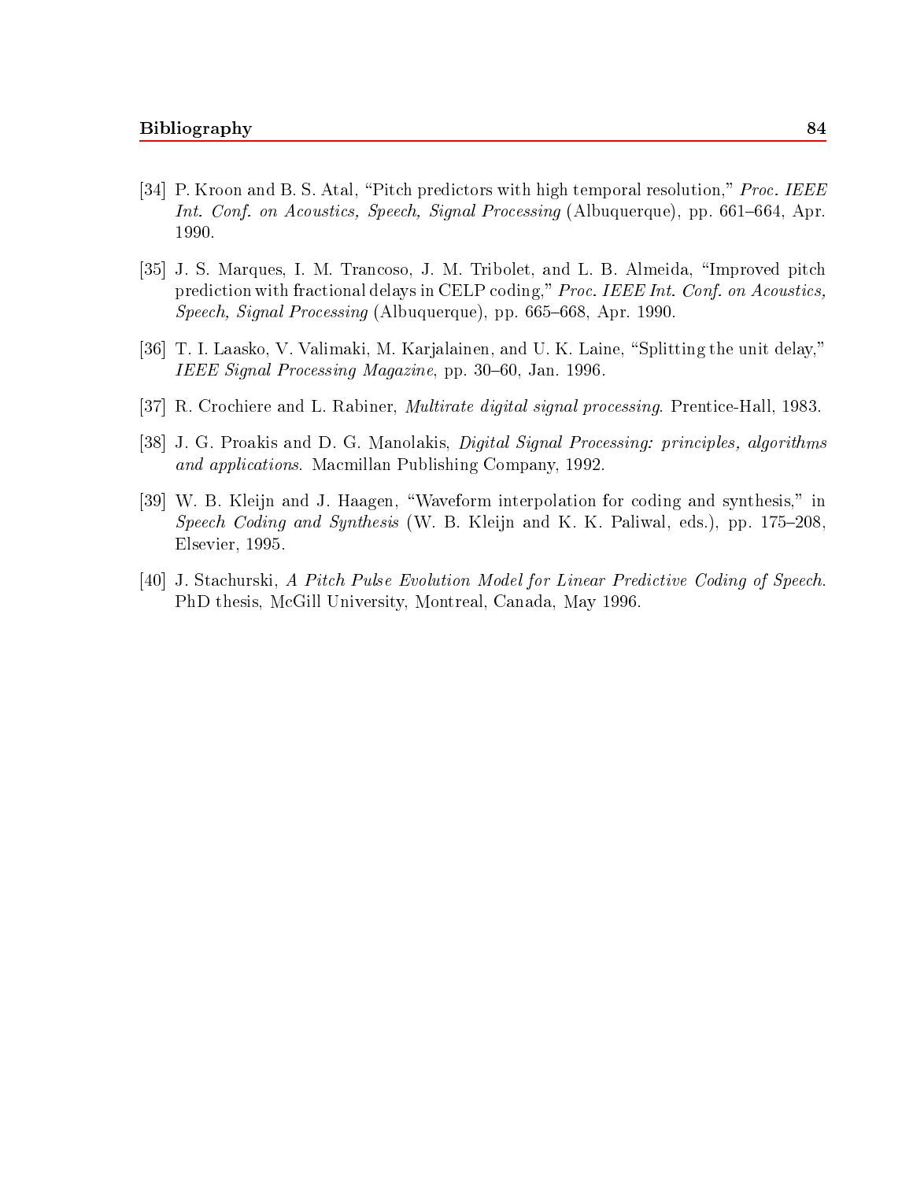[34] P. Kroon and B. S. Atal, "Pitch predictors with high temporal resolution," *Proc. IEEE Int. Conf. on Acoustics, Speech, Signal Processing* (Albuquerque), pp. 661–664, Apr. 1990.

[35] J. S. Marques, I. M. Trancoso, J. M. Tribolet, and L. B. Almeida, "Improved pitch prediction with fractional delays in CELP coding," *Proc. IEEE Int. Conf. on Acoustics, Speech, Signal Processing* (Albuquerque), pp. 665–668, Apr. 1990.

[36] T. I. Laasko, V. Valimaki, M. Karjalainen, and U. K. Laine, "Splitting the unit delay," *IEEE Signal Processing Magazine*, pp. 30–60, Jan. 1996.

[37] R. Crochiere and L. Rabiner, *Multirate digital signal processing*. Prentice-Hall, 1983.

[38] J. G. Proakis and D. G. Manolakis, *Digital Signal Processing: principles, algorithms and applications*. Macmillan Publishing Company, 1992.

[39] W. B. Kleijn and J. Haagen, "Waveform interpolation for coding and synthesis," in *Speech Coding and Synthesis* (W. B. Kleijn and K. K. Paliwal, eds.), pp. 175–208, Elsevier, 1995.

[40] J. Stachurski, *A Pitch Pulse Evolution Model for Linear Predictive Coding of Speech*. PhD thesis, McGill University, Montreal, Canada, May 1996.